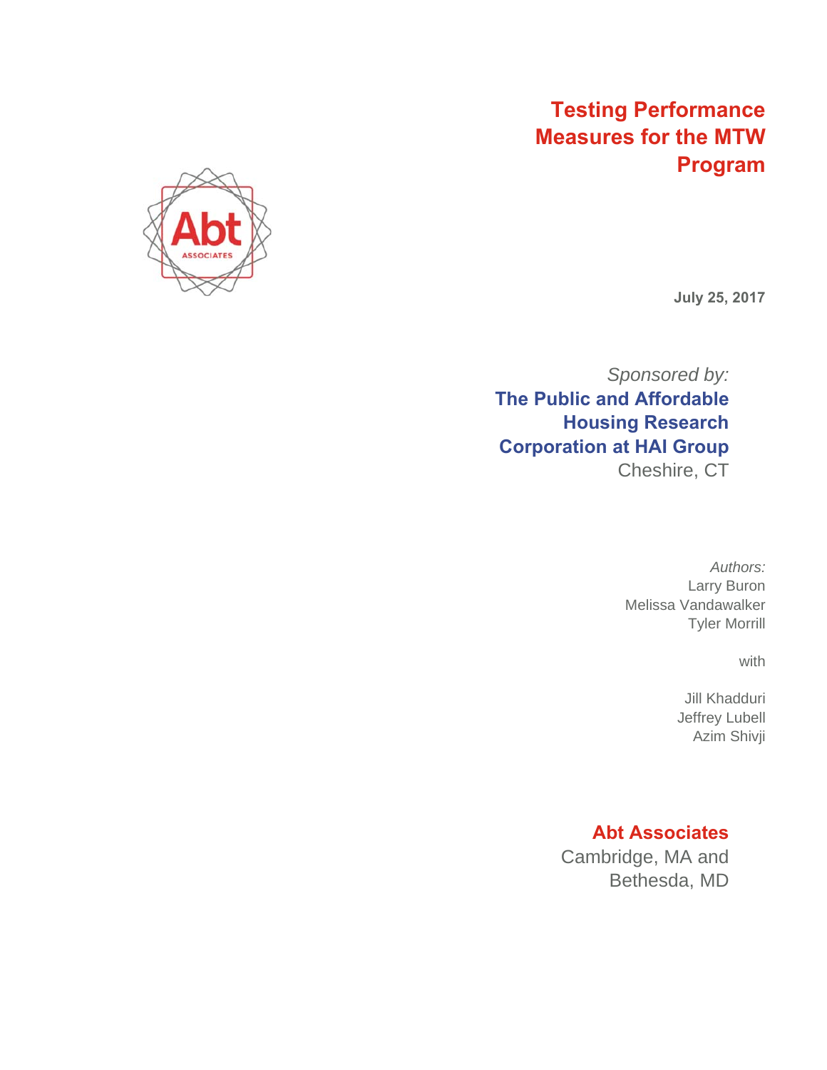# Testing Performance Measures for the MTW Program

**July 25, 2017**

*Sponsored by:*

**The Public and Affordable Housing Research Corporation at HAI Group**

Cheshire, CT

*Authors:*

Larry Buron
Melissa Vandawalker
Tyler Morrill

with

Jill Khadduri
Jeffrey Lubell
Azim Shivji

**Abt Associates**

Cambridge, MA and Bethesda, MD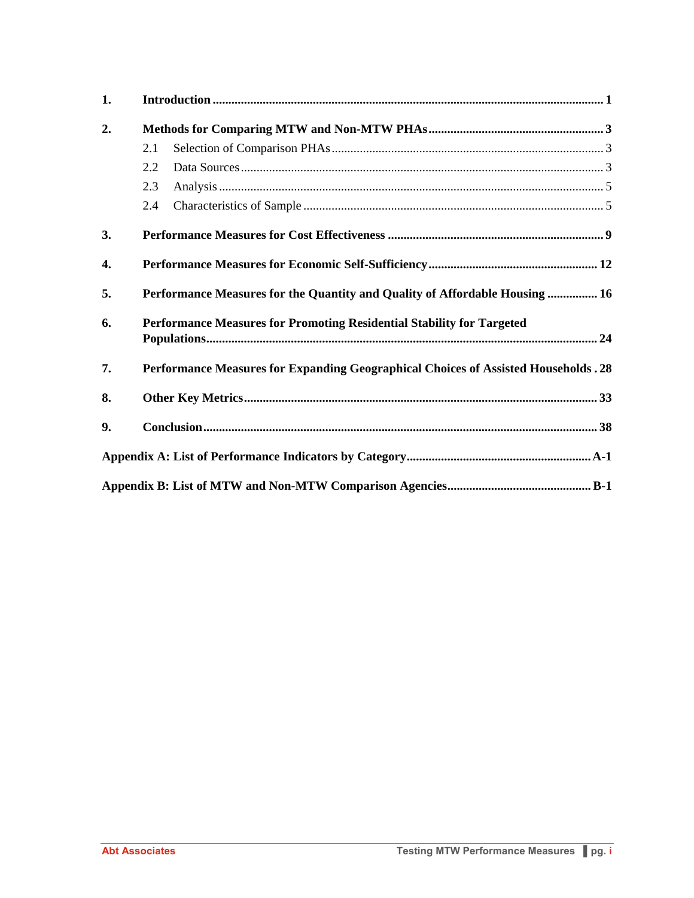| | | |
|---|---|---|
| **1.** | **Introduction** | **1** |
| **2.** | **Methods for Comparing MTW and Non-MTW PHAs** | **3** |
| | 2.1 Selection of Comparison PHAs | 3 |
| | 2.2 Data Sources | 3 |
| | 2.3 Analysis | 5 |
| | 2.4 Characteristics of Sample | 5 |
| **3.** | **Performance Measures for Cost Effectiveness** | **9** |
| **4.** | **Performance Measures for Economic Self-Sufficiency** | **12** |
| **5.** | **Performance Measures for the Quantity and Quality of Affordable Housing** | **16** |
| **6.** | **Performance Measures for Promoting Residential Stability for Targeted Populations** | **24** |
| **7.** | **Performance Measures for Expanding Geographical Choices of Assisted Households** | **28** |
| **8.** | **Other Key Metrics** | **33** |
| **9.** | **Conclusion** | **38** |
| | **Appendix A: List of Performance Indicators by Category** | **A-1** |
| | **Appendix B: List of MTW and Non-MTW Comparison Agencies** | **B-1** |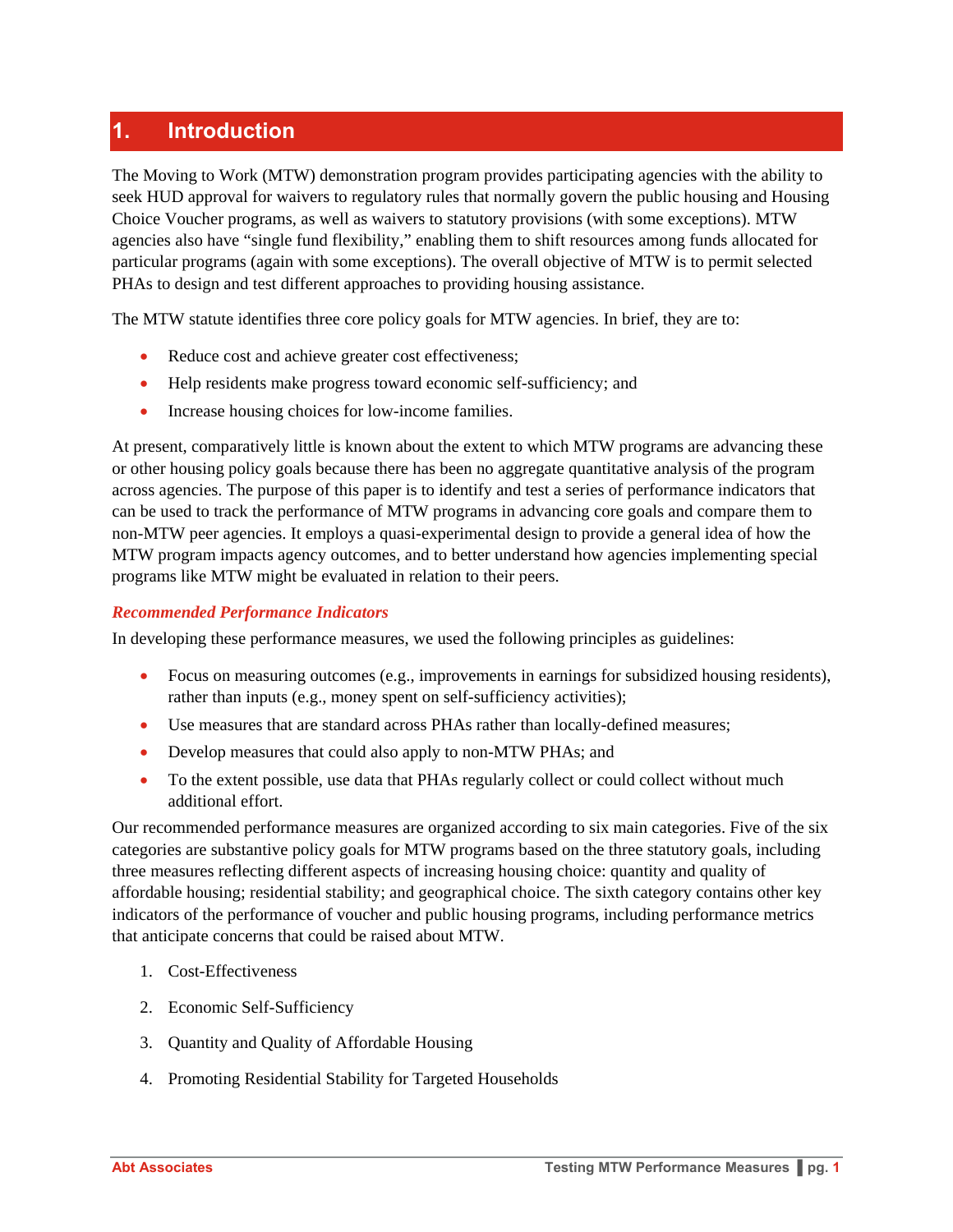# 1. Introduction

The Moving to Work (MTW) demonstration program provides participating agencies with the ability to seek HUD approval for waivers to regulatory rules that normally govern the public housing and Housing Choice Voucher programs, as well as waivers to statutory provisions (with some exceptions). MTW agencies also have "single fund flexibility," enabling them to shift resources among funds allocated for particular programs (again with some exceptions). The overall objective of MTW is to permit selected PHAs to design and test different approaches to providing housing assistance.

The MTW statute identifies three core policy goals for MTW agencies. In brief, they are to:

- Reduce cost and achieve greater cost effectiveness;
- Help residents make progress toward economic self-sufficiency; and
- Increase housing choices for low-income families.

At present, comparatively little is known about the extent to which MTW programs are advancing these or other housing policy goals because there has been no aggregate quantitative analysis of the program across agencies. The purpose of this paper is to identify and test a series of performance indicators that can be used to track the performance of MTW programs in advancing core goals and compare them to non-MTW peer agencies. It employs a quasi-experimental design to provide a general idea of how the MTW program impacts agency outcomes, and to better understand how agencies implementing special programs like MTW might be evaluated in relation to their peers.

### *Recommended Performance Indicators*

In developing these performance measures, we used the following principles as guidelines:

- Focus on measuring outcomes (e.g., improvements in earnings for subsidized housing residents), rather than inputs (e.g., money spent on self-sufficiency activities);
- Use measures that are standard across PHAs rather than locally-defined measures;
- Develop measures that could also apply to non-MTW PHAs; and
- To the extent possible, use data that PHAs regularly collect or could collect without much additional effort.

Our recommended performance measures are organized according to six main categories. Five of the six categories are substantive policy goals for MTW programs based on the three statutory goals, including three measures reflecting different aspects of increasing housing choice: quantity and quality of affordable housing; residential stability; and geographical choice. The sixth category contains other key indicators of the performance of voucher and public housing programs, including performance metrics that anticipate concerns that could be raised about MTW.

1. Cost-Effectiveness
2. Economic Self-Sufficiency
3. Quantity and Quality of Affordable Housing
4. Promoting Residential Stability for Targeted Households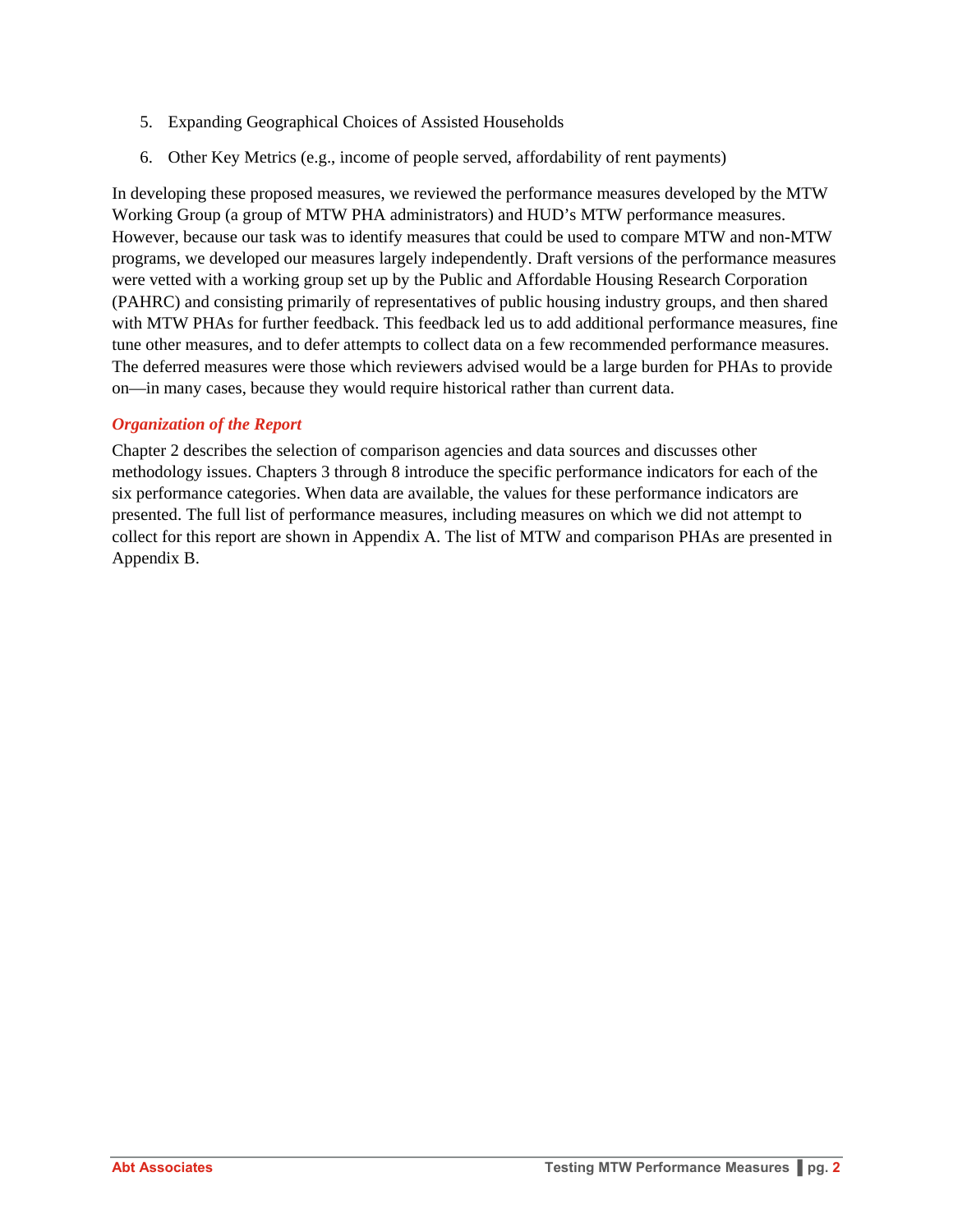5. Expanding Geographical Choices of Assisted Households
6. Other Key Metrics (e.g., income of people served, affordability of rent payments)

In developing these proposed measures, we reviewed the performance measures developed by the MTW Working Group (a group of MTW PHA administrators) and HUD's MTW performance measures. However, because our task was to identify measures that could be used to compare MTW and non-MTW programs, we developed our measures largely independently. Draft versions of the performance measures were vetted with a working group set up by the Public and Affordable Housing Research Corporation (PAHRC) and consisting primarily of representatives of public housing industry groups, and then shared with MTW PHAs for further feedback. This feedback led us to add additional performance measures, fine tune other measures, and to defer attempts to collect data on a few recommended performance measures. The deferred measures were those which reviewers advised would be a large burden for PHAs to provide on—in many cases, because they would require historical rather than current data.

### *Organization of the Report*

Chapter 2 describes the selection of comparison agencies and data sources and discusses other methodology issues. Chapters 3 through 8 introduce the specific performance indicators for each of the six performance categories. When data are available, the values for these performance indicators are presented. The full list of performance measures, including measures on which we did not attempt to collect for this report are shown in Appendix A. The list of MTW and comparison PHAs are presented in Appendix B.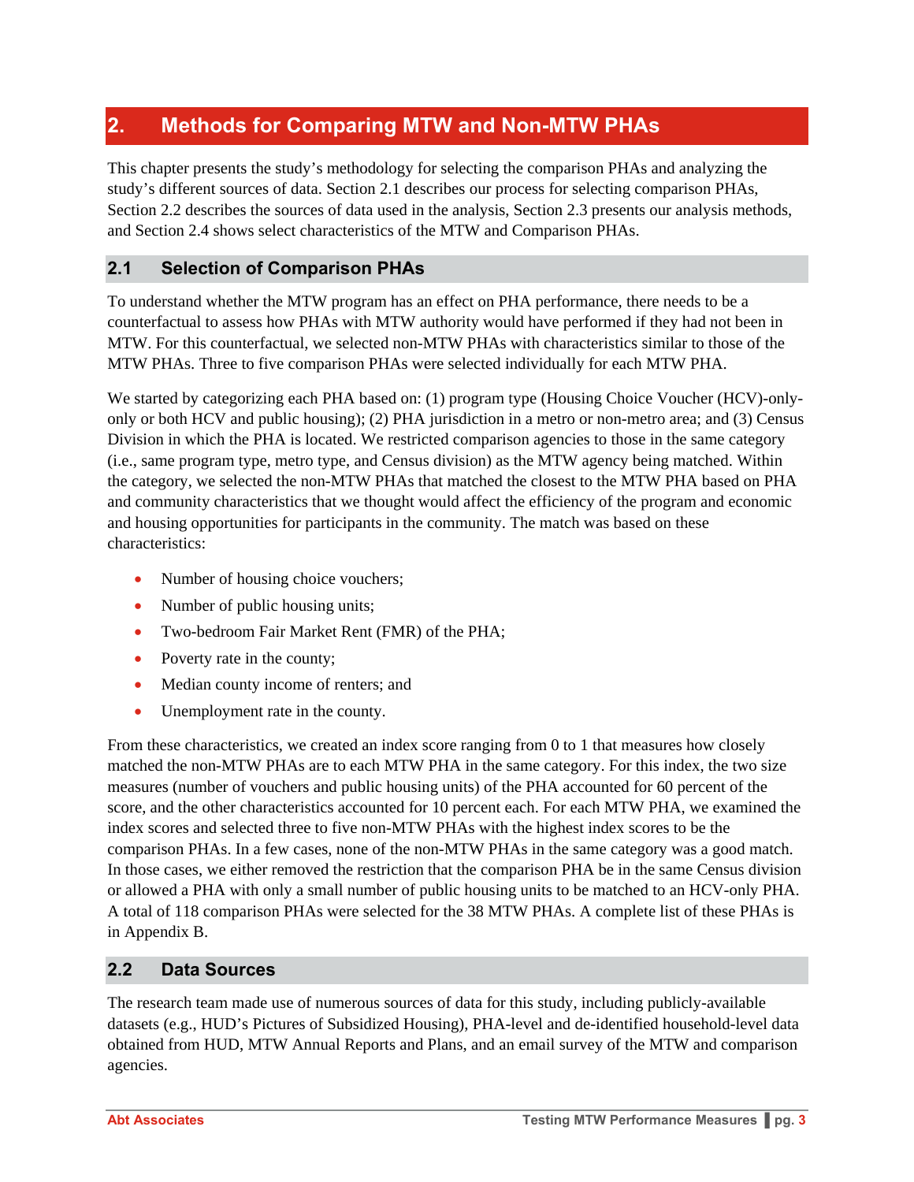## 2. Methods for Comparing MTW and Non-MTW PHAs

This chapter presents the study's methodology for selecting the comparison PHAs and analyzing the study's different sources of data. Section 2.1 describes our process for selecting comparison PHAs, Section 2.2 describes the sources of data used in the analysis, Section 2.3 presents our analysis methods, and Section 2.4 shows select characteristics of the MTW and Comparison PHAs.

### 2.1 Selection of Comparison PHAs

To understand whether the MTW program has an effect on PHA performance, there needs to be a counterfactual to assess how PHAs with MTW authority would have performed if they had not been in MTW. For this counterfactual, we selected non-MTW PHAs with characteristics similar to those of the MTW PHAs. Three to five comparison PHAs were selected individually for each MTW PHA.

We started by categorizing each PHA based on: (1) program type (Housing Choice Voucher (HCV)-only-only or both HCV and public housing); (2) PHA jurisdiction in a metro or non-metro area; and (3) Census Division in which the PHA is located. We restricted comparison agencies to those in the same category (i.e., same program type, metro type, and Census division) as the MTW agency being matched. Within the category, we selected the non-MTW PHAs that matched the closest to the MTW PHA based on PHA and community characteristics that we thought would affect the efficiency of the program and economic and housing opportunities for participants in the community. The match was based on these characteristics:

- Number of housing choice vouchers;
- Number of public housing units;
- Two-bedroom Fair Market Rent (FMR) of the PHA;
- Poverty rate in the county;
- Median county income of renters; and
- Unemployment rate in the county.

From these characteristics, we created an index score ranging from 0 to 1 that measures how closely matched the non-MTW PHAs are to each MTW PHA in the same category. For this index, the two size measures (number of vouchers and public housing units) of the PHA accounted for 60 percent of the score, and the other characteristics accounted for 10 percent each. For each MTW PHA, we examined the index scores and selected three to five non-MTW PHAs with the highest index scores to be the comparison PHAs. In a few cases, none of the non-MTW PHAs in the same category was a good match. In those cases, we either removed the restriction that the comparison PHA be in the same Census division or allowed a PHA with only a small number of public housing units to be matched to an HCV-only PHA. A total of 118 comparison PHAs were selected for the 38 MTW PHAs. A complete list of these PHAs is in Appendix B.

### 2.2 Data Sources

The research team made use of numerous sources of data for this study, including publicly-available datasets (e.g., HUD's Pictures of Subsidized Housing), PHA-level and de-identified household-level data obtained from HUD, MTW Annual Reports and Plans, and an email survey of the MTW and comparison agencies.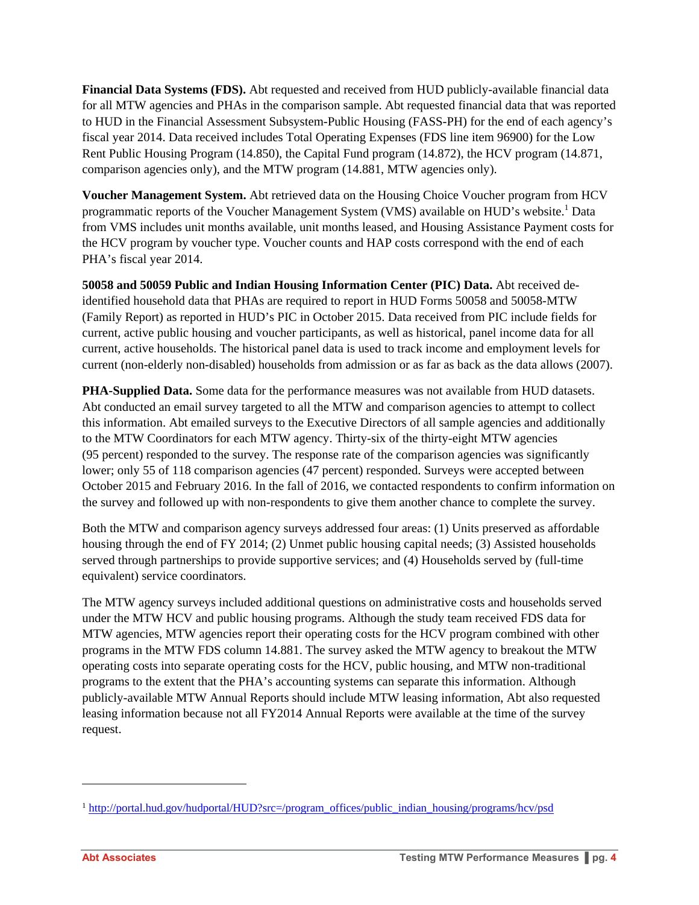**Financial Data Systems (FDS).** Abt requested and received from HUD publicly-available financial data for all MTW agencies and PHAs in the comparison sample. Abt requested financial data that was reported to HUD in the Financial Assessment Subsystem-Public Housing (FASS-PH) for the end of each agency's fiscal year 2014. Data received includes Total Operating Expenses (FDS line item 96900) for the Low Rent Public Housing Program (14.850), the Capital Fund program (14.872), the HCV program (14.871, comparison agencies only), and the MTW program (14.881, MTW agencies only).

**Voucher Management System.** Abt retrieved data on the Housing Choice Voucher program from HCV programmatic reports of the Voucher Management System (VMS) available on HUD's website.[1] Data from VMS includes unit months available, unit months leased, and Housing Assistance Payment costs for the HCV program by voucher type. Voucher counts and HAP costs correspond with the end of each PHA's fiscal year 2014.

**50058 and 50059 Public and Indian Housing Information Center (PIC) Data.** Abt received de-identified household data that PHAs are required to report in HUD Forms 50058 and 50058-MTW (Family Report) as reported in HUD's PIC in October 2015. Data received from PIC include fields for current, active public housing and voucher participants, as well as historical, panel income data for all current, active households. The historical panel data is used to track income and employment levels for current (non-elderly non-disabled) households from admission or as far as back as the data allows (2007).

**PHA-Supplied Data.** Some data for the performance measures was not available from HUD datasets. Abt conducted an email survey targeted to all the MTW and comparison agencies to attempt to collect this information. Abt emailed surveys to the Executive Directors of all sample agencies and additionally to the MTW Coordinators for each MTW agency. Thirty-six of the thirty-eight MTW agencies (95 percent) responded to the survey. The response rate of the comparison agencies was significantly lower; only 55 of 118 comparison agencies (47 percent) responded. Surveys were accepted between October 2015 and February 2016. In the fall of 2016, we contacted respondents to confirm information on the survey and followed up with non-respondents to give them another chance to complete the survey.

Both the MTW and comparison agency surveys addressed four areas: (1) Units preserved as affordable housing through the end of FY 2014; (2) Unmet public housing capital needs; (3) Assisted households served through partnerships to provide supportive services; and (4) Households served by (full-time equivalent) service coordinators.

The MTW agency surveys included additional questions on administrative costs and households served under the MTW HCV and public housing programs. Although the study team received FDS data for MTW agencies, MTW agencies report their operating costs for the HCV program combined with other programs in the MTW FDS column 14.881. The survey asked the MTW agency to breakout the MTW operating costs into separate operating costs for the HCV, public housing, and MTW non-traditional programs to the extent that the PHA's accounting systems can separate this information. Although publicly-available MTW Annual Reports should include MTW leasing information, Abt also requested leasing information because not all FY2014 Annual Reports were available at the time of the survey request.

---

[1] http://portal.hud.gov/hudportal/HUD?src=/program_offices/public_indian_housing/programs/hcv/psd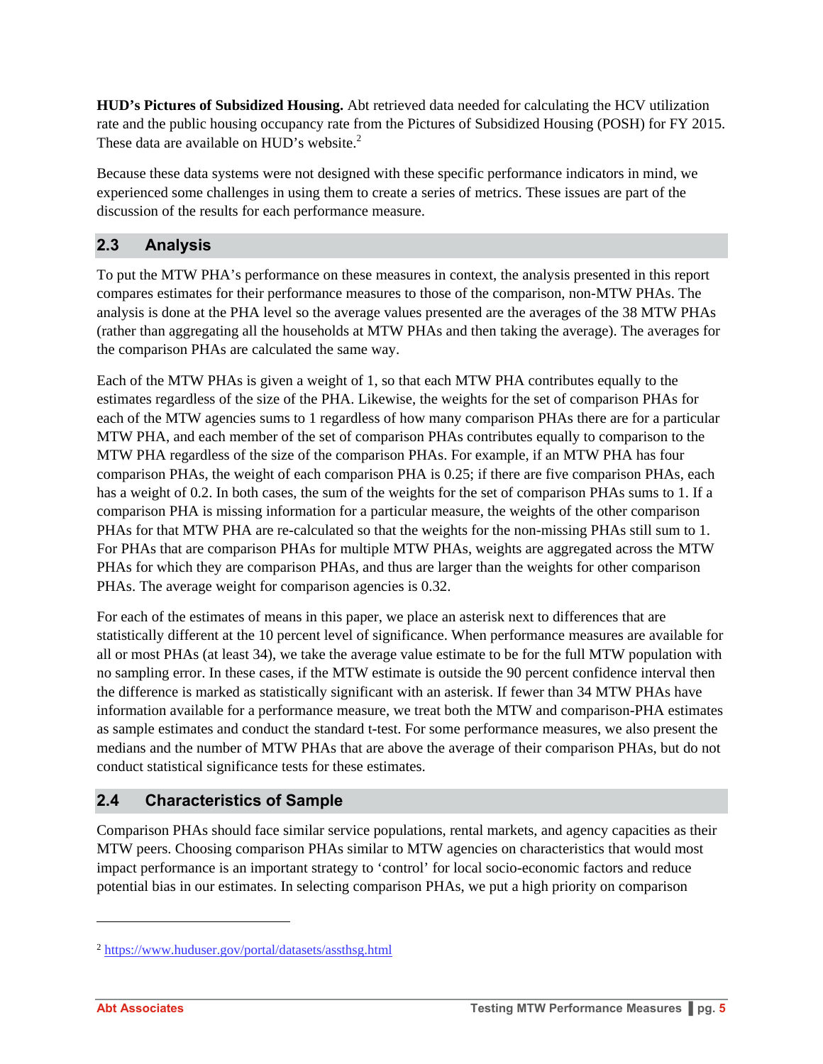**HUD's Pictures of Subsidized Housing.** Abt retrieved data needed for calculating the HCV utilization rate and the public housing occupancy rate from the Pictures of Subsidized Housing (POSH) for FY 2015. These data are available on HUD's website.[2]

Because these data systems were not designed with these specific performance indicators in mind, we experienced some challenges in using them to create a series of metrics. These issues are part of the discussion of the results for each performance measure.

## 2.3 Analysis

To put the MTW PHA's performance on these measures in context, the analysis presented in this report compares estimates for their performance measures to those of the comparison, non-MTW PHAs. The analysis is done at the PHA level so the average values presented are the averages of the 38 MTW PHAs (rather than aggregating all the households at MTW PHAs and then taking the average). The averages for the comparison PHAs are calculated the same way.

Each of the MTW PHAs is given a weight of 1, so that each MTW PHA contributes equally to the estimates regardless of the size of the PHA. Likewise, the weights for the set of comparison PHAs for each of the MTW agencies sums to 1 regardless of how many comparison PHAs there are for a particular MTW PHA, and each member of the set of comparison PHAs contributes equally to comparison to the MTW PHA regardless of the size of the comparison PHAs. For example, if an MTW PHA has four comparison PHAs, the weight of each comparison PHA is 0.25; if there are five comparison PHAs, each has a weight of 0.2. In both cases, the sum of the weights for the set of comparison PHAs sums to 1. If a comparison PHA is missing information for a particular measure, the weights of the other comparison PHAs for that MTW PHA are re-calculated so that the weights for the non-missing PHAs still sum to 1. For PHAs that are comparison PHAs for multiple MTW PHAs, weights are aggregated across the MTW PHAs for which they are comparison PHAs, and thus are larger than the weights for other comparison PHAs. The average weight for comparison agencies is 0.32.

For each of the estimates of means in this paper, we place an asterisk next to differences that are statistically different at the 10 percent level of significance. When performance measures are available for all or most PHAs (at least 34), we take the average value estimate to be for the full MTW population with no sampling error. In these cases, if the MTW estimate is outside the 90 percent confidence interval then the difference is marked as statistically significant with an asterisk. If fewer than 34 MTW PHAs have information available for a performance measure, we treat both the MTW and comparison-PHA estimates as sample estimates and conduct the standard t-test. For some performance measures, we also present the medians and the number of MTW PHAs that are above the average of their comparison PHAs, but do not conduct statistical significance tests for these estimates.

## 2.4 Characteristics of Sample

Comparison PHAs should face similar service populations, rental markets, and agency capacities as their MTW peers. Choosing comparison PHAs similar to MTW agencies on characteristics that would most impact performance is an important strategy to 'control' for local socio-economic factors and reduce potential bias in our estimates. In selecting comparison PHAs, we put a high priority on comparison

[2] https://www.huduser.gov/portal/datasets/assthsg.html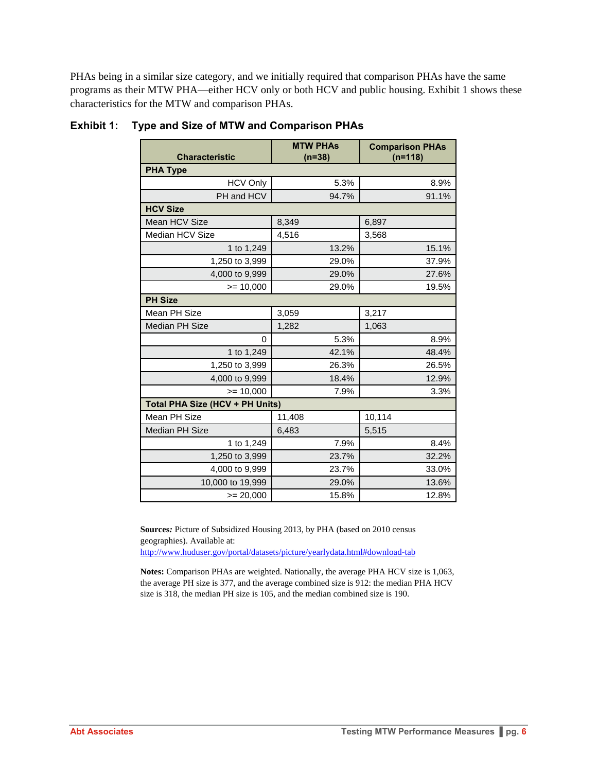PHAs being in a similar size category, and we initially required that comparison PHAs have the same programs as their MTW PHA—either HCV only or both HCV and public housing. Exhibit 1 shows these characteristics for the MTW and comparison PHAs.

**Exhibit 1: Type and Size of MTW and Comparison PHAs**

| Characteristic | MTW PHAs (n=38) | Comparison PHAs (n=118) |
|---|---|---|
| **PHA Type** | | |
| HCV Only | 5.3% | 8.9% |
| PH and HCV | 94.7% | 91.1% |
| **HCV Size** | | |
| Mean HCV Size | 8,349 | 6,897 |
| Median HCV Size | 4,516 | 3,568 |
| 1 to 1,249 | 13.2% | 15.1% |
| 1,250 to 3,999 | 29.0% | 37.9% |
| 4,000 to 9,999 | 29.0% | 27.6% |
| >= 10,000 | 29.0% | 19.5% |
| **PH Size** | | |
| Mean PH Size | 3,059 | 3,217 |
| Median PH Size | 1,282 | 1,063 |
| 0 | 5.3% | 8.9% |
| 1 to 1,249 | 42.1% | 48.4% |
| 1,250 to 3,999 | 26.3% | 26.5% |
| 4,000 to 9,999 | 18.4% | 12.9% |
| >= 10,000 | 7.9% | 3.3% |
| **Total PHA Size (HCV + PH Units)** | | |
| Mean PH Size | 11,408 | 10,114 |
| Median PH Size | 6,483 | 5,515 |
| 1 to 1,249 | 7.9% | 8.4% |
| 1,250 to 3,999 | 23.7% | 32.2% |
| 4,000 to 9,999 | 23.7% | 33.0% |
| 10,000 to 19,999 | 29.0% | 13.6% |
| >= 20,000 | 15.8% | 12.8% |

**Sources:** Picture of Subsidized Housing 2013, by PHA (based on 2010 census geographies). Available at: http://www.huduser.gov/portal/datasets/picture/yearlydata.html#download-tab

**Notes:** Comparison PHAs are weighted. Nationally, the average PHA HCV size is 1,063, the average PH size is 377, and the average combined size is 912: the median PHA HCV size is 318, the median PH size is 105, and the median combined size is 190.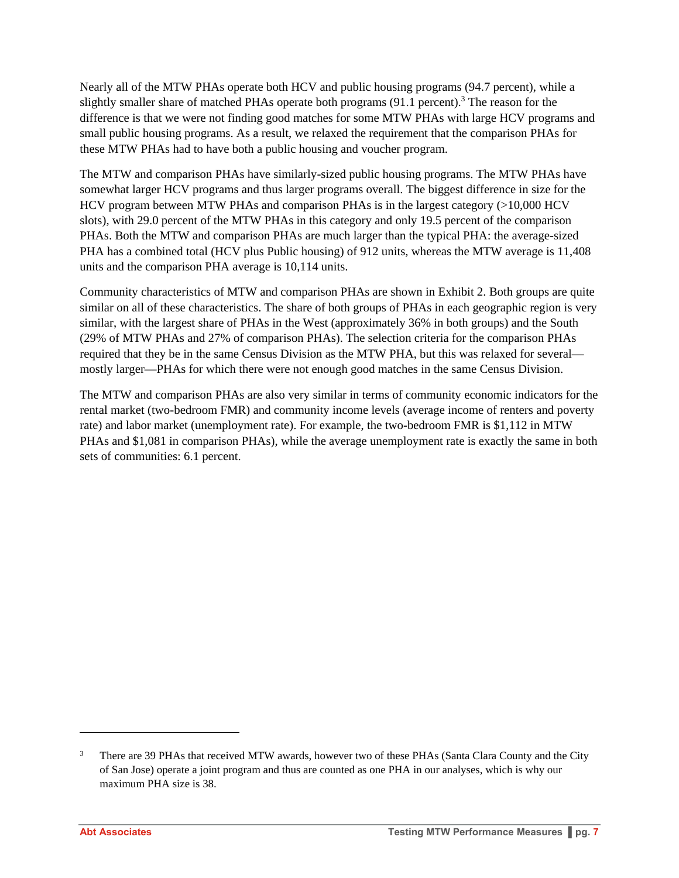Nearly all of the MTW PHAs operate both HCV and public housing programs (94.7 percent), while a slightly smaller share of matched PHAs operate both programs (91.1 percent).[3] The reason for the difference is that we were not finding good matches for some MTW PHAs with large HCV programs and small public housing programs. As a result, we relaxed the requirement that the comparison PHAs for these MTW PHAs had to have both a public housing and voucher program.

The MTW and comparison PHAs have similarly-sized public housing programs. The MTW PHAs have somewhat larger HCV programs and thus larger programs overall. The biggest difference in size for the HCV program between MTW PHAs and comparison PHAs is in the largest category (>10,000 HCV slots), with 29.0 percent of the MTW PHAs in this category and only 19.5 percent of the comparison PHAs. Both the MTW and comparison PHAs are much larger than the typical PHA: the average-sized PHA has a combined total (HCV plus Public housing) of 912 units, whereas the MTW average is 11,408 units and the comparison PHA average is 10,114 units.

Community characteristics of MTW and comparison PHAs are shown in Exhibit 2. Both groups are quite similar on all of these characteristics. The share of both groups of PHAs in each geographic region is very similar, with the largest share of PHAs in the West (approximately 36% in both groups) and the South (29% of MTW PHAs and 27% of comparison PHAs). The selection criteria for the comparison PHAs required that they be in the same Census Division as the MTW PHA, but this was relaxed for several—mostly larger—PHAs for which there were not enough good matches in the same Census Division.

The MTW and comparison PHAs are also very similar in terms of community economic indicators for the rental market (two-bedroom FMR) and community income levels (average income of renters and poverty rate) and labor market (unemployment rate). For example, the two-bedroom FMR is $1,112 in MTW PHAs and $1,081 in comparison PHAs), while the average unemployment rate is exactly the same in both sets of communities: 6.1 percent.

---

[3] There are 39 PHAs that received MTW awards, however two of these PHAs (Santa Clara County and the City of San Jose) operate a joint program and thus are counted as one PHA in our analyses, which is why our maximum PHA size is 38.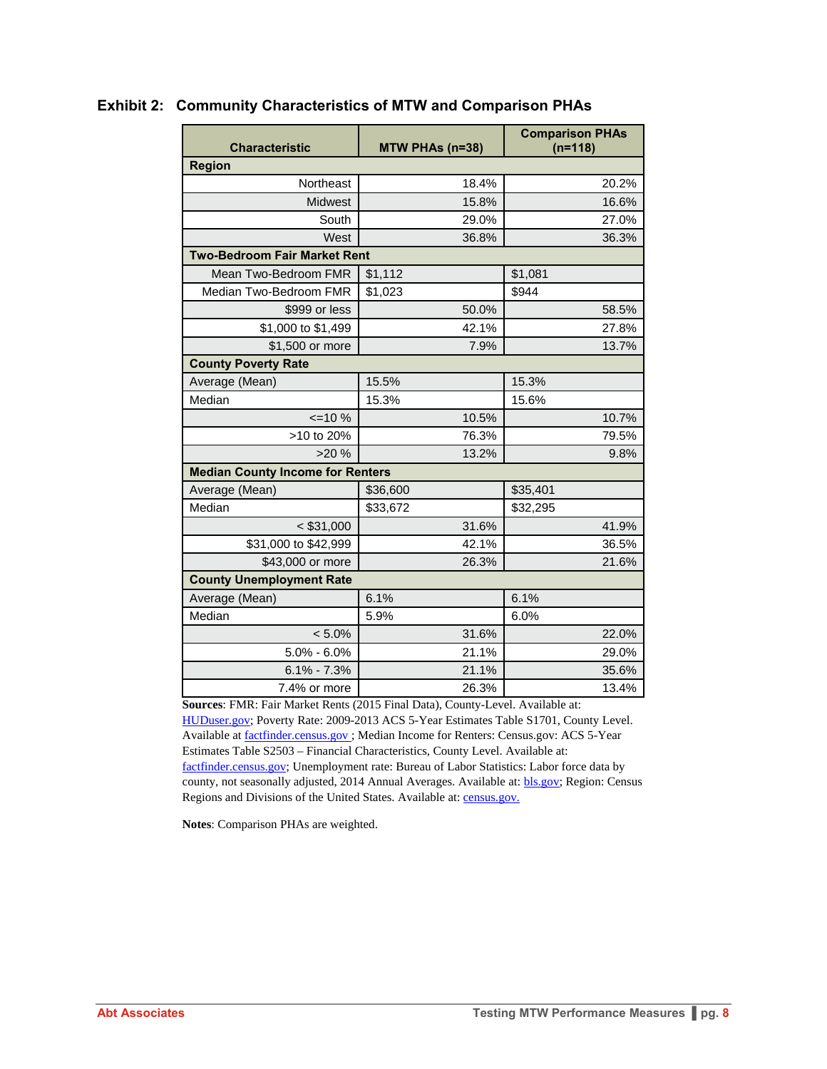**Exhibit 2: Community Characteristics of MTW and Comparison PHAs**

| Characteristic | MTW PHAs (n=38) | Comparison PHAs (n=118) |
|---|---|---|
| **Region** | | |
| Northeast | 18.4% | 20.2% |
| Midwest | 15.8% | 16.6% |
| South | 29.0% | 27.0% |
| West | 36.8% | 36.3% |
| **Two-Bedroom Fair Market Rent** | | |
| Mean Two-Bedroom FMR | $1,112 | $1,081 |
| Median Two-Bedroom FMR | $1,023 | $944 |
| $999 or less | 50.0% | 58.5% |
| $1,000 to $1,499 | 42.1% | 27.8% |
| $1,500 or more | 7.9% | 13.7% |
| **County Poverty Rate** | | |
| Average (Mean) | 15.5% | 15.3% |
| Median | 15.3% | 15.6% |
| <=10 % | 10.5% | 10.7% |
| >10 to 20% | 76.3% | 79.5% |
| >20 % | 13.2% | 9.8% |
| **Median County Income for Renters** | | |
| Average (Mean) | $36,600 | $35,401 |
| Median | $33,672 | $32,295 |
| < $31,000 | 31.6% | 41.9% |
| $31,000 to $42,999 | 42.1% | 36.5% |
| $43,000 or more | 26.3% | 21.6% |
| **County Unemployment Rate** | | |
| Average (Mean) | 6.1% | 6.1% |
| Median | 5.9% | 6.0% |
| < 5.0% | 31.6% | 22.0% |
| 5.0% - 6.0% | 21.1% | 29.0% |
| 6.1% - 7.3% | 21.1% | 35.6% |
| 7.4% or more | 26.3% | 13.4% |

**Sources**: FMR: Fair Market Rents (2015 Final Data), County-Level. Available at: HUDuser.gov; Poverty Rate: 2009-2013 ACS 5-Year Estimates Table S1701, County Level. Available at factfinder.census.gov ; Median Income for Renters: Census.gov: ACS 5-Year Estimates Table S2503 – Financial Characteristics, County Level. Available at: factfinder.census.gov; Unemployment rate: Bureau of Labor Statistics: Labor force data by county, not seasonally adjusted, 2014 Annual Averages. Available at: bls.gov; Region: Census Regions and Divisions of the United States. Available at: census.gov.

**Notes**: Comparison PHAs are weighted.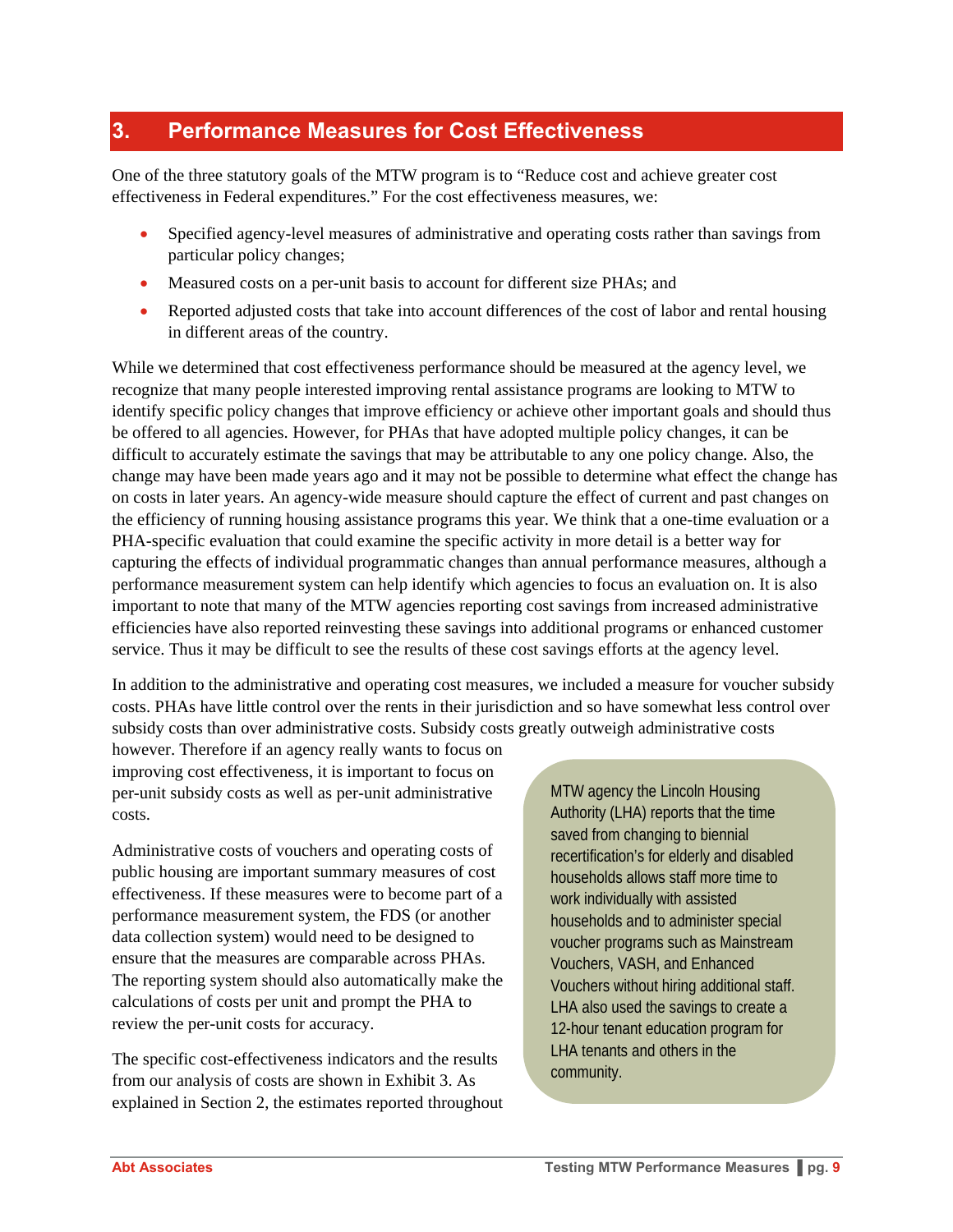## 3. Performance Measures for Cost Effectiveness

One of the three statutory goals of the MTW program is to "Reduce cost and achieve greater cost effectiveness in Federal expenditures." For the cost effectiveness measures, we:

- Specified agency-level measures of administrative and operating costs rather than savings from particular policy changes;
- Measured costs on a per-unit basis to account for different size PHAs; and
- Reported adjusted costs that take into account differences of the cost of labor and rental housing in different areas of the country.

While we determined that cost effectiveness performance should be measured at the agency level, we recognize that many people interested improving rental assistance programs are looking to MTW to identify specific policy changes that improve efficiency or achieve other important goals and should thus be offered to all agencies. However, for PHAs that have adopted multiple policy changes, it can be difficult to accurately estimate the savings that may be attributable to any one policy change. Also, the change may have been made years ago and it may not be possible to determine what effect the change has on costs in later years. An agency-wide measure should capture the effect of current and past changes on the efficiency of running housing assistance programs this year. We think that a one-time evaluation or a PHA-specific evaluation that could examine the specific activity in more detail is a better way for capturing the effects of individual programmatic changes than annual performance measures, although a performance measurement system can help identify which agencies to focus an evaluation on. It is also important to note that many of the MTW agencies reporting cost savings from increased administrative efficiencies have also reported reinvesting these savings into additional programs or enhanced customer service. Thus it may be difficult to see the results of these cost savings efforts at the agency level.

In addition to the administrative and operating cost measures, we included a measure for voucher subsidy costs. PHAs have little control over the rents in their jurisdiction and so have somewhat less control over subsidy costs than over administrative costs. Subsidy costs greatly outweigh administrative costs however. Therefore if an agency really wants to focus on improving cost effectiveness, it is important to focus on per-unit subsidy costs as well as per-unit administrative costs.

> MTW agency the Lincoln Housing Authority (LHA) reports that the time saved from changing to biennial recertification's for elderly and disabled households allows staff more time to work individually with assisted households and to administer special voucher programs such as Mainstream Vouchers, VASH, and Enhanced Vouchers without hiring additional staff. LHA also used the savings to create a 12-hour tenant education program for LHA tenants and others in the community.

Administrative costs of vouchers and operating costs of public housing are important summary measures of cost effectiveness. If these measures were to become part of a performance measurement system, the FDS (or another data collection system) would need to be designed to ensure that the measures are comparable across PHAs. The reporting system should also automatically make the calculations of costs per unit and prompt the PHA to review the per-unit costs for accuracy.

The specific cost-effectiveness indicators and the results from our analysis of costs are shown in Exhibit 3. As explained in Section 2, the estimates reported throughout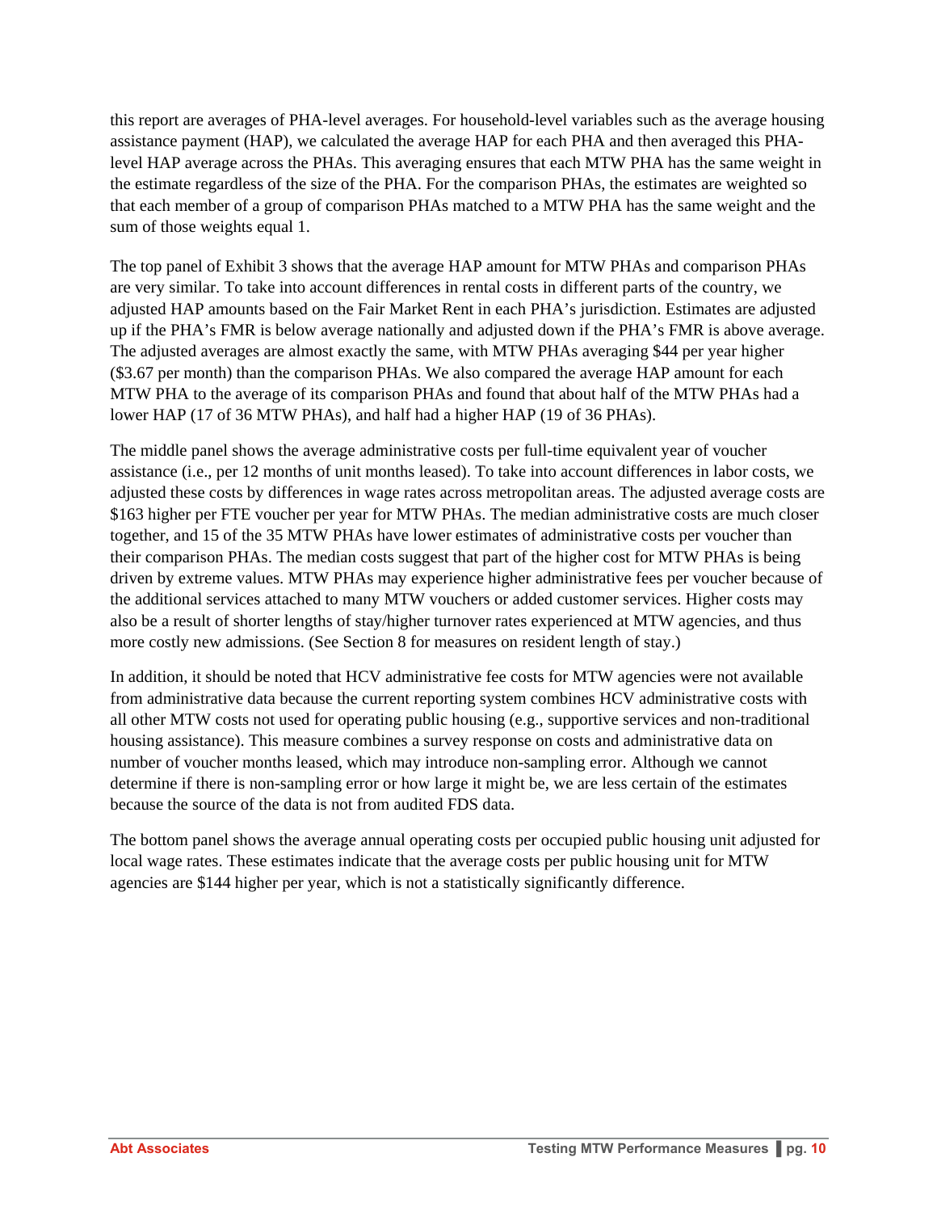this report are averages of PHA-level averages. For household-level variables such as the average housing assistance payment (HAP), we calculated the average HAP for each PHA and then averaged this PHA-level HAP average across the PHAs. This averaging ensures that each MTW PHA has the same weight in the estimate regardless of the size of the PHA. For the comparison PHAs, the estimates are weighted so that each member of a group of comparison PHAs matched to a MTW PHA has the same weight and the sum of those weights equal 1.

The top panel of Exhibit 3 shows that the average HAP amount for MTW PHAs and comparison PHAs are very similar. To take into account differences in rental costs in different parts of the country, we adjusted HAP amounts based on the Fair Market Rent in each PHA's jurisdiction. Estimates are adjusted up if the PHA's FMR is below average nationally and adjusted down if the PHA's FMR is above average. The adjusted averages are almost exactly the same, with MTW PHAs averaging $44 per year higher ($3.67 per month) than the comparison PHAs. We also compared the average HAP amount for each MTW PHA to the average of its comparison PHAs and found that about half of the MTW PHAs had a lower HAP (17 of 36 MTW PHAs), and half had a higher HAP (19 of 36 PHAs).

The middle panel shows the average administrative costs per full-time equivalent year of voucher assistance (i.e., per 12 months of unit months leased). To take into account differences in labor costs, we adjusted these costs by differences in wage rates across metropolitan areas. The adjusted average costs are $163 higher per FTE voucher per year for MTW PHAs. The median administrative costs are much closer together, and 15 of the 35 MTW PHAs have lower estimates of administrative costs per voucher than their comparison PHAs. The median costs suggest that part of the higher cost for MTW PHAs is being driven by extreme values. MTW PHAs may experience higher administrative fees per voucher because of the additional services attached to many MTW vouchers or added customer services. Higher costs may also be a result of shorter lengths of stay/higher turnover rates experienced at MTW agencies, and thus more costly new admissions. (See Section 8 for measures on resident length of stay.)

In addition, it should be noted that HCV administrative fee costs for MTW agencies were not available from administrative data because the current reporting system combines HCV administrative costs with all other MTW costs not used for operating public housing (e.g., supportive services and non-traditional housing assistance). This measure combines a survey response on costs and administrative data on number of voucher months leased, which may introduce non-sampling error. Although we cannot determine if there is non-sampling error or how large it might be, we are less certain of the estimates because the source of the data is not from audited FDS data.

The bottom panel shows the average annual operating costs per occupied public housing unit adjusted for local wage rates. These estimates indicate that the average costs per public housing unit for MTW agencies are $144 higher per year, which is not a statistically significantly difference.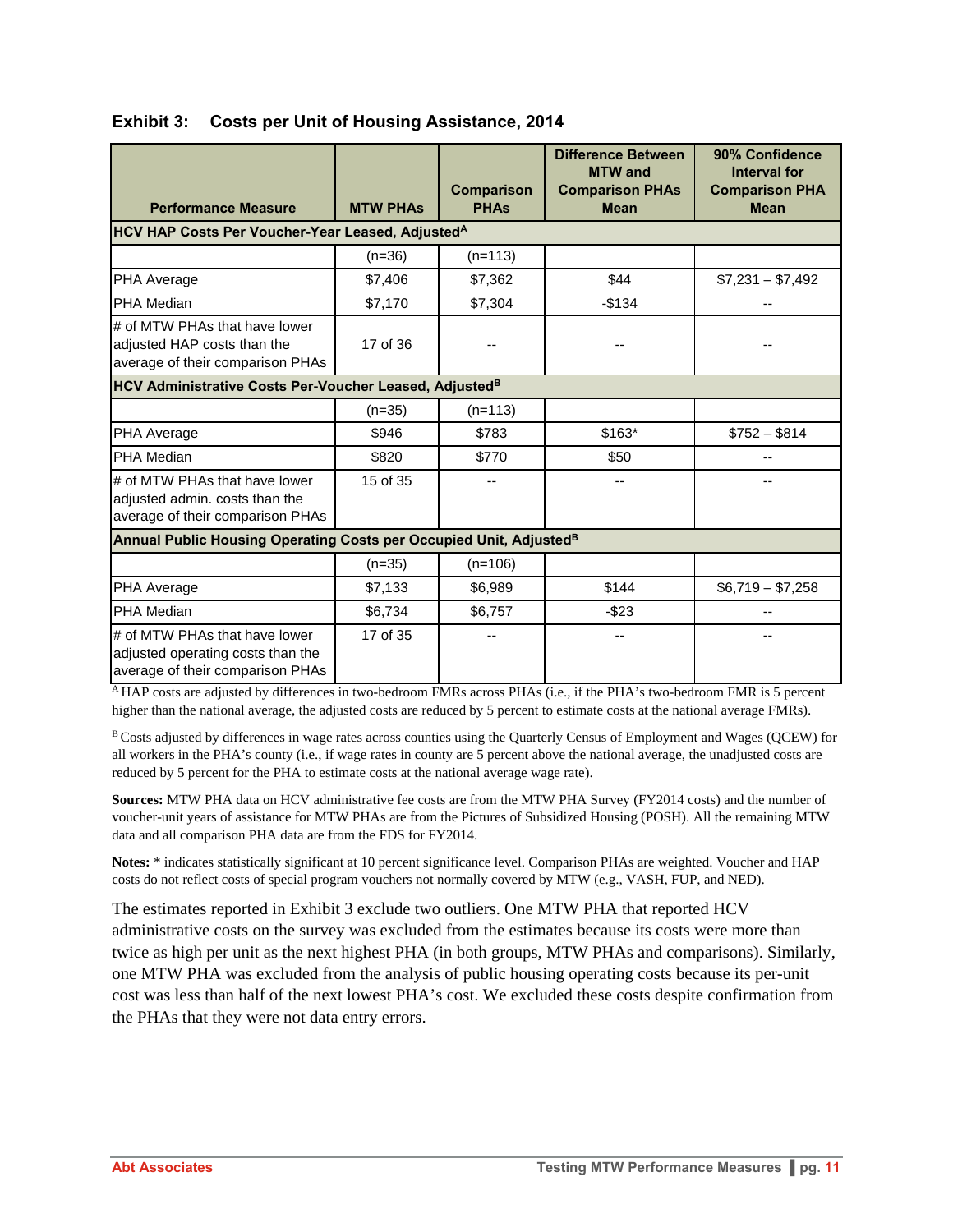**Exhibit 3: Costs per Unit of Housing Assistance, 2014**

| Performance Measure | MTW PHAs | Comparison PHAs | Difference Between MTW and Comparison PHAs Mean | 90% Confidence Interval for Comparison PHA Mean |
|---|---|---|---|---|
| **HCV HAP Costs Per Voucher-Year Leased, Adjusted[A]** | | | | |
| | (n=36) | (n=113) | | |
| PHA Average | $7,406 | $7,362 | $44 | $7,231 – $7,492 |
| PHA Median | $7,170 | $7,304 | -$134 | -- |
| # of MTW PHAs that have lower adjusted HAP costs than the average of their comparison PHAs | 17 of 36 | -- | -- | -- |
| **HCV Administrative Costs Per-Voucher Leased, Adjusted[B]** | | | | |
| | (n=35) | (n=113) | | |
| PHA Average | $946 | $783 | $163* | $752 – $814 |
| PHA Median | $820 | $770 | $50 | -- |
| # of MTW PHAs that have lower adjusted admin. costs than the average of their comparison PHAs | 15 of 35 | -- | -- | -- |
| **Annual Public Housing Operating Costs per Occupied Unit, Adjusted[B]** | | | | |
| | (n=35) | (n=106) | | |
| PHA Average | $7,133 | $6,989 | $144 | $6,719 – $7,258 |
| PHA Median | $6,734 | $6,757 | -$23 | -- |
| # of MTW PHAs that have lower adjusted operating costs than the average of their comparison PHAs | 17 of 35 | -- | -- | -- |

[A] HAP costs are adjusted by differences in two-bedroom FMRs across PHAs (i.e., if the PHA's two-bedroom FMR is 5 percent higher than the national average, the adjusted costs are reduced by 5 percent to estimate costs at the national average FMRs).

[B] Costs adjusted by differences in wage rates across counties using the Quarterly Census of Employment and Wages (QCEW) for all workers in the PHA's county (i.e., if wage rates in county are 5 percent above the national average, the unadjusted costs are reduced by 5 percent for the PHA to estimate costs at the national average wage rate).

**Sources:** MTW PHA data on HCV administrative fee costs are from the MTW PHA Survey (FY2014 costs) and the number of voucher-unit years of assistance for MTW PHAs are from the Pictures of Subsidized Housing (POSH). All the remaining MTW data and all comparison PHA data are from the FDS for FY2014.

**Notes:** * indicates statistically significant at 10 percent significance level. Comparison PHAs are weighted. Voucher and HAP costs do not reflect costs of special program vouchers not normally covered by MTW (e.g., VASH, FUP, and NED).

The estimates reported in Exhibit 3 exclude two outliers. One MTW PHA that reported HCV administrative costs on the survey was excluded from the estimates because its costs were more than twice as high per unit as the next highest PHA (in both groups, MTW PHAs and comparisons). Similarly, one MTW PHA was excluded from the analysis of public housing operating costs because its per-unit cost was less than half of the next lowest PHA's cost. We excluded these costs despite confirmation from the PHAs that they were not data entry errors.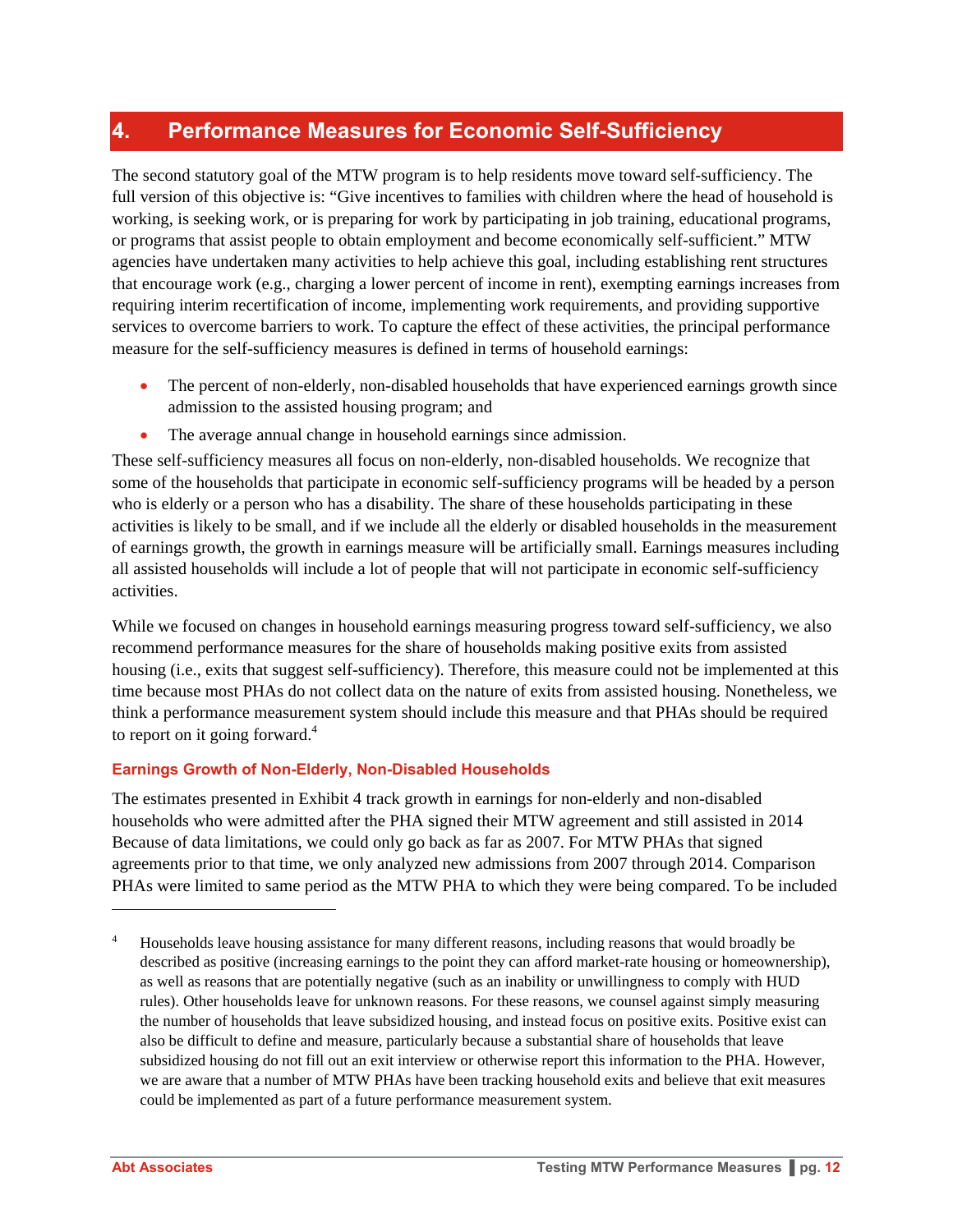# 4. Performance Measures for Economic Self-Sufficiency

The second statutory goal of the MTW program is to help residents move toward self-sufficiency. The full version of this objective is: "Give incentives to families with children where the head of household is working, is seeking work, or is preparing for work by participating in job training, educational programs, or programs that assist people to obtain employment and become economically self-sufficient." MTW agencies have undertaken many activities to help achieve this goal, including establishing rent structures that encourage work (e.g., charging a lower percent of income in rent), exempting earnings increases from requiring interim recertification of income, implementing work requirements, and providing supportive services to overcome barriers to work. To capture the effect of these activities, the principal performance measure for the self-sufficiency measures is defined in terms of household earnings:

- The percent of non-elderly, non-disabled households that have experienced earnings growth since admission to the assisted housing program; and
- The average annual change in household earnings since admission.

These self-sufficiency measures all focus on non-elderly, non-disabled households. We recognize that some of the households that participate in economic self-sufficiency programs will be headed by a person who is elderly or a person who has a disability. The share of these households participating in these activities is likely to be small, and if we include all the elderly or disabled households in the measurement of earnings growth, the growth in earnings measure will be artificially small. Earnings measures including all assisted households will include a lot of people that will not participate in economic self-sufficiency activities.

While we focused on changes in household earnings measuring progress toward self-sufficiency, we also recommend performance measures for the share of households making positive exits from assisted housing (i.e., exits that suggest self-sufficiency). Therefore, this measure could not be implemented at this time because most PHAs do not collect data on the nature of exits from assisted housing. Nonetheless, we think a performance measurement system should include this measure and that PHAs should be required to report on it going forward.[4]

### Earnings Growth of Non-Elderly, Non-Disabled Households

The estimates presented in Exhibit 4 track growth in earnings for non-elderly and non-disabled households who were admitted after the PHA signed their MTW agreement and still assisted in 2014 Because of data limitations, we could only go back as far as 2007. For MTW PHAs that signed agreements prior to that time, we only analyzed new admissions from 2007 through 2014. Comparison PHAs were limited to same period as the MTW PHA to which they were being compared. To be included

---

[4] Households leave housing assistance for many different reasons, including reasons that would broadly be described as positive (increasing earnings to the point they can afford market-rate housing or homeownership), as well as reasons that are potentially negative (such as an inability or unwillingness to comply with HUD rules). Other households leave for unknown reasons. For these reasons, we counsel against simply measuring the number of households that leave subsidized housing, and instead focus on positive exits. Positive exist can also be difficult to define and measure, particularly because a substantial share of households that leave subsidized housing do not fill out an exit interview or otherwise report this information to the PHA. However, we are aware that a number of MTW PHAs have been tracking household exits and believe that exit measures could be implemented as part of a future performance measurement system.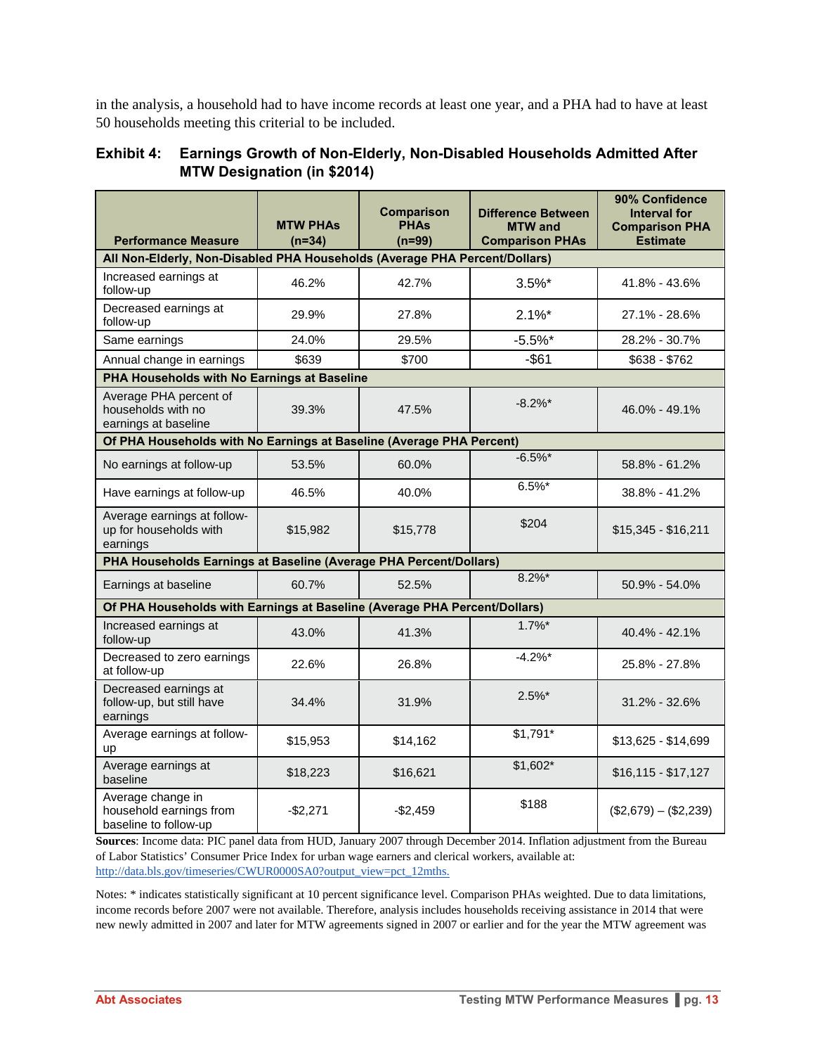in the analysis, a household had to have income records at least one year, and a PHA had to have at least 50 households meeting this criterial to be included.

**Exhibit 4: Earnings Growth of Non-Elderly, Non-Disabled Households Admitted After MTW Designation (in $2014)**

| Performance Measure | MTW PHAs (n=34) | Comparison PHAs (n=99) | Difference Between MTW and Comparison PHAs | 90% Confidence Interval for Comparison PHA Estimate |
|---|---|---|---|---|
| **All Non-Elderly, Non-Disabled PHA Households (Average PHA Percent/Dollars)** | | | | |
| Increased earnings at follow-up | 46.2% | 42.7% | 3.5%* | 41.8% - 43.6% |
| Decreased earnings at follow-up | 29.9% | 27.8% | 2.1%* | 27.1% - 28.6% |
| Same earnings | 24.0% | 29.5% | -5.5%* | 28.2% - 30.7% |
| Annual change in earnings | $639 | $700 | -$61 | $638 - $762 |
| **PHA Households with No Earnings at Baseline** | | | | |
| Average PHA percent of households with no earnings at baseline | 39.3% | 47.5% | -8.2%* | 46.0% - 49.1% |
| **Of PHA Households with No Earnings at Baseline (Average PHA Percent)** | | | | |
| No earnings at follow-up | 53.5% | 60.0% | -6.5%* | 58.8% - 61.2% |
| Have earnings at follow-up | 46.5% | 40.0% | 6.5%* | 38.8% - 41.2% |
| Average earnings at follow-up for households with earnings | $15,982 | $15,778 | $204 | $15,345 - $16,211 |
| **PHA Households Earnings at Baseline (Average PHA Percent/Dollars)** | | | | |
| Earnings at baseline | 60.7% | 52.5% | 8.2%* | 50.9% - 54.0% |
| **Of PHA Households with Earnings at Baseline (Average PHA Percent/Dollars)** | | | | |
| Increased earnings at follow-up | 43.0% | 41.3% | 1.7%* | 40.4% - 42.1% |
| Decreased to zero earnings at follow-up | 22.6% | 26.8% | -4.2%* | 25.8% - 27.8% |
| Decreased earnings at follow-up, but still have earnings | 34.4% | 31.9% | 2.5%* | 31.2% - 32.6% |
| Average earnings at follow-up | $15,953 | $14,162 | $1,791* | $13,625 - $14,699 |
| Average earnings at baseline | $18,223 | $16,621 | $1,602* | $16,115 - $17,127 |
| Average change in household earnings from baseline to follow-up | -$2,271 | -$2,459 | $188 | ($2,679) – ($2,239) |

**Sources**: Income data: PIC panel data from HUD, January 2007 through December 2014. Inflation adjustment from the Bureau of Labor Statistics' Consumer Price Index for urban wage earners and clerical workers, available at: http://data.bls.gov/timeseries/CWUR0000SA0?output_view=pct_12mths.

Notes: * indicates statistically significant at 10 percent significance level. Comparison PHAs weighted. Due to data limitations, income records before 2007 were not available. Therefore, analysis includes households receiving assistance in 2014 that were new newly admitted in 2007 and later for MTW agreements signed in 2007 or earlier and for the year the MTW agreement was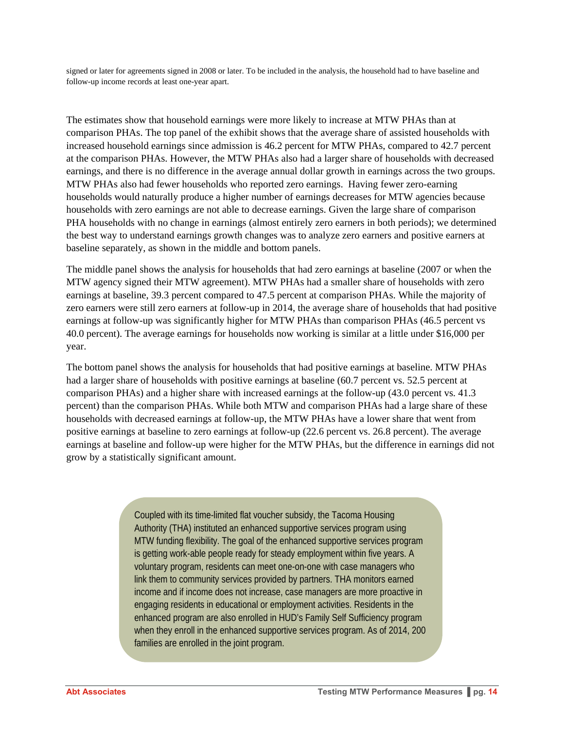signed or later for agreements signed in 2008 or later. To be included in the analysis, the household had to have baseline and follow-up income records at least one-year apart.

The estimates show that household earnings were more likely to increase at MTW PHAs than at comparison PHAs. The top panel of the exhibit shows that the average share of assisted households with increased household earnings since admission is 46.2 percent for MTW PHAs, compared to 42.7 percent at the comparison PHAs. However, the MTW PHAs also had a larger share of households with decreased earnings, and there is no difference in the average annual dollar growth in earnings across the two groups. MTW PHAs also had fewer households who reported zero earnings. Having fewer zero-earning households would naturally produce a higher number of earnings decreases for MTW agencies because households with zero earnings are not able to decrease earnings. Given the large share of comparison PHA households with no change in earnings (almost entirely zero earners in both periods); we determined the best way to understand earnings growth changes was to analyze zero earners and positive earners at baseline separately, as shown in the middle and bottom panels.

The middle panel shows the analysis for households that had zero earnings at baseline (2007 or when the MTW agency signed their MTW agreement). MTW PHAs had a smaller share of households with zero earnings at baseline, 39.3 percent compared to 47.5 percent at comparison PHAs. While the majority of zero earners were still zero earners at follow-up in 2014, the average share of households that had positive earnings at follow-up was significantly higher for MTW PHAs than comparison PHAs (46.5 percent vs 40.0 percent). The average earnings for households now working is similar at a little under $16,000 per year.

The bottom panel shows the analysis for households that had positive earnings at baseline. MTW PHAs had a larger share of households with positive earnings at baseline (60.7 percent vs. 52.5 percent at comparison PHAs) and a higher share with increased earnings at the follow-up (43.0 percent vs. 41.3 percent) than the comparison PHAs. While both MTW and comparison PHAs had a large share of these households with decreased earnings at follow-up, the MTW PHAs have a lower share that went from positive earnings at baseline to zero earnings at follow-up (22.6 percent vs. 26.8 percent). The average earnings at baseline and follow-up were higher for the MTW PHAs, but the difference in earnings did not grow by a statistically significant amount.

> Coupled with its time-limited flat voucher subsidy, the Tacoma Housing Authority (THA) instituted an enhanced supportive services program using MTW funding flexibility. The goal of the enhanced supportive services program is getting work-able people ready for steady employment within five years. A voluntary program, residents can meet one-on-one with case managers who link them to community services provided by partners. THA monitors earned income and if income does not increase, case managers are more proactive in engaging residents in educational or employment activities. Residents in the enhanced program are also enrolled in HUD's Family Self Sufficiency program when they enroll in the enhanced supportive services program. As of 2014, 200 families are enrolled in the joint program.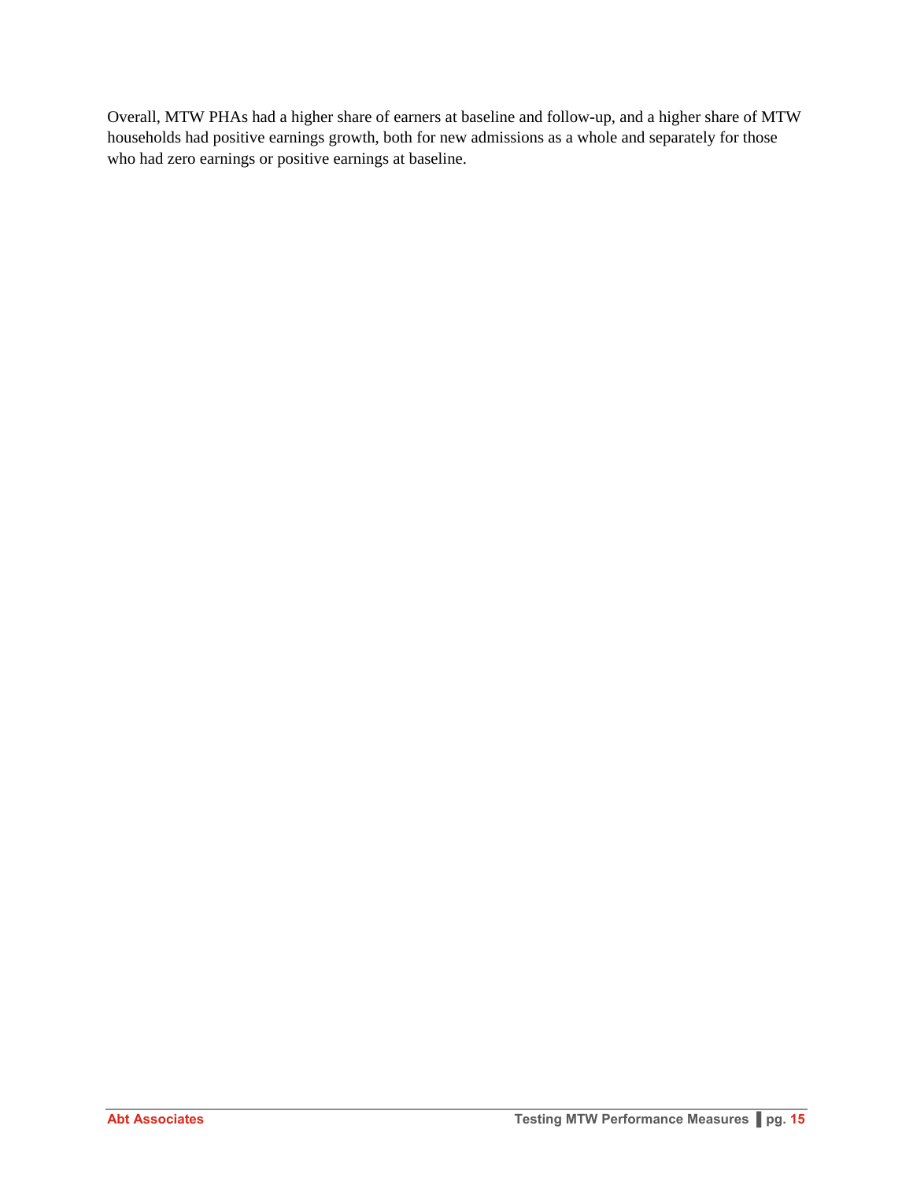Overall, MTW PHAs had a higher share of earners at baseline and follow-up, and a higher share of MTW households had positive earnings growth, both for new admissions as a whole and separately for those who had zero earnings or positive earnings at baseline.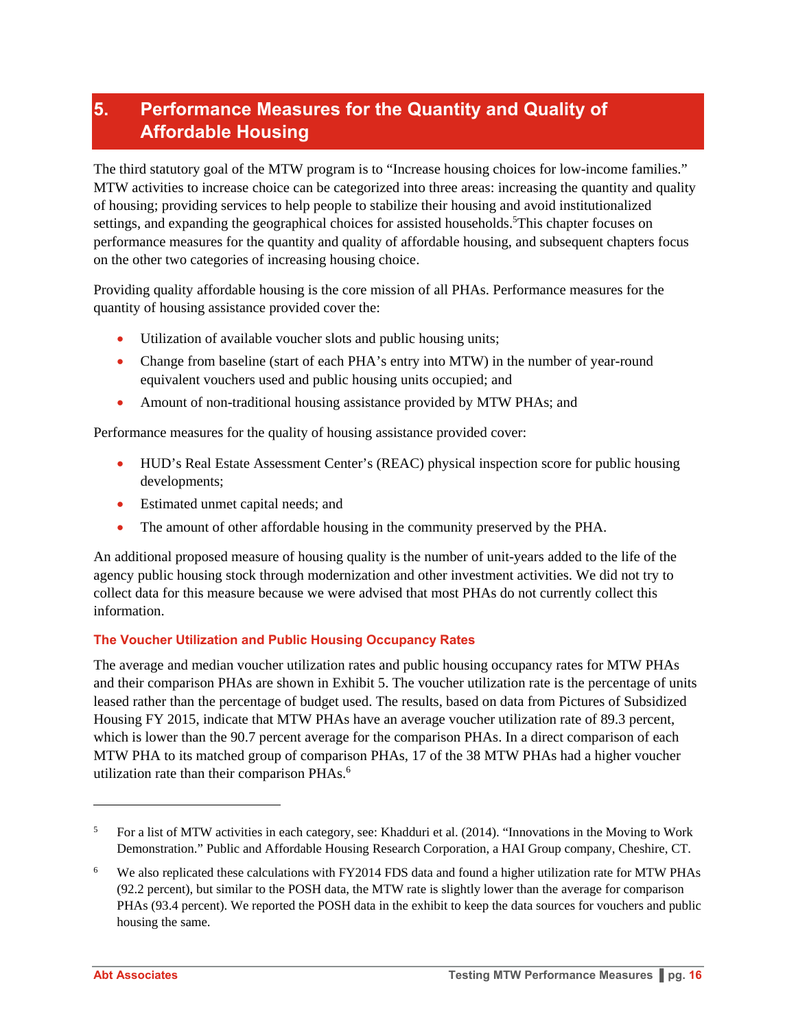# 5. Performance Measures for the Quantity and Quality of Affordable Housing

The third statutory goal of the MTW program is to "Increase housing choices for low-income families." MTW activities to increase choice can be categorized into three areas: increasing the quantity and quality of housing; providing services to help people to stabilize their housing and avoid institutionalized settings, and expanding the geographical choices for assisted households.[5]This chapter focuses on performance measures for the quantity and quality of affordable housing, and subsequent chapters focus on the other two categories of increasing housing choice.

Providing quality affordable housing is the core mission of all PHAs. Performance measures for the quantity of housing assistance provided cover the:

- Utilization of available voucher slots and public housing units;
- Change from baseline (start of each PHA's entry into MTW) in the number of year-round equivalent vouchers used and public housing units occupied; and
- Amount of non-traditional housing assistance provided by MTW PHAs; and

Performance measures for the quality of housing assistance provided cover:

- HUD's Real Estate Assessment Center's (REAC) physical inspection score for public housing developments;
- Estimated unmet capital needs; and
- The amount of other affordable housing in the community preserved by the PHA.

An additional proposed measure of housing quality is the number of unit-years added to the life of the agency public housing stock through modernization and other investment activities. We did not try to collect data for this measure because we were advised that most PHAs do not currently collect this information.

### The Voucher Utilization and Public Housing Occupancy Rates

The average and median voucher utilization rates and public housing occupancy rates for MTW PHAs and their comparison PHAs are shown in Exhibit 5. The voucher utilization rate is the percentage of units leased rather than the percentage of budget used. The results, based on data from Pictures of Subsidized Housing FY 2015, indicate that MTW PHAs have an average voucher utilization rate of 89.3 percent, which is lower than the 90.7 percent average for the comparison PHAs. In a direct comparison of each MTW PHA to its matched group of comparison PHAs, 17 of the 38 MTW PHAs had a higher voucher utilization rate than their comparison PHAs.[6]

---

[5] For a list of MTW activities in each category, see: Khadduri et al. (2014). "Innovations in the Moving to Work Demonstration." Public and Affordable Housing Research Corporation, a HAI Group company, Cheshire, CT.

[6] We also replicated these calculations with FY2014 FDS data and found a higher utilization rate for MTW PHAs (92.2 percent), but similar to the POSH data, the MTW rate is slightly lower than the average for comparison PHAs (93.4 percent). We reported the POSH data in the exhibit to keep the data sources for vouchers and public housing the same.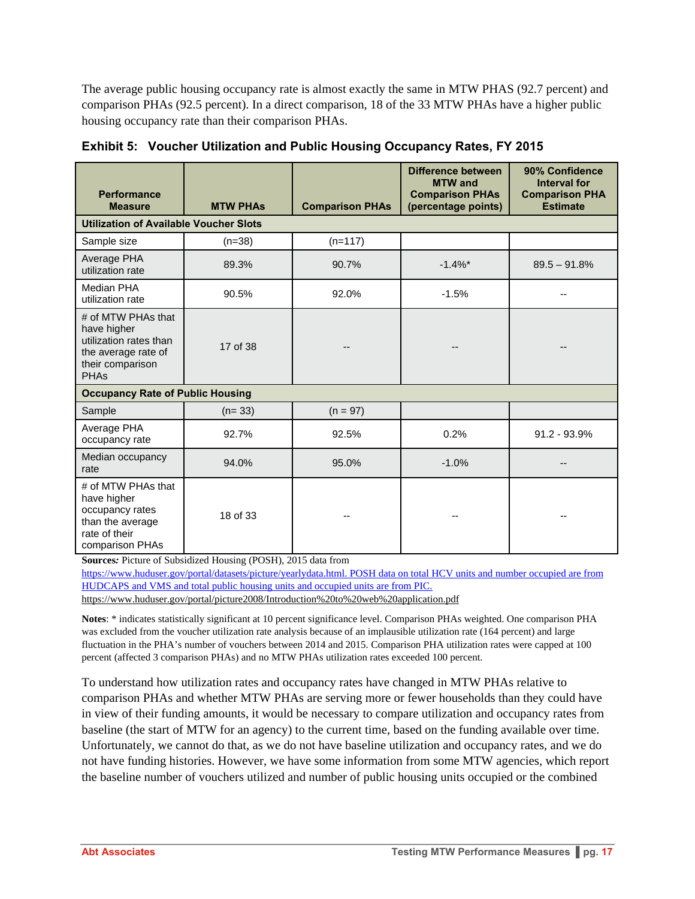The average public housing occupancy rate is almost exactly the same in MTW PHAS (92.7 percent) and comparison PHAs (92.5 percent). In a direct comparison, 18 of the 33 MTW PHAs have a higher public housing occupancy rate than their comparison PHAs.

**Exhibit 5: Voucher Utilization and Public Housing Occupancy Rates, FY 2015**

| Performance Measure | MTW PHAs | Comparison PHAs | Difference between MTW and Comparison PHAs (percentage points) | 90% Confidence Interval for Comparison PHA Estimate |
|---|---|---|---|---|
| **Utilization of Available Voucher Slots** | | | | |
| Sample size | (n=38) | (n=117) | | |
| Average PHA utilization rate | 89.3% | 90.7% | -1.4%* | 89.5 – 91.8% |
| Median PHA utilization rate | 90.5% | 92.0% | -1.5% | -- |
| # of MTW PHAs that have higher utilization rates than the average rate of their comparison PHAs | 17 of 38 | -- | -- | -- |
| **Occupancy Rate of Public Housing** | | | | |
| Sample | (n= 33) | (n = 97) | | |
| Average PHA occupancy rate | 92.7% | 92.5% | 0.2% | 91.2 - 93.9% |
| Median occupancy rate | 94.0% | 95.0% | -1.0% | -- |
| # of MTW PHAs that have higher occupancy rates than the average rate of their comparison PHAs | 18 of 33 | -- | -- | -- |

**Sources:** Picture of Subsidized Housing (POSH), 2015 data from https://www.huduser.gov/portal/datasets/picture/yearlydata.html. POSH data on total HCV units and number occupied are from HUDCAPS and VMS and total public housing units and occupied units are from PIC. https://www.huduser.gov/portal/picture2008/Introduction%20to%20web%20application.pdf

**Notes**: * indicates statistically significant at 10 percent significance level. Comparison PHAs weighted. One comparison PHA was excluded from the voucher utilization rate analysis because of an implausible utilization rate (164 percent) and large fluctuation in the PHA's number of vouchers between 2014 and 2015. Comparison PHA utilization rates were capped at 100 percent (affected 3 comparison PHAs) and no MTW PHAs utilization rates exceeded 100 percent.

To understand how utilization rates and occupancy rates have changed in MTW PHAs relative to comparison PHAs and whether MTW PHAs are serving more or fewer households than they could have in view of their funding amounts, it would be necessary to compare utilization and occupancy rates from baseline (the start of MTW for an agency) to the current time, based on the funding available over time. Unfortunately, we cannot do that, as we do not have baseline utilization and occupancy rates, and we do not have funding histories. However, we have some information from some MTW agencies, which report the baseline number of vouchers utilized and number of public housing units occupied or the combined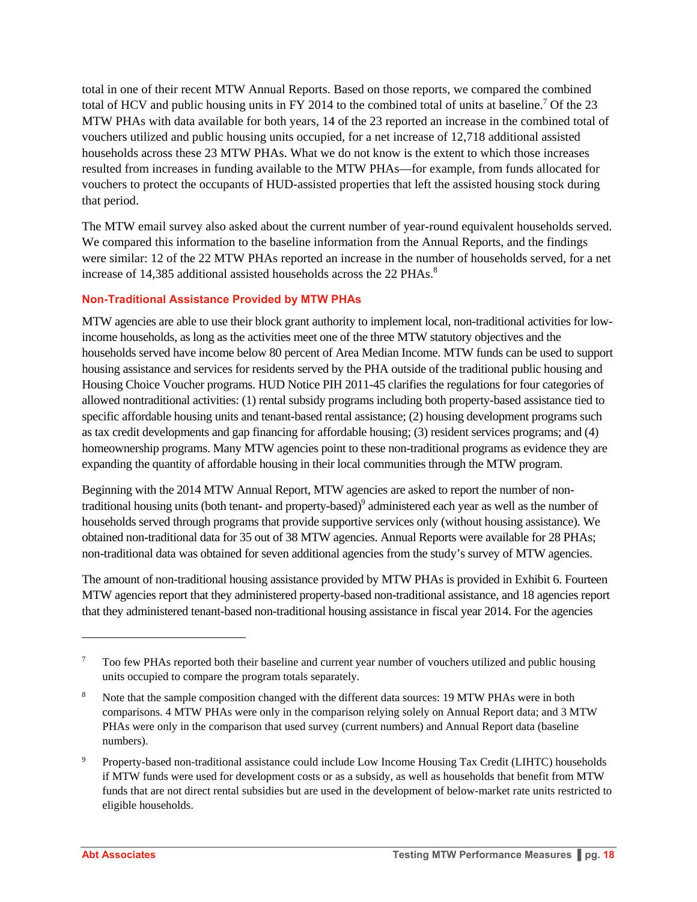total in one of their recent MTW Annual Reports. Based on those reports, we compared the combined total of HCV and public housing units in FY 2014 to the combined total of units at baseline.[7] Of the 23 MTW PHAs with data available for both years, 14 of the 23 reported an increase in the combined total of vouchers utilized and public housing units occupied, for a net increase of 12,718 additional assisted households across these 23 MTW PHAs. What we do not know is the extent to which those increases resulted from increases in funding available to the MTW PHAs—for example, from funds allocated for vouchers to protect the occupants of HUD-assisted properties that left the assisted housing stock during that period.

The MTW email survey also asked about the current number of year-round equivalent households served. We compared this information to the baseline information from the Annual Reports, and the findings were similar: 12 of the 22 MTW PHAs reported an increase in the number of households served, for a net increase of 14,385 additional assisted households across the 22 PHAs.[8]

#### Non-Traditional Assistance Provided by MTW PHAs

MTW agencies are able to use their block grant authority to implement local, non-traditional activities for low-income households, as long as the activities meet one of the three MTW statutory objectives and the households served have income below 80 percent of Area Median Income. MTW funds can be used to support housing assistance and services for residents served by the PHA outside of the traditional public housing and Housing Choice Voucher programs. HUD Notice PIH 2011-45 clarifies the regulations for four categories of allowed nontraditional activities: (1) rental subsidy programs including both property-based assistance tied to specific affordable housing units and tenant-based rental assistance; (2) housing development programs such as tax credit developments and gap financing for affordable housing; (3) resident services programs; and (4) homeownership programs. Many MTW agencies point to these non-traditional programs as evidence they are expanding the quantity of affordable housing in their local communities through the MTW program.

Beginning with the 2014 MTW Annual Report, MTW agencies are asked to report the number of non-traditional housing units (both tenant- and property-based)[9] administered each year as well as the number of households served through programs that provide supportive services only (without housing assistance). We obtained non-traditional data for 35 out of 38 MTW agencies. Annual Reports were available for 28 PHAs; non-traditional data was obtained for seven additional agencies from the study's survey of MTW agencies.

The amount of non-traditional housing assistance provided by MTW PHAs is provided in Exhibit 6. Fourteen MTW agencies report that they administered property-based non-traditional assistance, and 18 agencies report that they administered tenant-based non-traditional housing assistance in fiscal year 2014. For the agencies

---

[7] Too few PHAs reported both their baseline and current year number of vouchers utilized and public housing units occupied to compare the program totals separately.

[8] Note that the sample composition changed with the different data sources: 19 MTW PHAs were in both comparisons. 4 MTW PHAs were only in the comparison relying solely on Annual Report data; and 3 MTW PHAs were only in the comparison that used survey (current numbers) and Annual Report data (baseline numbers).

[9] Property-based non-traditional assistance could include Low Income Housing Tax Credit (LIHTC) households if MTW funds were used for development costs or as a subsidy, as well as households that benefit from MTW funds that are not direct rental subsidies but are used in the development of below-market rate units restricted to eligible households.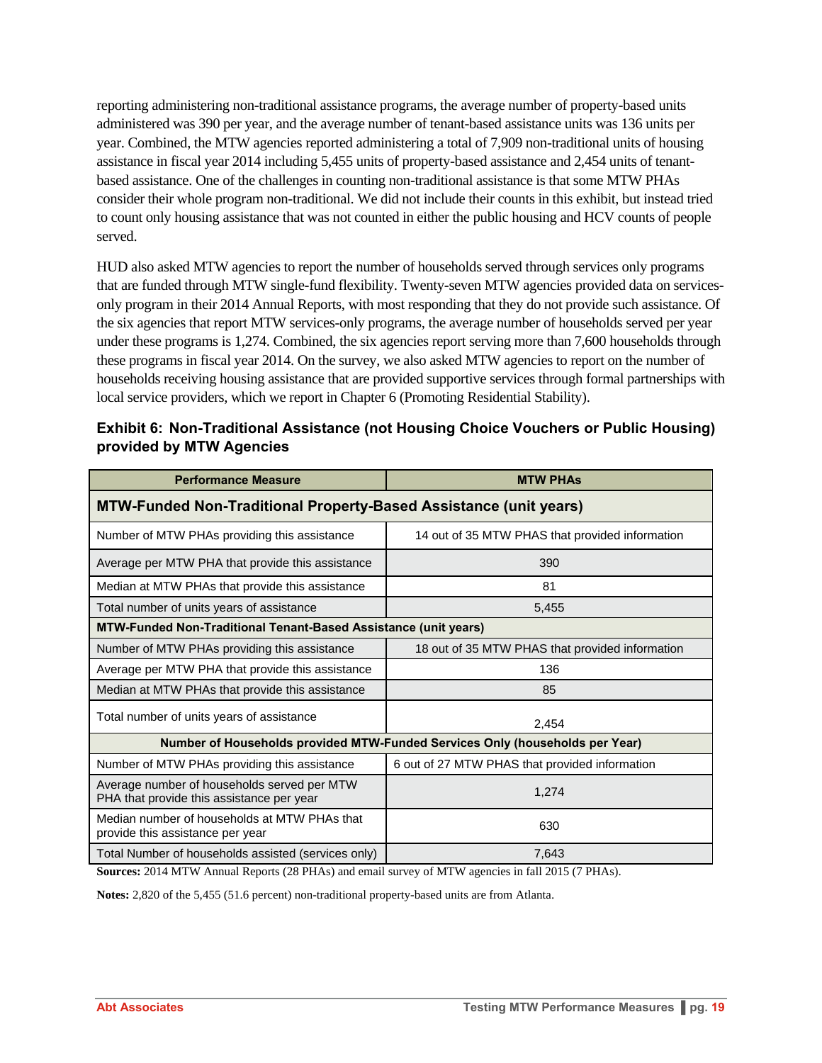reporting administering non-traditional assistance programs, the average number of property-based units administered was 390 per year, and the average number of tenant-based assistance units was 136 units per year. Combined, the MTW agencies reported administering a total of 7,909 non-traditional units of housing assistance in fiscal year 2014 including 5,455 units of property-based assistance and 2,454 units of tenant-based assistance. One of the challenges in counting non-traditional assistance is that some MTW PHAs consider their whole program non-traditional. We did not include their counts in this exhibit, but instead tried to count only housing assistance that was not counted in either the public housing and HCV counts of people served.

HUD also asked MTW agencies to report the number of households served through services only programs that are funded through MTW single-fund flexibility. Twenty-seven MTW agencies provided data on services-only program in their 2014 Annual Reports, with most responding that they do not provide such assistance. Of the six agencies that report MTW services-only programs, the average number of households served per year under these programs is 1,274. Combined, the six agencies report serving more than 7,600 households through these programs in fiscal year 2014. On the survey, we also asked MTW agencies to report on the number of households receiving housing assistance that are provided supportive services through formal partnerships with local service providers, which we report in Chapter 6 (Promoting Residential Stability).

### Exhibit 6: Non-Traditional Assistance (not Housing Choice Vouchers or Public Housing) provided by MTW Agencies

| Performance Measure | MTW PHAs |
|---|---|
| **MTW-Funded Non-Traditional Property-Based Assistance (unit years)** | |
| Number of MTW PHAs providing this assistance | 14 out of 35 MTW PHAS that provided information |
| Average per MTW PHA that provide this assistance | 390 |
| Median at MTW PHAs that provide this assistance | 81 |
| Total number of units years of assistance | 5,455 |
| **MTW-Funded Non-Traditional Tenant-Based Assistance (unit years)** | |
| Number of MTW PHAs providing this assistance | 18 out of 35 MTW PHAS that provided information |
| Average per MTW PHA that provide this assistance | 136 |
| Median at MTW PHAs that provide this assistance | 85 |
| Total number of units years of assistance | 2,454 |
| **Number of Households provided MTW-Funded Services Only (households per Year)** | |
| Number of MTW PHAs providing this assistance | 6 out of 27 MTW PHAS that provided information |
| Average number of households served per MTW PHA that provide this assistance per year | 1,274 |
| Median number of households at MTW PHAs that provide this assistance per year | 630 |
| Total Number of households assisted (services only) | 7,643 |

**Sources:** 2014 MTW Annual Reports (28 PHAs) and email survey of MTW agencies in fall 2015 (7 PHAs).

**Notes:** 2,820 of the 5,455 (51.6 percent) non-traditional property-based units are from Atlanta.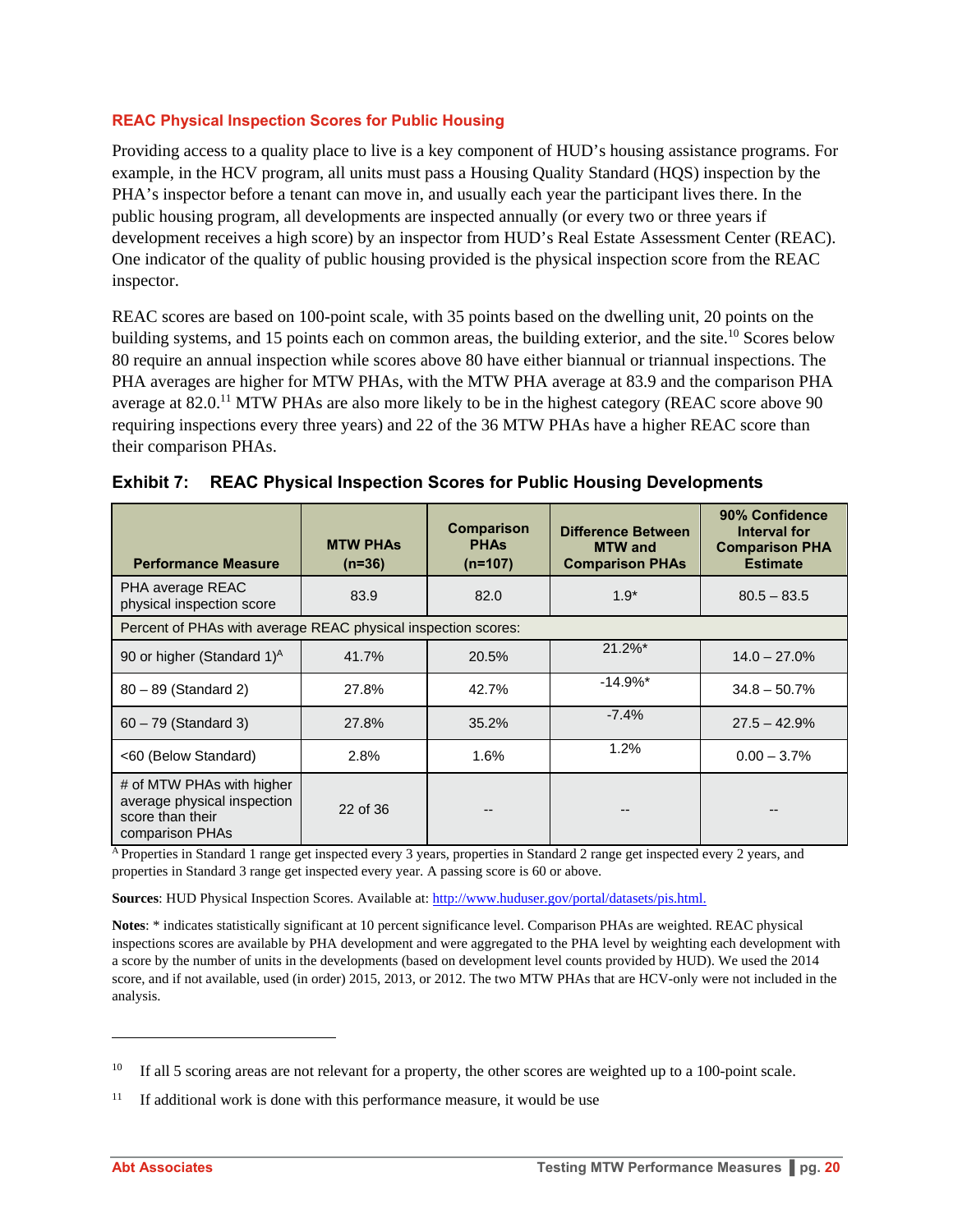### REAC Physical Inspection Scores for Public Housing

Providing access to a quality place to live is a key component of HUD's housing assistance programs. For example, in the HCV program, all units must pass a Housing Quality Standard (HQS) inspection by the PHA's inspector before a tenant can move in, and usually each year the participant lives there. In the public housing program, all developments are inspected annually (or every two or three years if development receives a high score) by an inspector from HUD's Real Estate Assessment Center (REAC). One indicator of the quality of public housing provided is the physical inspection score from the REAC inspector.

REAC scores are based on 100-point scale, with 35 points based on the dwelling unit, 20 points on the building systems, and 15 points each on common areas, the building exterior, and the site.[10] Scores below 80 require an annual inspection while scores above 80 have either biannual or triannual inspections. The PHA averages are higher for MTW PHAs, with the MTW PHA average at 83.9 and the comparison PHA average at 82.0.[11] MTW PHAs are also more likely to be in the highest category (REAC score above 90 requiring inspections every three years) and 22 of the 36 MTW PHAs have a higher REAC score than their comparison PHAs.

**Exhibit 7: REAC Physical Inspection Scores for Public Housing Developments**

| Performance Measure | MTW PHAs (n=36) | Comparison PHAs (n=107) | Difference Between MTW and Comparison PHAs | 90% Confidence Interval for Comparison PHA Estimate |
|---|---|---|---|---|
| PHA average REAC physical inspection score | 83.9 | 82.0 | 1.9* | 80.5 – 83.5 |
| Percent of PHAs with average REAC physical inspection scores: | | | | |
| 90 or higher (Standard 1)[A] | 41.7% | 20.5% | 21.2%* | 14.0 – 27.0% |
| 80 – 89 (Standard 2) | 27.8% | 42.7% | -14.9%* | 34.8 – 50.7% |
| 60 – 79 (Standard 3) | 27.8% | 35.2% | -7.4% | 27.5 – 42.9% |
| <60 (Below Standard) | 2.8% | 1.6% | 1.2% | 0.00 – 3.7% |
| # of MTW PHAs with higher average physical inspection score than their comparison PHAs | 22 of 36 | -- | -- | -- |

[A] Properties in Standard 1 range get inspected every 3 years, properties in Standard 2 range get inspected every 2 years, and properties in Standard 3 range get inspected every year. A passing score is 60 or above.

**Sources**: HUD Physical Inspection Scores. Available at: http://www.huduser.gov/portal/datasets/pis.html.

**Notes**: * indicates statistically significant at 10 percent significance level. Comparison PHAs are weighted. REAC physical inspections scores are available by PHA development and were aggregated to the PHA level by weighting each development with a score by the number of units in the developments (based on development level counts provided by HUD). We used the 2014 score, and if not available, used (in order) 2015, 2013, or 2012. The two MTW PHAs that are HCV-only were not included in the analysis.

---

[10] If all 5 scoring areas are not relevant for a property, the other scores are weighted up to a 100-point scale.

[11] If additional work is done with this performance measure, it would be use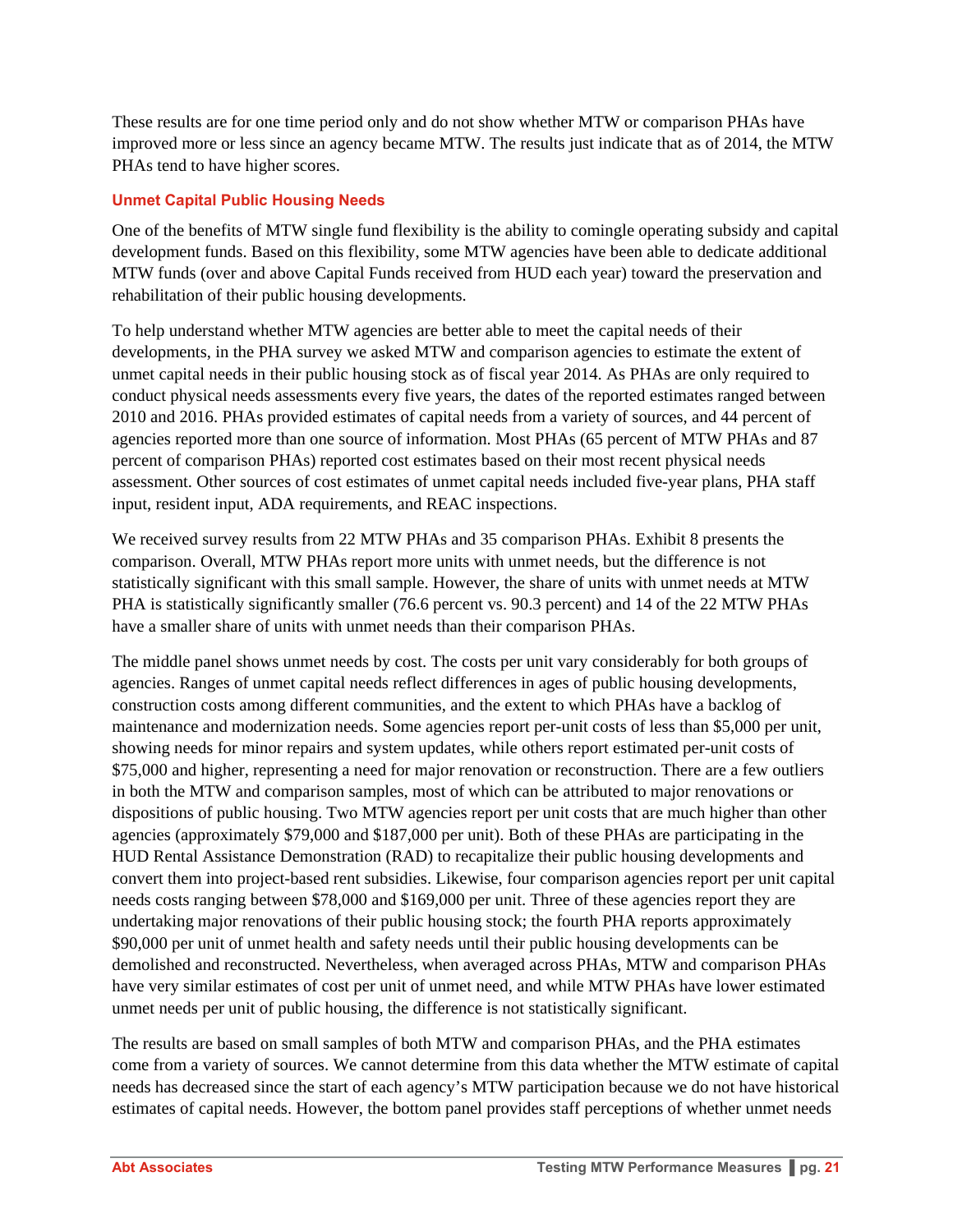These results are for one time period only and do not show whether MTW or comparison PHAs have improved more or less since an agency became MTW. The results just indicate that as of 2014, the MTW PHAs tend to have higher scores.

### Unmet Capital Public Housing Needs

One of the benefits of MTW single fund flexibility is the ability to comingle operating subsidy and capital development funds. Based on this flexibility, some MTW agencies have been able to dedicate additional MTW funds (over and above Capital Funds received from HUD each year) toward the preservation and rehabilitation of their public housing developments.

To help understand whether MTW agencies are better able to meet the capital needs of their developments, in the PHA survey we asked MTW and comparison agencies to estimate the extent of unmet capital needs in their public housing stock as of fiscal year 2014. As PHAs are only required to conduct physical needs assessments every five years, the dates of the reported estimates ranged between 2010 and 2016. PHAs provided estimates of capital needs from a variety of sources, and 44 percent of agencies reported more than one source of information. Most PHAs (65 percent of MTW PHAs and 87 percent of comparison PHAs) reported cost estimates based on their most recent physical needs assessment. Other sources of cost estimates of unmet capital needs included five-year plans, PHA staff input, resident input, ADA requirements, and REAC inspections.

We received survey results from 22 MTW PHAs and 35 comparison PHAs. Exhibit 8 presents the comparison. Overall, MTW PHAs report more units with unmet needs, but the difference is not statistically significant with this small sample. However, the share of units with unmet needs at MTW PHA is statistically significantly smaller (76.6 percent vs. 90.3 percent) and 14 of the 22 MTW PHAs have a smaller share of units with unmet needs than their comparison PHAs.

The middle panel shows unmet needs by cost. The costs per unit vary considerably for both groups of agencies. Ranges of unmet capital needs reflect differences in ages of public housing developments, construction costs among different communities, and the extent to which PHAs have a backlog of maintenance and modernization needs. Some agencies report per-unit costs of less than $5,000 per unit, showing needs for minor repairs and system updates, while others report estimated per-unit costs of $75,000 and higher, representing a need for major renovation or reconstruction. There are a few outliers in both the MTW and comparison samples, most of which can be attributed to major renovations or dispositions of public housing. Two MTW agencies report per unit costs that are much higher than other agencies (approximately $79,000 and $187,000 per unit). Both of these PHAs are participating in the HUD Rental Assistance Demonstration (RAD) to recapitalize their public housing developments and convert them into project-based rent subsidies. Likewise, four comparison agencies report per unit capital needs costs ranging between $78,000 and $169,000 per unit. Three of these agencies report they are undertaking major renovations of their public housing stock; the fourth PHA reports approximately $90,000 per unit of unmet health and safety needs until their public housing developments can be demolished and reconstructed. Nevertheless, when averaged across PHAs, MTW and comparison PHAs have very similar estimates of cost per unit of unmet need, and while MTW PHAs have lower estimated unmet needs per unit of public housing, the difference is not statistically significant.

The results are based on small samples of both MTW and comparison PHAs, and the PHA estimates come from a variety of sources. We cannot determine from this data whether the MTW estimate of capital needs has decreased since the start of each agency's MTW participation because we do not have historical estimates of capital needs. However, the bottom panel provides staff perceptions of whether unmet needs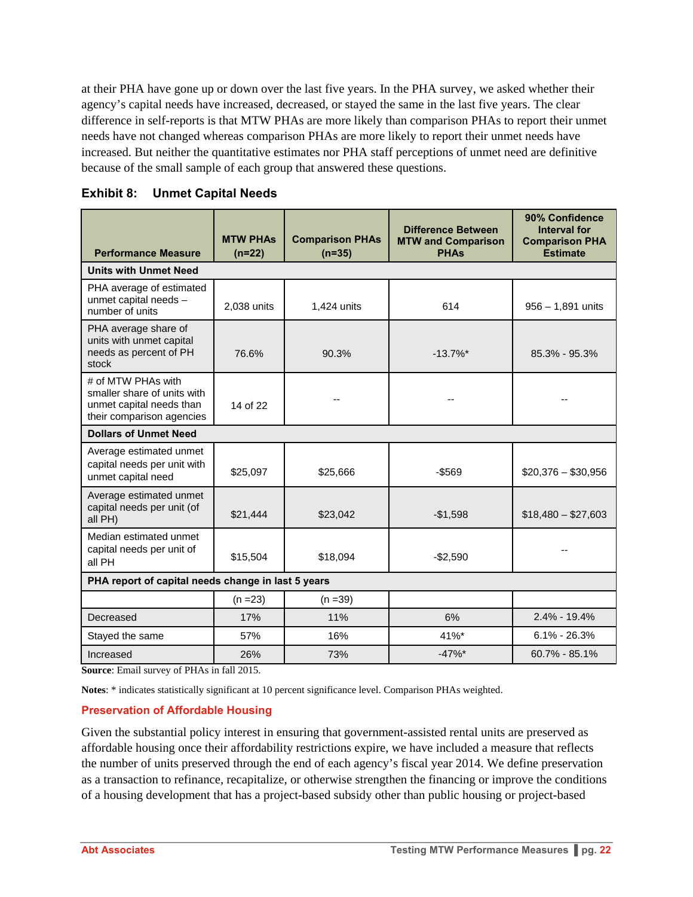at their PHA have gone up or down over the last five years. In the PHA survey, we asked whether their agency's capital needs have increased, decreased, or stayed the same in the last five years. The clear difference in self-reports is that MTW PHAs are more likely than comparison PHAs to report their unmet needs have not changed whereas comparison PHAs are more likely to report their unmet needs have increased. But neither the quantitative estimates nor PHA staff perceptions of unmet need are definitive because of the small sample of each group that answered these questions.

**Exhibit 8: Unmet Capital Needs**

| Performance Measure | MTW PHAs (n=22) | Comparison PHAs (n=35) | Difference Between MTW and Comparison PHAs | 90% Confidence Interval for Comparison PHA Estimate |
|---|---|---|---|---|
| **Units with Unmet Need** | | | | |
| PHA average of estimated unmet capital needs – number of units | 2,038 units | 1,424 units | 614 | 956 – 1,891 units |
| PHA average share of units with unmet capital needs as percent of PH stock | 76.6% | 90.3% | -13.7%* | 85.3% - 95.3% |
| # of MTW PHAs with smaller share of units with unmet capital needs than their comparison agencies | 14 of 22 | -- | -- | -- |
| **Dollars of Unmet Need** | | | | |
| Average estimated unmet capital needs per unit with unmet capital need | $25,097 | $25,666 | -$569 | $20,376 – $30,956 |
| Average estimated unmet capital needs per unit (of all PH) | $21,444 | $23,042 | -$1,598 | $18,480 – $27,603 |
| Median estimated unmet capital needs per unit of all PH | $15,504 | $18,094 | -$2,590 | -- |
| **PHA report of capital needs change in last 5 years** | | | | |
| | (n =23) | (n =39) | | |
| Decreased | 17% | 11% | 6% | 2.4% - 19.4% |
| Stayed the same | 57% | 16% | 41%* | 6.1% - 26.3% |
| Increased | 26% | 73% | -47%* | 60.7% - 85.1% |

**Source**: Email survey of PHAs in fall 2015.

**Notes**: * indicates statistically significant at 10 percent significance level. Comparison PHAs weighted.

### Preservation of Affordable Housing

Given the substantial policy interest in ensuring that government-assisted rental units are preserved as affordable housing once their affordability restrictions expire, we have included a measure that reflects the number of units preserved through the end of each agency's fiscal year 2014. We define preservation as a transaction to refinance, recapitalize, or otherwise strengthen the financing or improve the conditions of a housing development that has a project-based subsidy other than public housing or project-based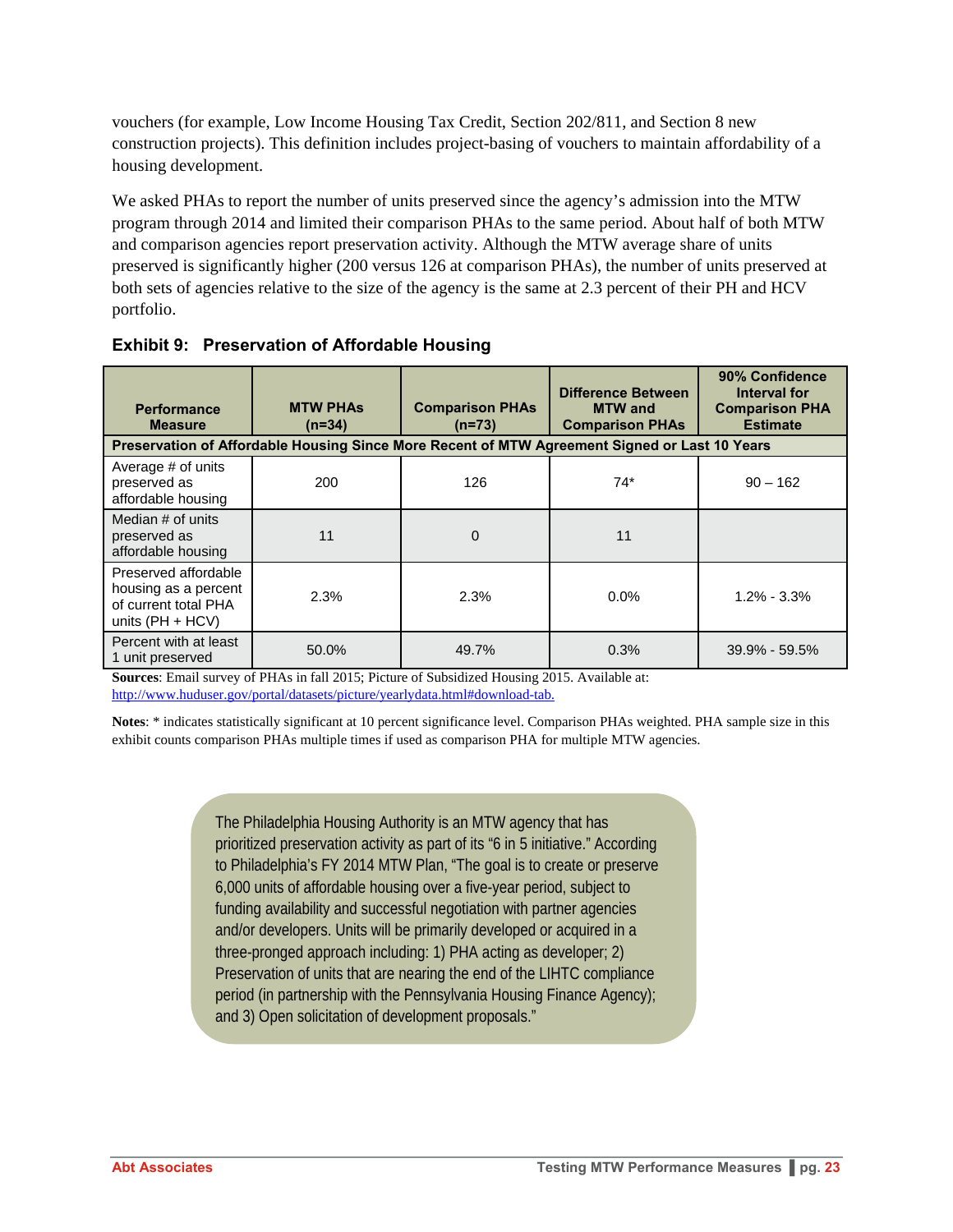vouchers (for example, Low Income Housing Tax Credit, Section 202/811, and Section 8 new construction projects). This definition includes project-basing of vouchers to maintain affordability of a housing development.

We asked PHAs to report the number of units preserved since the agency's admission into the MTW program through 2014 and limited their comparison PHAs to the same period. About half of both MTW and comparison agencies report preservation activity. Although the MTW average share of units preserved is significantly higher (200 versus 126 at comparison PHAs), the number of units preserved at both sets of agencies relative to the size of the agency is the same at 2.3 percent of their PH and HCV portfolio.

**Exhibit 9: Preservation of Affordable Housing**

| Performance Measure | MTW PHAs (n=34) | Comparison PHAs (n=73) | Difference Between MTW and Comparison PHAs | 90% Confidence Interval for Comparison PHA Estimate |
|---|---|---|---|---|
| **Preservation of Affordable Housing Since More Recent of MTW Agreement Signed or Last 10 Years** | | | | |
| Average # of units preserved as affordable housing | 200 | 126 | 74* | 90 – 162 |
| Median # of units preserved as affordable housing | 11 | 0 | 11 | |
| Preserved affordable housing as a percent of current total PHA units (PH + HCV) | 2.3% | 2.3% | 0.0% | 1.2% - 3.3% |
| Percent with at least 1 unit preserved | 50.0% | 49.7% | 0.3% | 39.9% - 59.5% |

**Sources**: Email survey of PHAs in fall 2015; Picture of Subsidized Housing 2015. Available at: http://www.huduser.gov/portal/datasets/picture/yearlydata.html#download-tab.

**Notes**: * indicates statistically significant at 10 percent significance level. Comparison PHAs weighted. PHA sample size in this exhibit counts comparison PHAs multiple times if used as comparison PHA for multiple MTW agencies.

> The Philadelphia Housing Authority is an MTW agency that has prioritized preservation activity as part of its "6 in 5 initiative." According to Philadelphia's FY 2014 MTW Plan, "The goal is to create or preserve 6,000 units of affordable housing over a five-year period, subject to funding availability and successful negotiation with partner agencies and/or developers. Units will be primarily developed or acquired in a three-pronged approach including: 1) PHA acting as developer; 2) Preservation of units that are nearing the end of the LIHTC compliance period (in partnership with the Pennsylvania Housing Finance Agency); and 3) Open solicitation of development proposals."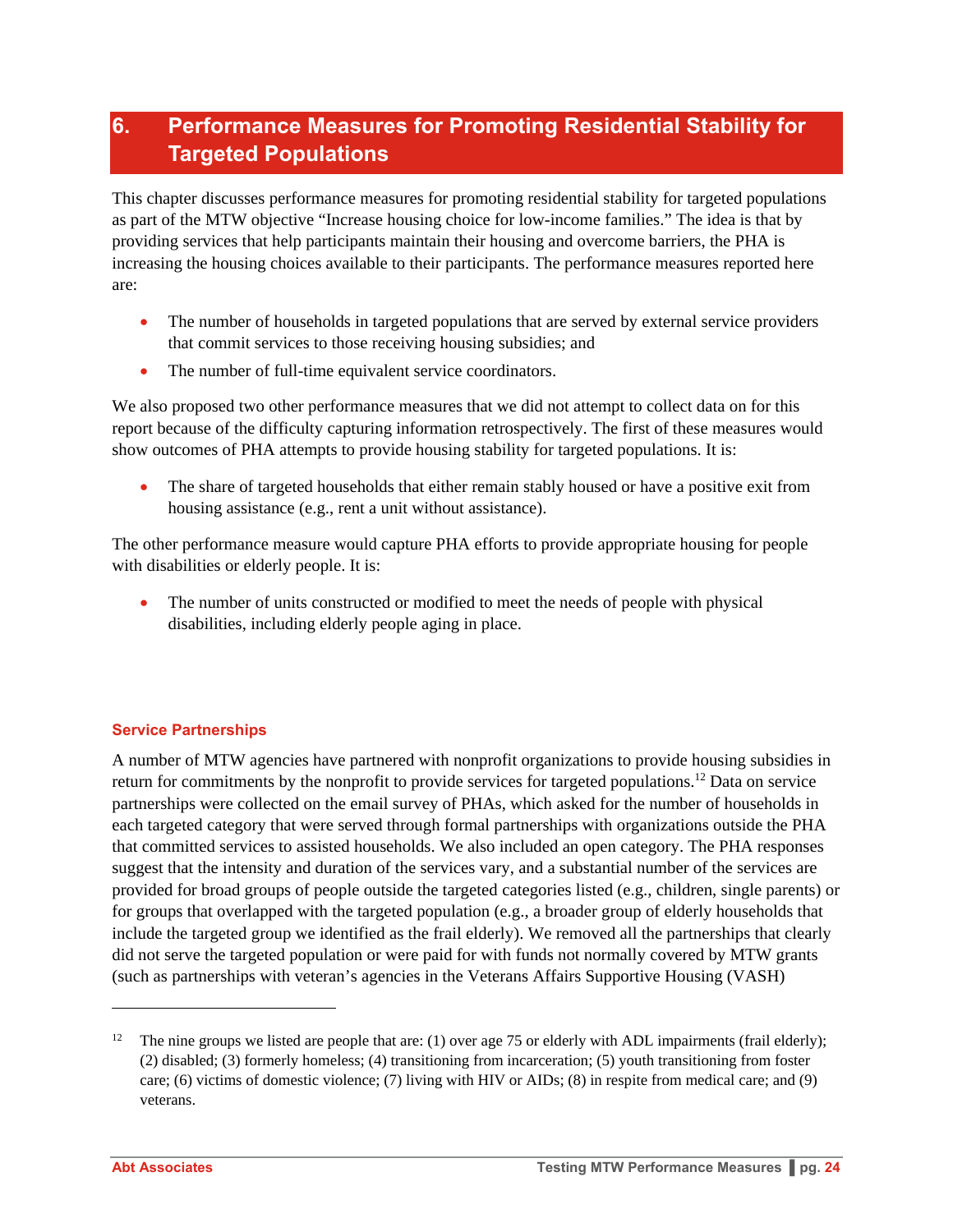# 6. Performance Measures for Promoting Residential Stability for Targeted Populations

This chapter discusses performance measures for promoting residential stability for targeted populations as part of the MTW objective "Increase housing choice for low-income families." The idea is that by providing services that help participants maintain their housing and overcome barriers, the PHA is increasing the housing choices available to their participants. The performance measures reported here are:

- The number of households in targeted populations that are served by external service providers that commit services to those receiving housing subsidies; and
- The number of full-time equivalent service coordinators.

We also proposed two other performance measures that we did not attempt to collect data on for this report because of the difficulty capturing information retrospectively. The first of these measures would show outcomes of PHA attempts to provide housing stability for targeted populations. It is:

- The share of targeted households that either remain stably housed or have a positive exit from housing assistance (e.g., rent a unit without assistance).

The other performance measure would capture PHA efforts to provide appropriate housing for people with disabilities or elderly people. It is:

- The number of units constructed or modified to meet the needs of people with physical disabilities, including elderly people aging in place.

### Service Partnerships

A number of MTW agencies have partnered with nonprofit organizations to provide housing subsidies in return for commitments by the nonprofit to provide services for targeted populations.[12] Data on service partnerships were collected on the email survey of PHAs, which asked for the number of households in each targeted category that were served through formal partnerships with organizations outside the PHA that committed services to assisted households. We also included an open category. The PHA responses suggest that the intensity and duration of the services vary, and a substantial number of the services are provided for broad groups of people outside the targeted categories listed (e.g., children, single parents) or for groups that overlapped with the targeted population (e.g., a broader group of elderly households that include the targeted group we identified as the frail elderly). We removed all the partnerships that clearly did not serve the targeted population or were paid for with funds not normally covered by MTW grants (such as partnerships with veteran's agencies in the Veterans Affairs Supportive Housing (VASH)

---

[12] The nine groups we listed are people that are: (1) over age 75 or elderly with ADL impairments (frail elderly); (2) disabled; (3) formerly homeless; (4) transitioning from incarceration; (5) youth transitioning from foster care; (6) victims of domestic violence; (7) living with HIV or AIDs; (8) in respite from medical care; and (9) veterans.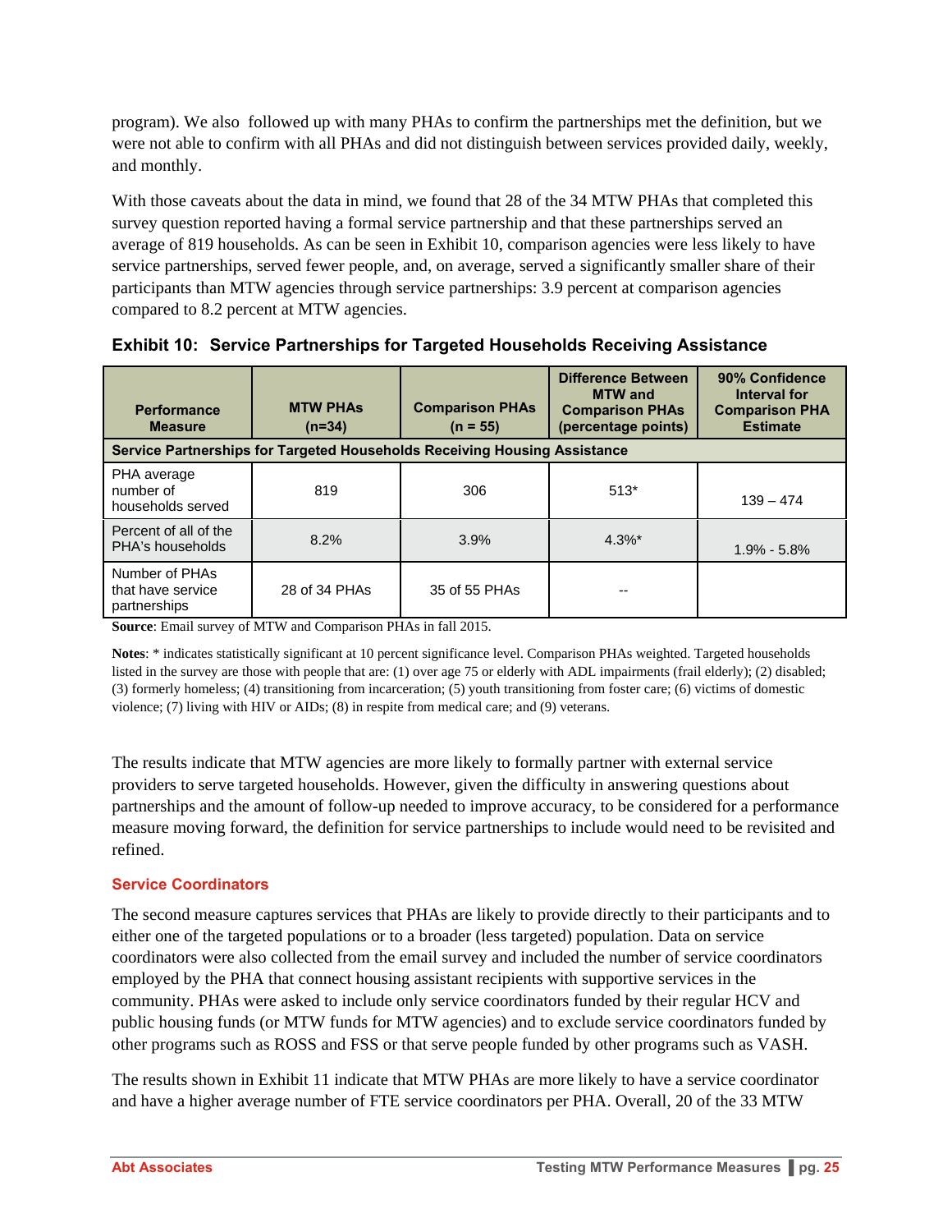program). We also followed up with many PHAs to confirm the partnerships met the definition, but we were not able to confirm with all PHAs and did not distinguish between services provided daily, weekly, and monthly.

With those caveats about the data in mind, we found that 28 of the 34 MTW PHAs that completed this survey question reported having a formal service partnership and that these partnerships served an average of 819 households. As can be seen in Exhibit 10, comparison agencies were less likely to have service partnerships, served fewer people, and, on average, served a significantly smaller share of their participants than MTW agencies through service partnerships: 3.9 percent at comparison agencies compared to 8.2 percent at MTW agencies.

**Exhibit 10: Service Partnerships for Targeted Households Receiving Assistance**

| Performance Measure | MTW PHAs (n=34) | Comparison PHAs (n = 55) | Difference Between MTW and Comparison PHAs (percentage points) | 90% Confidence Interval for Comparison PHA Estimate |
|---|---|---|---|---|
| **Service Partnerships for Targeted Households Receiving Housing Assistance** | | | | |
| PHA average number of households served | 819 | 306 | 513* | 139 – 474 |
| Percent of all of the PHA's households | 8.2% | 3.9% | 4.3%* | 1.9% - 5.8% |
| Number of PHAs that have service partnerships | 28 of 34 PHAs | 35 of 55 PHAs | -- | |

**Source**: Email survey of MTW and Comparison PHAs in fall 2015.

**Notes**: * indicates statistically significant at 10 percent significance level. Comparison PHAs weighted. Targeted households listed in the survey are those with people that are: (1) over age 75 or elderly with ADL impairments (frail elderly); (2) disabled; (3) formerly homeless; (4) transitioning from incarceration; (5) youth transitioning from foster care; (6) victims of domestic violence; (7) living with HIV or AIDs; (8) in respite from medical care; and (9) veterans.

The results indicate that MTW agencies are more likely to formally partner with external service providers to serve targeted households. However, given the difficulty in answering questions about partnerships and the amount of follow-up needed to improve accuracy, to be considered for a performance measure moving forward, the definition for service partnerships to include would need to be revisited and refined.

### Service Coordinators

The second measure captures services that PHAs are likely to provide directly to their participants and to either one of the targeted populations or to a broader (less targeted) population. Data on service coordinators were also collected from the email survey and included the number of service coordinators employed by the PHA that connect housing assistant recipients with supportive services in the community. PHAs were asked to include only service coordinators funded by their regular HCV and public housing funds (or MTW funds for MTW agencies) and to exclude service coordinators funded by other programs such as ROSS and FSS or that serve people funded by other programs such as VASH.

The results shown in Exhibit 11 indicate that MTW PHAs are more likely to have a service coordinator and have a higher average number of FTE service coordinators per PHA. Overall, 20 of the 33 MTW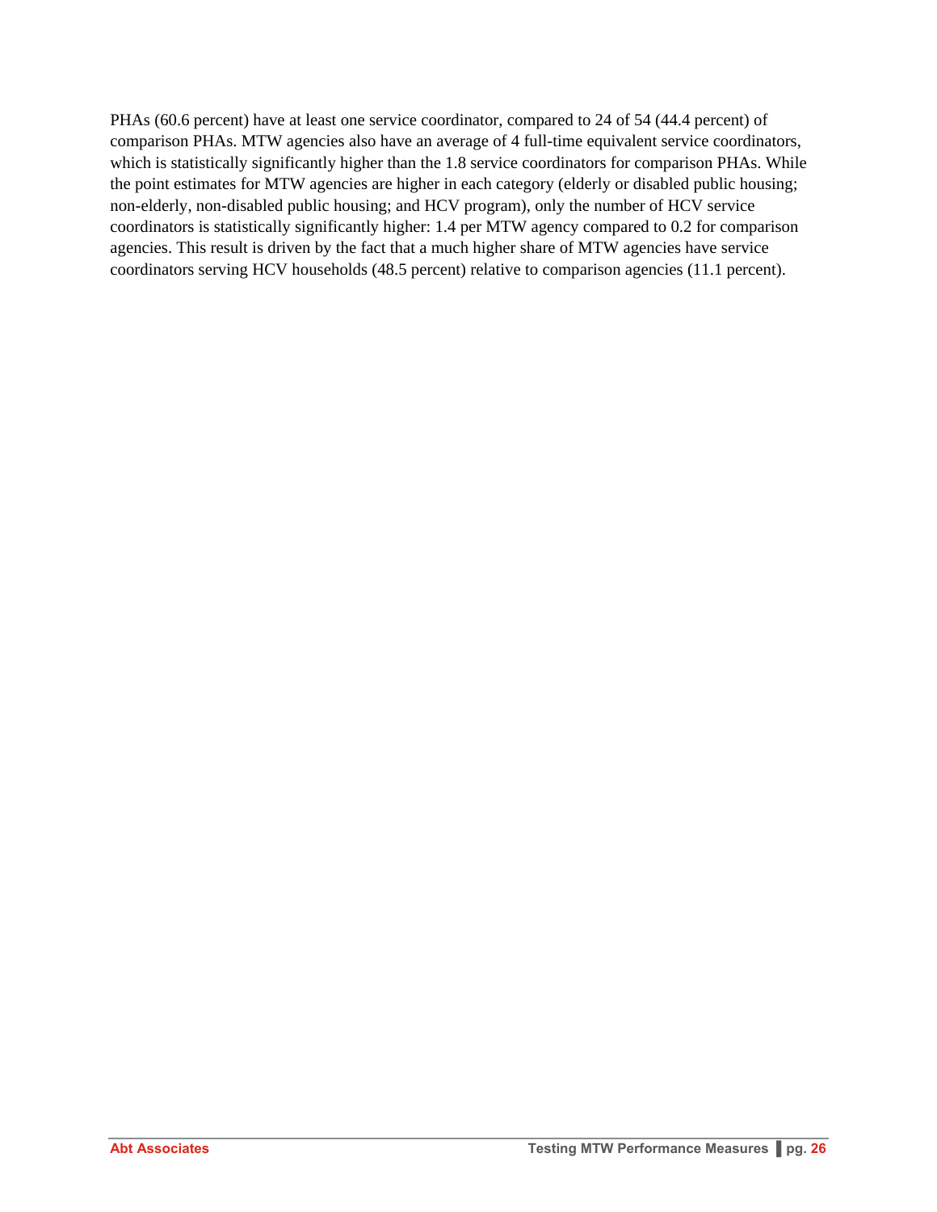PHAs (60.6 percent) have at least one service coordinator, compared to 24 of 54 (44.4 percent) of comparison PHAs. MTW agencies also have an average of 4 full-time equivalent service coordinators, which is statistically significantly higher than the 1.8 service coordinators for comparison PHAs. While the point estimates for MTW agencies are higher in each category (elderly or disabled public housing; non-elderly, non-disabled public housing; and HCV program), only the number of HCV service coordinators is statistically significantly higher: 1.4 per MTW agency compared to 0.2 for comparison agencies. This result is driven by the fact that a much higher share of MTW agencies have service coordinators serving HCV households (48.5 percent) relative to comparison agencies (11.1 percent).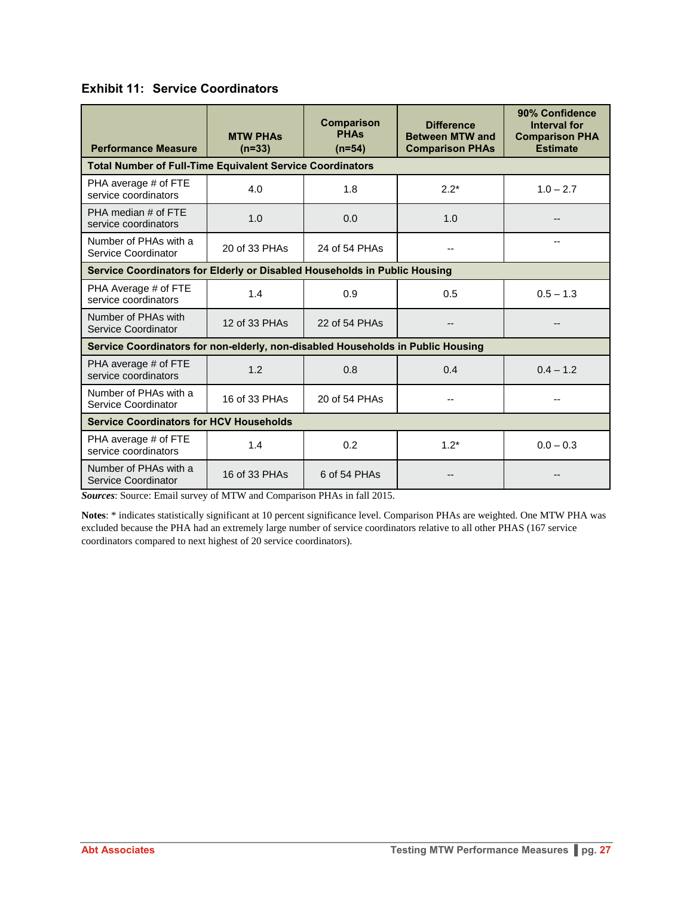### Exhibit 11: Service Coordinators

| Performance Measure | MTW PHAs (n=33) | Comparison PHAs (n=54) | Difference Between MTW and Comparison PHAs | 90% Confidence Interval for Comparison PHA Estimate |
|---|---|---|---|---|
| **Total Number of Full-Time Equivalent Service Coordinators** | | | | |
| PHA average # of FTE service coordinators | 4.0 | 1.8 | 2.2* | 1.0 – 2.7 |
| PHA median # of FTE service coordinators | 1.0 | 0.0 | 1.0 | -- |
| Number of PHAs with a Service Coordinator | 20 of 33 PHAs | 24 of 54 PHAs | -- | -- |
| **Service Coordinators for Elderly or Disabled Households in Public Housing** | | | | |
| PHA Average # of FTE service coordinators | 1.4 | 0.9 | 0.5 | 0.5 – 1.3 |
| Number of PHAs with Service Coordinator | 12 of 33 PHAs | 22 of 54 PHAs | -- | -- |
| **Service Coordinators for non-elderly, non-disabled Households in Public Housing** | | | | |
| PHA average # of FTE service coordinators | 1.2 | 0.8 | 0.4 | 0.4 – 1.2 |
| Number of PHAs with a Service Coordinator | 16 of 33 PHAs | 20 of 54 PHAs | -- | -- |
| **Service Coordinators for HCV Households** | | | | |
| PHA average # of FTE service coordinators | 1.4 | 0.2 | 1.2* | 0.0 – 0.3 |
| Number of PHAs with a Service Coordinator | 16 of 33 PHAs | 6 of 54 PHAs | -- | -- |

***Sources***: Source: Email survey of MTW and Comparison PHAs in fall 2015.

**Notes**: * indicates statistically significant at 10 percent significance level. Comparison PHAs are weighted. One MTW PHA was excluded because the PHA had an extremely large number of service coordinators relative to all other PHAS (167 service coordinators compared to next highest of 20 service coordinators).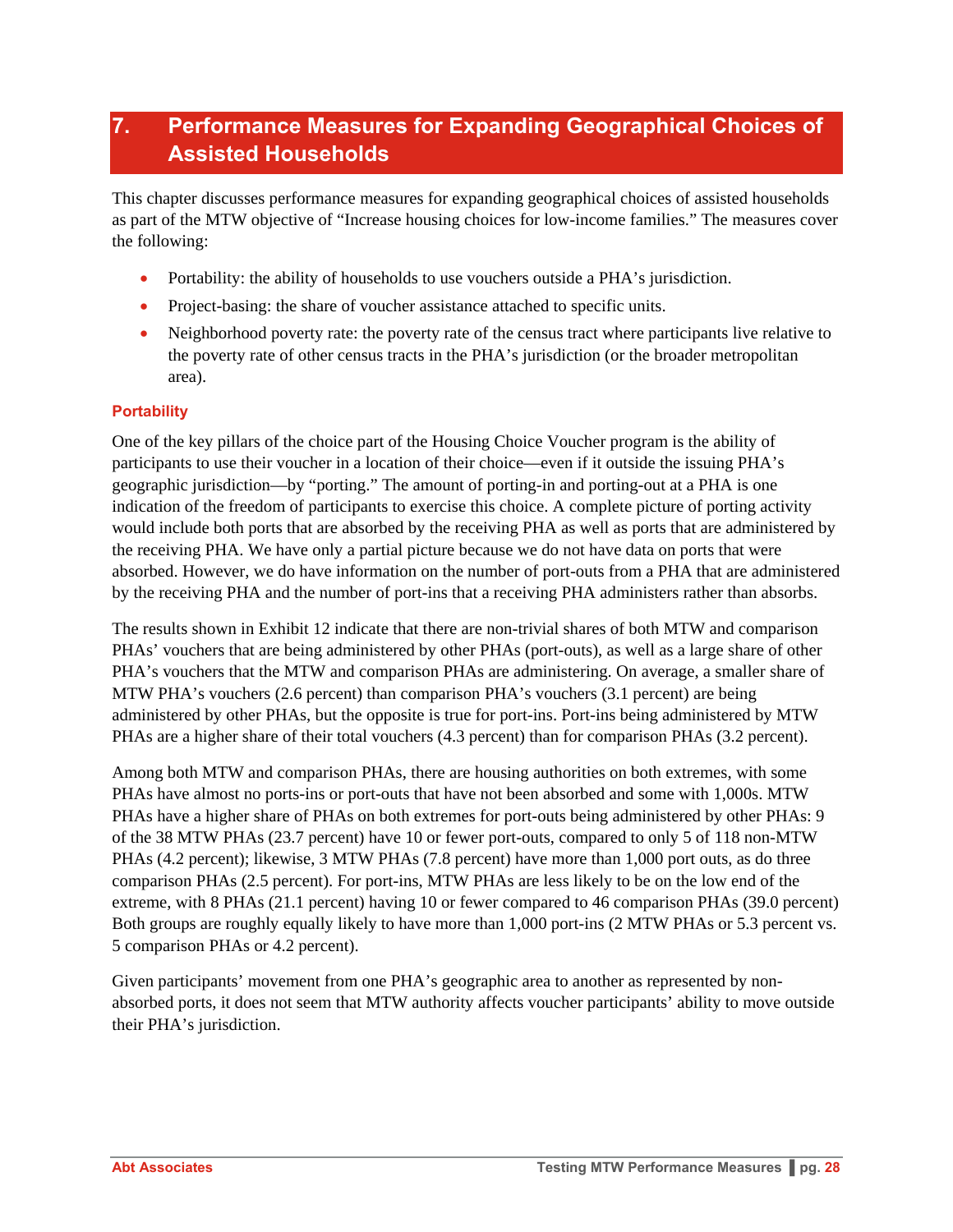## 7. Performance Measures for Expanding Geographical Choices of Assisted Households

This chapter discusses performance measures for expanding geographical choices of assisted households as part of the MTW objective of "Increase housing choices for low-income families." The measures cover the following:

- Portability: the ability of households to use vouchers outside a PHA's jurisdiction.
- Project-basing: the share of voucher assistance attached to specific units.
- Neighborhood poverty rate: the poverty rate of the census tract where participants live relative to the poverty rate of other census tracts in the PHA's jurisdiction (or the broader metropolitan area).

### Portability

One of the key pillars of the choice part of the Housing Choice Voucher program is the ability of participants to use their voucher in a location of their choice—even if it outside the issuing PHA's geographic jurisdiction—by "porting." The amount of porting-in and porting-out at a PHA is one indication of the freedom of participants to exercise this choice. A complete picture of porting activity would include both ports that are absorbed by the receiving PHA as well as ports that are administered by the receiving PHA. We have only a partial picture because we do not have data on ports that were absorbed. However, we do have information on the number of port-outs from a PHA that are administered by the receiving PHA and the number of port-ins that a receiving PHA administers rather than absorbs.

The results shown in Exhibit 12 indicate that there are non-trivial shares of both MTW and comparison PHAs' vouchers that are being administered by other PHAs (port-outs), as well as a large share of other PHA's vouchers that the MTW and comparison PHAs are administering. On average, a smaller share of MTW PHA's vouchers (2.6 percent) than comparison PHA's vouchers (3.1 percent) are being administered by other PHAs, but the opposite is true for port-ins. Port-ins being administered by MTW PHAs are a higher share of their total vouchers (4.3 percent) than for comparison PHAs (3.2 percent).

Among both MTW and comparison PHAs, there are housing authorities on both extremes, with some PHAs have almost no ports-ins or port-outs that have not been absorbed and some with 1,000s. MTW PHAs have a higher share of PHAs on both extremes for port-outs being administered by other PHAs: 9 of the 38 MTW PHAs (23.7 percent) have 10 or fewer port-outs, compared to only 5 of 118 non-MTW PHAs (4.2 percent); likewise, 3 MTW PHAs (7.8 percent) have more than 1,000 port outs, as do three comparison PHAs (2.5 percent). For port-ins, MTW PHAs are less likely to be on the low end of the extreme, with 8 PHAs (21.1 percent) having 10 or fewer compared to 46 comparison PHAs (39.0 percent) Both groups are roughly equally likely to have more than 1,000 port-ins (2 MTW PHAs or 5.3 percent vs. 5 comparison PHAs or 4.2 percent).

Given participants' movement from one PHA's geographic area to another as represented by non-absorbed ports, it does not seem that MTW authority affects voucher participants' ability to move outside their PHA's jurisdiction.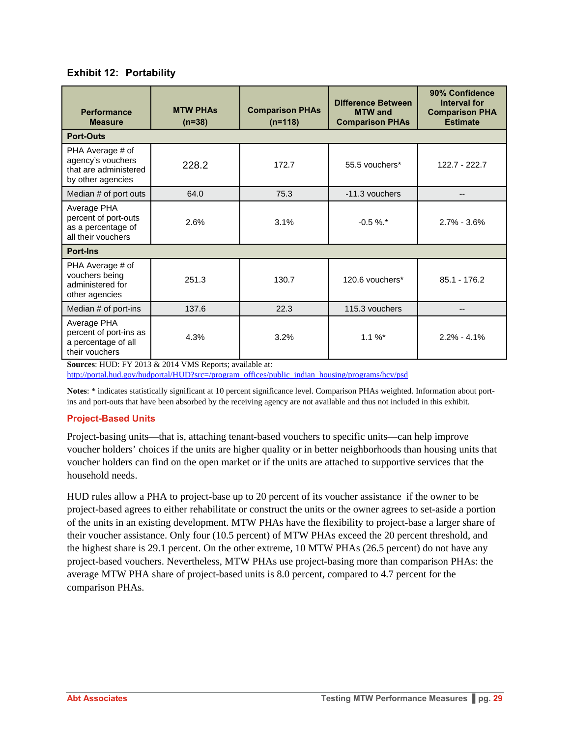### Exhibit 12: Portability

| Performance Measure | MTW PHAs (n=38) | Comparison PHAs (n=118) | Difference Between MTW and Comparison PHAs | 90% Confidence Interval for Comparison PHA Estimate |
|---|---|---|---|---|
| **Port-Outs** | | | | |
| PHA Average # of agency's vouchers that are administered by other agencies | 228.2 | 172.7 | 55.5 vouchers* | 122.7 - 222.7 |
| Median # of port outs | 64.0 | 75.3 | -11.3 vouchers | -- |
| Average PHA percent of port-outs as a percentage of all their vouchers | 2.6% | 3.1% | -0.5 %.* | 2.7% - 3.6% |
| **Port-Ins** | | | | |
| PHA Average # of vouchers being administered for other agencies | 251.3 | 130.7 | 120.6 vouchers* | 85.1 - 176.2 |
| Median # of port-ins | 137.6 | 22.3 | 115.3 vouchers | -- |
| Average PHA percent of port-ins as a percentage of all their vouchers | 4.3% | 3.2% | 1.1 %* | 2.2% - 4.1% |

**Sources**: HUD: FY 2013 & 2014 VMS Reports; available at: http://portal.hud.gov/hudportal/HUD?src=/program_offices/public_indian_housing/programs/hcv/psd

**Notes**: * indicates statistically significant at 10 percent significance level. Comparison PHAs weighted. Information about port-ins and port-outs that have been absorbed by the receiving agency are not available and thus not included in this exhibit.

### Project-Based Units

Project-basing units—that is, attaching tenant-based vouchers to specific units—can help improve voucher holders' choices if the units are higher quality or in better neighborhoods than housing units that voucher holders can find on the open market or if the units are attached to supportive services that the household needs.

HUD rules allow a PHA to project-base up to 20 percent of its voucher assistance if the owner to be project-based agrees to either rehabilitate or construct the units or the owner agrees to set-aside a portion of the units in an existing development. MTW PHAs have the flexibility to project-base a larger share of their voucher assistance. Only four (10.5 percent) of MTW PHAs exceed the 20 percent threshold, and the highest share is 29.1 percent. On the other extreme, 10 MTW PHAs (26.5 percent) do not have any project-based vouchers. Nevertheless, MTW PHAs use project-basing more than comparison PHAs: the average MTW PHA share of project-based units is 8.0 percent, compared to 4.7 percent for the comparison PHAs.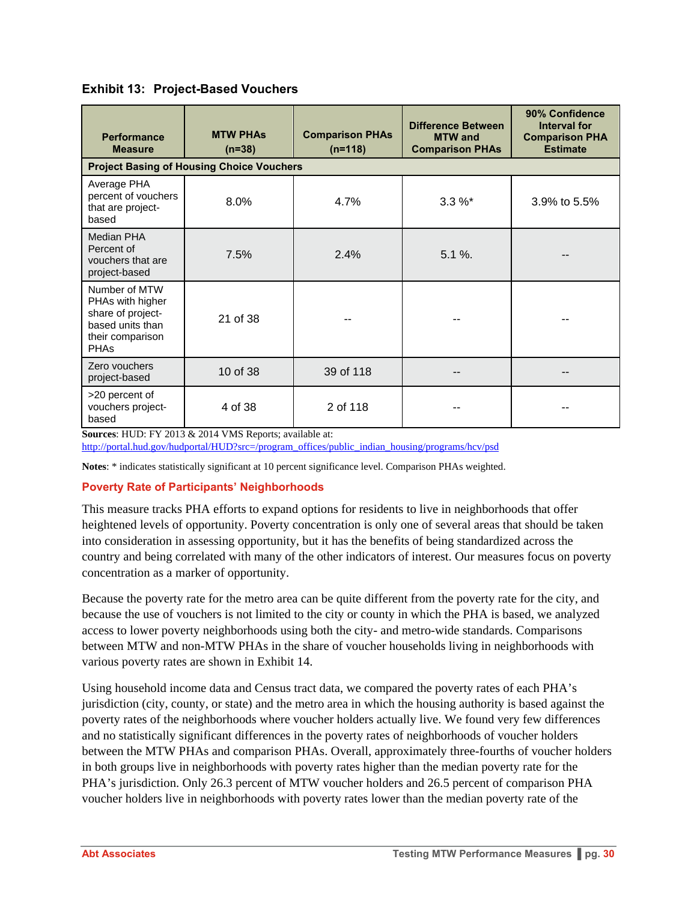**Exhibit 13: Project-Based Vouchers**

| Performance Measure | MTW PHAs (n=38) | Comparison PHAs (n=118) | Difference Between MTW and Comparison PHAs | 90% Confidence Interval for Comparison PHA Estimate |
|---|---|---|---|---|
| **Project Basing of Housing Choice Vouchers** | | | | |
| Average PHA percent of vouchers that are project-based | 8.0% | 4.7% | 3.3 %* | 3.9% to 5.5% |
| Median PHA Percent of vouchers that are project-based | 7.5% | 2.4% | 5.1 %. | -- |
| Number of MTW PHAs with higher share of project-based units than their comparison PHAs | 21 of 38 | -- | -- | -- |
| Zero vouchers project-based | 10 of 38 | 39 of 118 | -- | -- |
| >20 percent of vouchers project-based | 4 of 38 | 2 of 118 | -- | -- |

**Sources**: HUD: FY 2013 & 2014 VMS Reports; available at: http://portal.hud.gov/hudportal/HUD?src=/program_offices/public_indian_housing/programs/hcv/psd

**Notes**: * indicates statistically significant at 10 percent significance level. Comparison PHAs weighted.

### Poverty Rate of Participants' Neighborhoods

This measure tracks PHA efforts to expand options for residents to live in neighborhoods that offer heightened levels of opportunity. Poverty concentration is only one of several areas that should be taken into consideration in assessing opportunity, but it has the benefits of being standardized across the country and being correlated with many of the other indicators of interest. Our measures focus on poverty concentration as a marker of opportunity.

Because the poverty rate for the metro area can be quite different from the poverty rate for the city, and because the use of vouchers is not limited to the city or county in which the PHA is based, we analyzed access to lower poverty neighborhoods using both the city- and metro-wide standards. Comparisons between MTW and non-MTW PHAs in the share of voucher households living in neighborhoods with various poverty rates are shown in Exhibit 14.

Using household income data and Census tract data, we compared the poverty rates of each PHA's jurisdiction (city, county, or state) and the metro area in which the housing authority is based against the poverty rates of the neighborhoods where voucher holders actually live. We found very few differences and no statistically significant differences in the poverty rates of neighborhoods of voucher holders between the MTW PHAs and comparison PHAs. Overall, approximately three-fourths of voucher holders in both groups live in neighborhoods with poverty rates higher than the median poverty rate for the PHA's jurisdiction. Only 26.3 percent of MTW voucher holders and 26.5 percent of comparison PHA voucher holders live in neighborhoods with poverty rates lower than the median poverty rate of the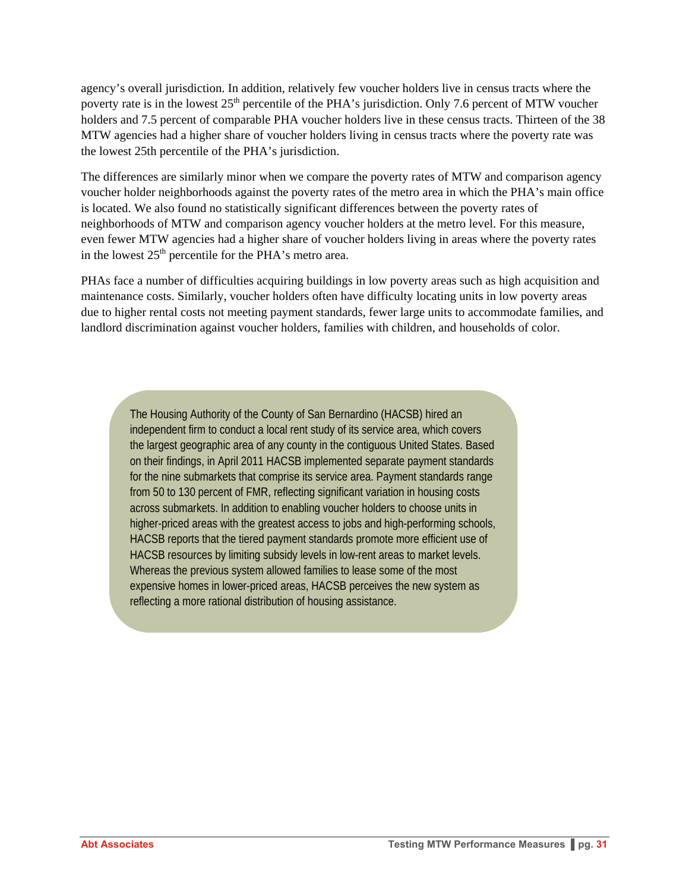agency's overall jurisdiction. In addition, relatively few voucher holders live in census tracts where the poverty rate is in the lowest 25th percentile of the PHA's jurisdiction. Only 7.6 percent of MTW voucher holders and 7.5 percent of comparable PHA voucher holders live in these census tracts. Thirteen of the 38 MTW agencies had a higher share of voucher holders living in census tracts where the poverty rate was the lowest 25th percentile of the PHA's jurisdiction.

The differences are similarly minor when we compare the poverty rates of MTW and comparison agency voucher holder neighborhoods against the poverty rates of the metro area in which the PHA's main office is located. We also found no statistically significant differences between the poverty rates of neighborhoods of MTW and comparison agency voucher holders at the metro level. For this measure, even fewer MTW agencies had a higher share of voucher holders living in areas where the poverty rates in the lowest 25th percentile for the PHA's metro area.

PHAs face a number of difficulties acquiring buildings in low poverty areas such as high acquisition and maintenance costs. Similarly, voucher holders often have difficulty locating units in low poverty areas due to higher rental costs not meeting payment standards, fewer large units to accommodate families, and landlord discrimination against voucher holders, families with children, and households of color.

> The Housing Authority of the County of San Bernardino (HACSB) hired an independent firm to conduct a local rent study of its service area, which covers the largest geographic area of any county in the contiguous United States. Based on their findings, in April 2011 HACSB implemented separate payment standards for the nine submarkets that comprise its service area. Payment standards range from 50 to 130 percent of FMR, reflecting significant variation in housing costs across submarkets. In addition to enabling voucher holders to choose units in higher-priced areas with the greatest access to jobs and high-performing schools, HACSB reports that the tiered payment standards promote more efficient use of HACSB resources by limiting subsidy levels in low-rent areas to market levels. Whereas the previous system allowed families to lease some of the most expensive homes in lower-priced areas, HACSB perceives the new system as reflecting a more rational distribution of housing assistance.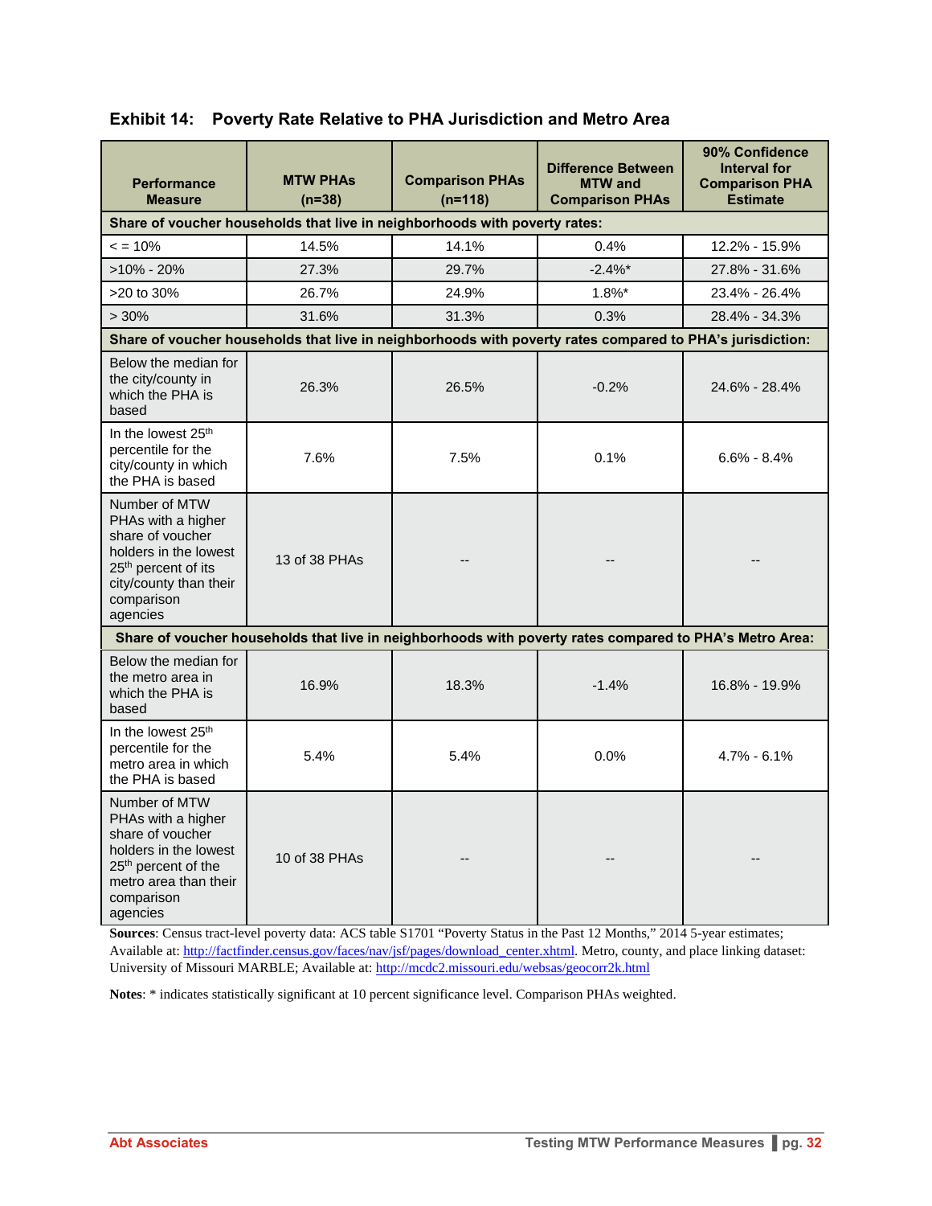### Exhibit 14: Poverty Rate Relative to PHA Jurisdiction and Metro Area

| Performance Measure | MTW PHAs (n=38) | Comparison PHAs (n=118) | Difference Between MTW and Comparison PHAs | 90% Confidence Interval for Comparison PHA Estimate |
|---|---|---|---|---|
| **Share of voucher households that live in neighborhoods with poverty rates:** | | | | |
| < = 10% | 14.5% | 14.1% | 0.4% | 12.2% - 15.9% |
| >10% - 20% | 27.3% | 29.7% | -2.4%* | 27.8% - 31.6% |
| >20 to 30% | 26.7% | 24.9% | 1.8%* | 23.4% - 26.4% |
| > 30% | 31.6% | 31.3% | 0.3% | 28.4% - 34.3% |
| **Share of voucher households that live in neighborhoods with poverty rates compared to PHA's jurisdiction:** | | | | |
| Below the median for the city/county in which the PHA is based | 26.3% | 26.5% | -0.2% | 24.6% - 28.4% |
| In the lowest 25th percentile for the city/county in which the PHA is based | 7.6% | 7.5% | 0.1% | 6.6% - 8.4% |
| Number of MTW PHAs with a higher share of voucher holders in the lowest 25th percent of its city/county than their comparison agencies | 13 of 38 PHAs | -- | -- | -- |
| **Share of voucher households that live in neighborhoods with poverty rates compared to PHA's Metro Area:** | | | | |
| Below the median for the metro area in which the PHA is based | 16.9% | 18.3% | -1.4% | 16.8% - 19.9% |
| In the lowest 25th percentile for the metro area in which the PHA is based | 5.4% | 5.4% | 0.0% | 4.7% - 6.1% |
| Number of MTW PHAs with a higher share of voucher holders in the lowest 25th percent of the metro area than their comparison agencies | 10 of 38 PHAs | -- | -- | -- |

**Sources**: Census tract-level poverty data: ACS table S1701 "Poverty Status in the Past 12 Months," 2014 5-year estimates; Available at: http://factfinder.census.gov/faces/nav/jsf/pages/download_center.xhtml. Metro, county, and place linking dataset: University of Missouri MARBLE; Available at: http://mcdc2.missouri.edu/websas/geocorr2k.html

**Notes**: * indicates statistically significant at 10 percent significance level. Comparison PHAs weighted.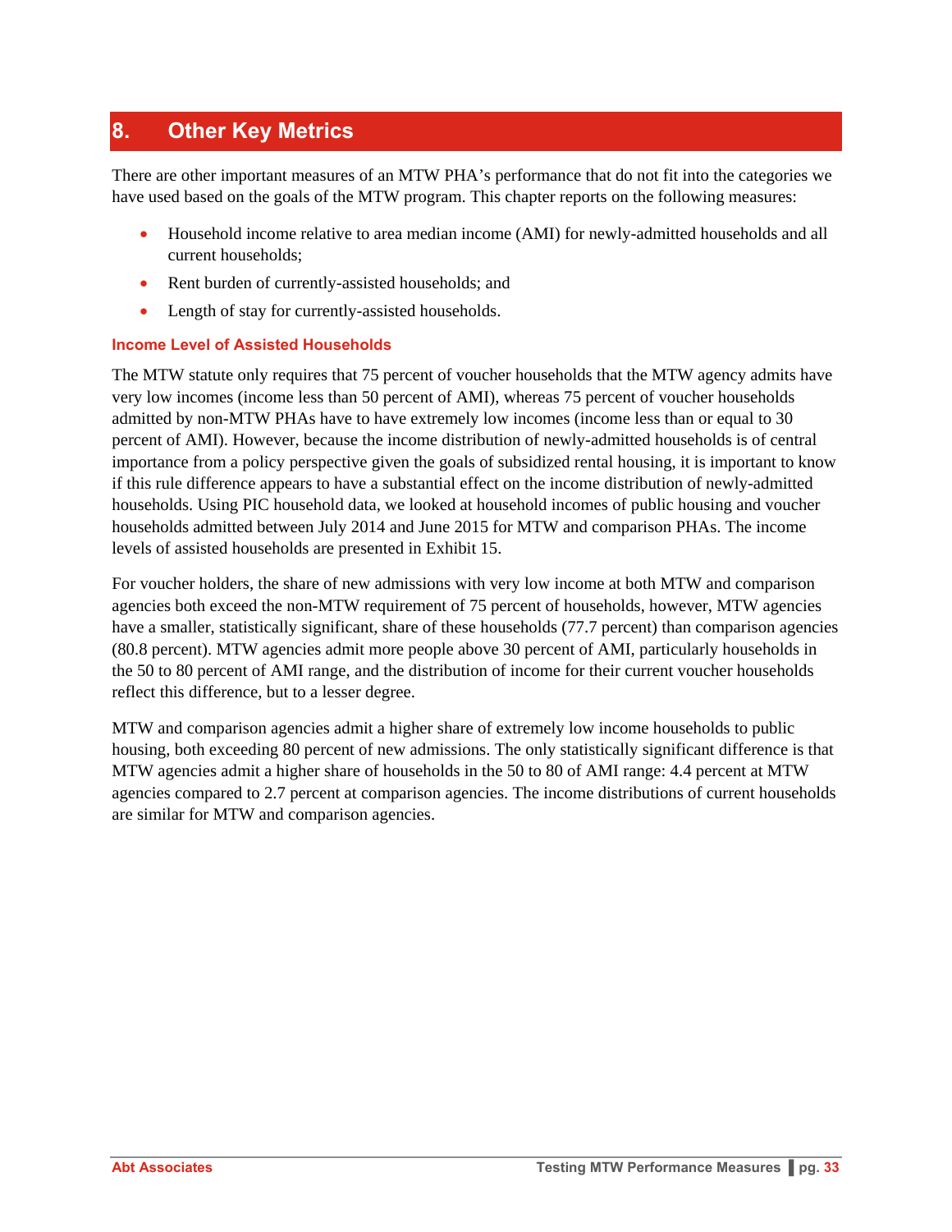# 8. Other Key Metrics

There are other important measures of an MTW PHA's performance that do not fit into the categories we have used based on the goals of the MTW program. This chapter reports on the following measures:

- Household income relative to area median income (AMI) for newly-admitted households and all current households;
- Rent burden of currently-assisted households; and
- Length of stay for currently-assisted households.

### Income Level of Assisted Households

The MTW statute only requires that 75 percent of voucher households that the MTW agency admits have very low incomes (income less than 50 percent of AMI), whereas 75 percent of voucher households admitted by non-MTW PHAs have to have extremely low incomes (income less than or equal to 30 percent of AMI). However, because the income distribution of newly-admitted households is of central importance from a policy perspective given the goals of subsidized rental housing, it is important to know if this rule difference appears to have a substantial effect on the income distribution of newly-admitted households. Using PIC household data, we looked at household incomes of public housing and voucher households admitted between July 2014 and June 2015 for MTW and comparison PHAs. The income levels of assisted households are presented in Exhibit 15.

For voucher holders, the share of new admissions with very low income at both MTW and comparison agencies both exceed the non-MTW requirement of 75 percent of households, however, MTW agencies have a smaller, statistically significant, share of these households (77.7 percent) than comparison agencies (80.8 percent). MTW agencies admit more people above 30 percent of AMI, particularly households in the 50 to 80 percent of AMI range, and the distribution of income for their current voucher households reflect this difference, but to a lesser degree.

MTW and comparison agencies admit a higher share of extremely low income households to public housing, both exceeding 80 percent of new admissions. The only statistically significant difference is that MTW agencies admit a higher share of households in the 50 to 80 of AMI range: 4.4 percent at MTW agencies compared to 2.7 percent at comparison agencies. The income distributions of current households are similar for MTW and comparison agencies.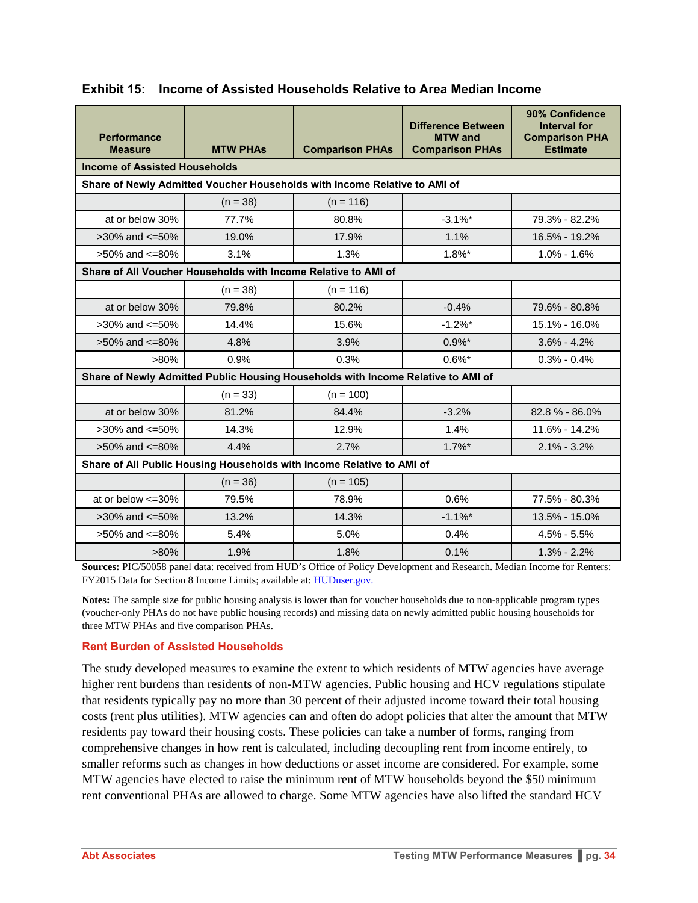**Exhibit 15: Income of Assisted Households Relative to Area Median Income**

| Performance Measure | MTW PHAs | Comparison PHAs | Difference Between MTW and Comparison PHAs | 90% Confidence Interval for Comparison PHA Estimate |
|---|---|---|---|---|
| **Income of Assisted Households** | | | | |
| **Share of Newly Admitted Voucher Households with Income Relative to AMI of** | | | | |
| | (n = 38) | (n = 116) | | |
| at or below 30% | 77.7% | 80.8% | -3.1%* | 79.3% - 82.2% |
| >30% and <=50% | 19.0% | 17.9% | 1.1% | 16.5% - 19.2% |
| >50% and <=80% | 3.1% | 1.3% | 1.8%* | 1.0% - 1.6% |
| **Share of All Voucher Households with Income Relative to AMI of** | | | | |
| | (n = 38) | (n = 116) | | |
| at or below 30% | 79.8% | 80.2% | -0.4% | 79.6% - 80.8% |
| >30% and <=50% | 14.4% | 15.6% | -1.2%* | 15.1% - 16.0% |
| >50% and <=80% | 4.8% | 3.9% | 0.9%* | 3.6% - 4.2% |
| >80% | 0.9% | 0.3% | 0.6%* | 0.3% - 0.4% |
| **Share of Newly Admitted Public Housing Households with Income Relative to AMI of** | | | | |
| | (n = 33) | (n = 100) | | |
| at or below 30% | 81.2% | 84.4% | -3.2% | 82.8 % - 86.0% |
| >30% and <=50% | 14.3% | 12.9% | 1.4% | 11.6% - 14.2% |
| >50% and <=80% | 4.4% | 2.7% | 1.7%* | 2.1% - 3.2% |
| **Share of All Public Housing Households with Income Relative to AMI of** | | | | |
| | (n = 36) | (n = 105) | | |
| at or below <=30% | 79.5% | 78.9% | 0.6% | 77.5% - 80.3% |
| >30% and <=50% | 13.2% | 14.3% | -1.1%* | 13.5% - 15.0% |
| >50% and <=80% | 5.4% | 5.0% | 0.4% | 4.5% - 5.5% |
| >80% | 1.9% | 1.8% | 0.1% | 1.3% - 2.2% |

**Sources:** PIC/50058 panel data: received from HUD's Office of Policy Development and Research. Median Income for Renters: FY2015 Data for Section 8 Income Limits; available at: HUDuser.gov.

**Notes:** The sample size for public housing analysis is lower than for voucher households due to non-applicable program types (voucher-only PHAs do not have public housing records) and missing data on newly admitted public housing households for three MTW PHAs and five comparison PHAs.

### Rent Burden of Assisted Households

The study developed measures to examine the extent to which residents of MTW agencies have average higher rent burdens than residents of non-MTW agencies. Public housing and HCV regulations stipulate that residents typically pay no more than 30 percent of their adjusted income toward their total housing costs (rent plus utilities). MTW agencies can and often do adopt policies that alter the amount that MTW residents pay toward their housing costs. These policies can take a number of forms, ranging from comprehensive changes in how rent is calculated, including decoupling rent from income entirely, to smaller reforms such as changes in how deductions or asset income are considered. For example, some MTW agencies have elected to raise the minimum rent of MTW households beyond the $50 minimum rent conventional PHAs are allowed to charge. Some MTW agencies have also lifted the standard HCV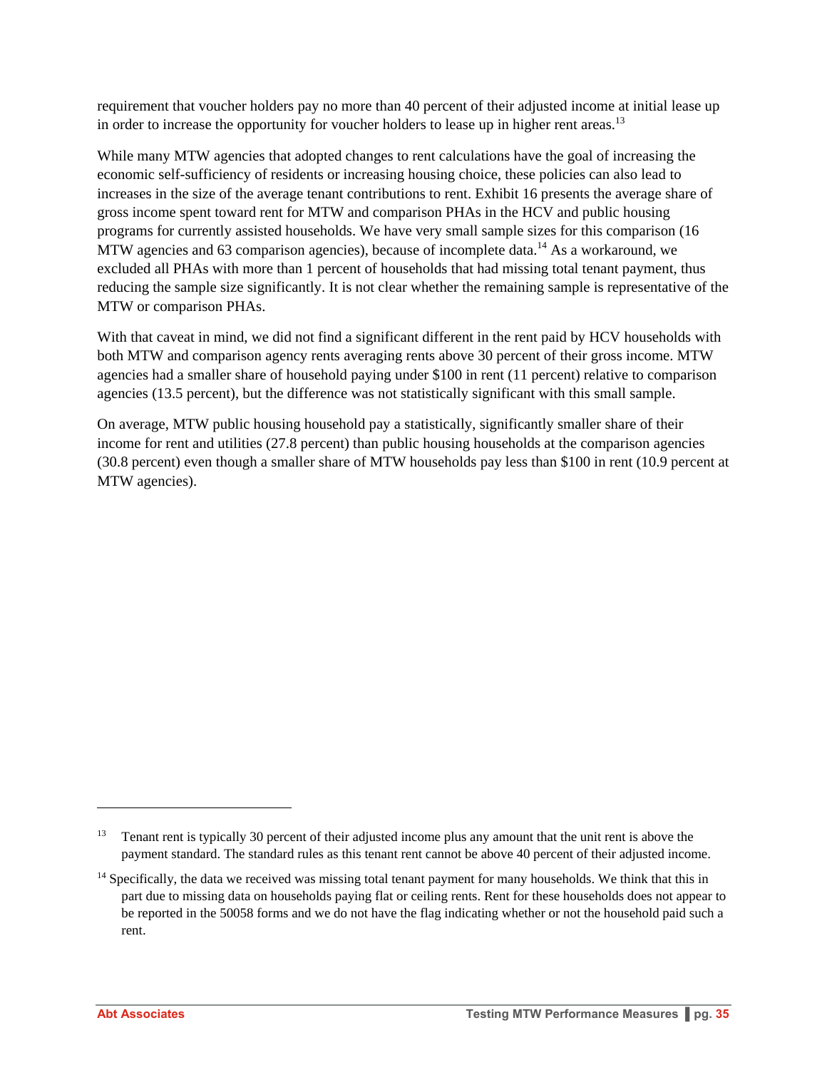requirement that voucher holders pay no more than 40 percent of their adjusted income at initial lease up in order to increase the opportunity for voucher holders to lease up in higher rent areas.[13]

While many MTW agencies that adopted changes to rent calculations have the goal of increasing the economic self-sufficiency of residents or increasing housing choice, these policies can also lead to increases in the size of the average tenant contributions to rent. Exhibit 16 presents the average share of gross income spent toward rent for MTW and comparison PHAs in the HCV and public housing programs for currently assisted households. We have very small sample sizes for this comparison (16 MTW agencies and 63 comparison agencies), because of incomplete data.[14] As a workaround, we excluded all PHAs with more than 1 percent of households that had missing total tenant payment, thus reducing the sample size significantly. It is not clear whether the remaining sample is representative of the MTW or comparison PHAs.

With that caveat in mind, we did not find a significant different in the rent paid by HCV households with both MTW and comparison agency rents averaging rents above 30 percent of their gross income. MTW agencies had a smaller share of household paying under $100 in rent (11 percent) relative to comparison agencies (13.5 percent), but the difference was not statistically significant with this small sample.

On average, MTW public housing household pay a statistically, significantly smaller share of their income for rent and utilities (27.8 percent) than public housing households at the comparison agencies (30.8 percent) even though a smaller share of MTW households pay less than $100 in rent (10.9 percent at MTW agencies).

---

[13] Tenant rent is typically 30 percent of their adjusted income plus any amount that the unit rent is above the payment standard. The standard rules as this tenant rent cannot be above 40 percent of their adjusted income.

[14] Specifically, the data we received was missing total tenant payment for many households. We think that this in part due to missing data on households paying flat or ceiling rents. Rent for these households does not appear to be reported in the 50058 forms and we do not have the flag indicating whether or not the household paid such a rent.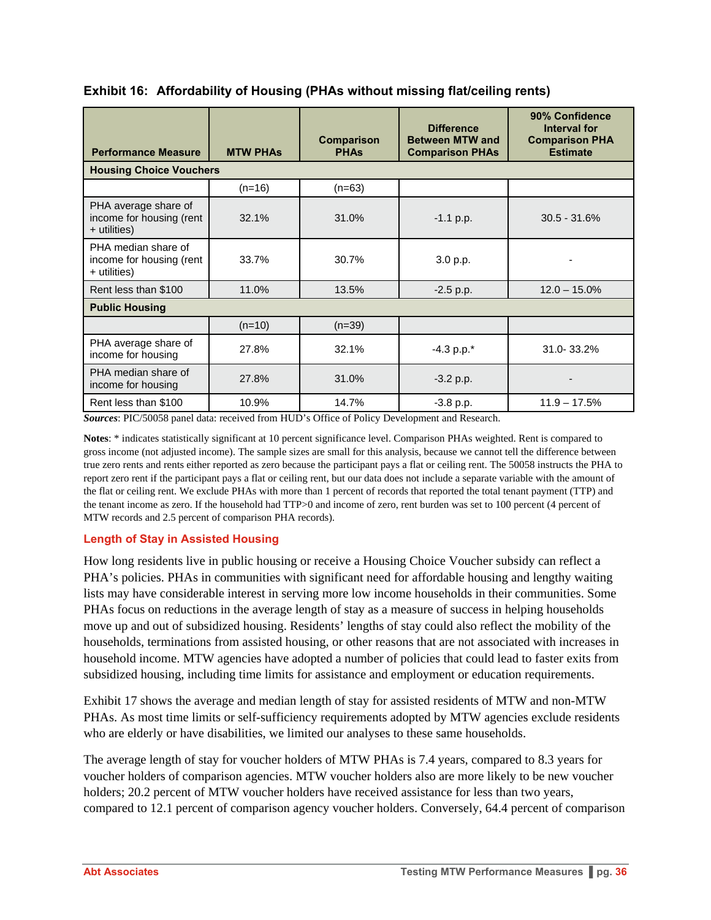**Exhibit 16: Affordability of Housing (PHAs without missing flat/ceiling rents)**

| Performance Measure | MTW PHAs | Comparison PHAs | Difference Between MTW and Comparison PHAs | 90% Confidence Interval for Comparison PHA Estimate |
|---|---|---|---|---|
| **Housing Choice Vouchers** | | | | |
| | (n=16) | (n=63) | | |
| PHA average share of income for housing (rent + utilities) | 32.1% | 31.0% | -1.1 p.p. | 30.5 - 31.6% |
| PHA median share of income for housing (rent + utilities) | 33.7% | 30.7% | 3.0 p.p. | - |
| Rent less than $100 | 11.0% | 13.5% | -2.5 p.p. | 12.0 – 15.0% |
| **Public Housing** | | | | |
| | (n=10) | (n=39) | | |
| PHA average share of income for housing | 27.8% | 32.1% | -4.3 p.p.* | 31.0- 33.2% |
| PHA median share of income for housing | 27.8% | 31.0% | -3.2 p.p. | - |
| Rent less than $100 | 10.9% | 14.7% | -3.8 p.p. | 11.9 – 17.5% |

***Sources***: PIC/50058 panel data: received from HUD's Office of Policy Development and Research.

**Notes**: * indicates statistically significant at 10 percent significance level. Comparison PHAs weighted. Rent is compared to gross income (not adjusted income). The sample sizes are small for this analysis, because we cannot tell the difference between true zero rents and rents either reported as zero because the participant pays a flat or ceiling rent. The 50058 instructs the PHA to report zero rent if the participant pays a flat or ceiling rent, but our data does not include a separate variable with the amount of the flat or ceiling rent. We exclude PHAs with more than 1 percent of records that reported the total tenant payment (TTP) and the tenant income as zero. If the household had TTP>0 and income of zero, rent burden was set to 100 percent (4 percent of MTW records and 2.5 percent of comparison PHA records).

### Length of Stay in Assisted Housing

How long residents live in public housing or receive a Housing Choice Voucher subsidy can reflect a PHA's policies. PHAs in communities with significant need for affordable housing and lengthy waiting lists may have considerable interest in serving more low income households in their communities. Some PHAs focus on reductions in the average length of stay as a measure of success in helping households move up and out of subsidized housing. Residents' lengths of stay could also reflect the mobility of the households, terminations from assisted housing, or other reasons that are not associated with increases in household income. MTW agencies have adopted a number of policies that could lead to faster exits from subsidized housing, including time limits for assistance and employment or education requirements.

Exhibit 17 shows the average and median length of stay for assisted residents of MTW and non-MTW PHAs. As most time limits or self-sufficiency requirements adopted by MTW agencies exclude residents who are elderly or have disabilities, we limited our analyses to these same households.

The average length of stay for voucher holders of MTW PHAs is 7.4 years, compared to 8.3 years for voucher holders of comparison agencies. MTW voucher holders also are more likely to be new voucher holders; 20.2 percent of MTW voucher holders have received assistance for less than two years, compared to 12.1 percent of comparison agency voucher holders. Conversely, 64.4 percent of comparison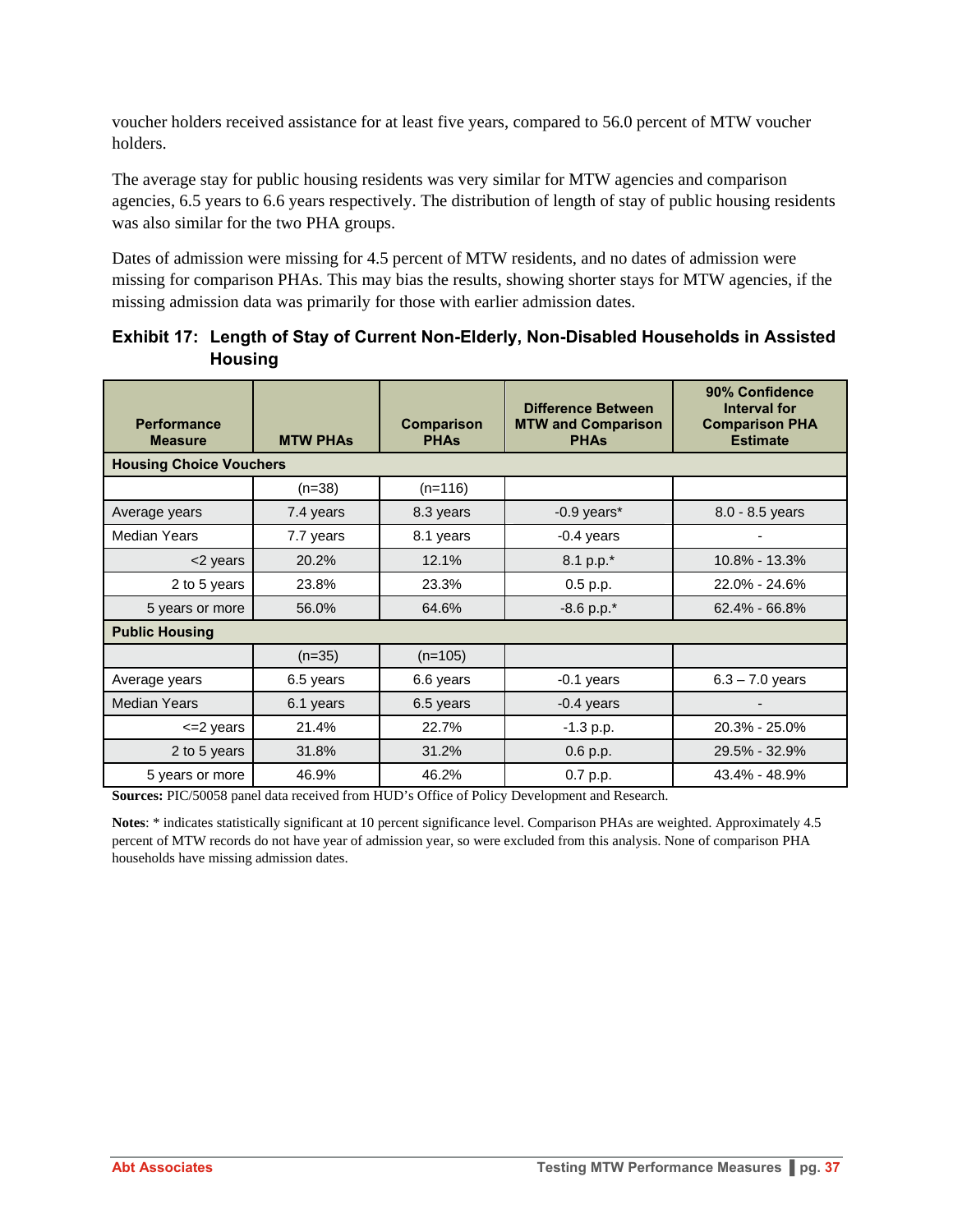voucher holders received assistance for at least five years, compared to 56.0 percent of MTW voucher holders.

The average stay for public housing residents was very similar for MTW agencies and comparison agencies, 6.5 years to 6.6 years respectively. The distribution of length of stay of public housing residents was also similar for the two PHA groups.

Dates of admission were missing for 4.5 percent of MTW residents, and no dates of admission were missing for comparison PHAs. This may bias the results, showing shorter stays for MTW agencies, if the missing admission data was primarily for those with earlier admission dates.

### Exhibit 17: Length of Stay of Current Non-Elderly, Non-Disabled Households in Assisted Housing

| Performance Measure | MTW PHAs | Comparison PHAs | Difference Between MTW and Comparison PHAs | 90% Confidence Interval for Comparison PHA Estimate |
|---|---|---|---|---|
| **Housing Choice Vouchers** | | | | |
| | (n=38) | (n=116) | | |
| Average years | 7.4 years | 8.3 years | -0.9 years* | 8.0 - 8.5 years |
| Median Years | 7.7 years | 8.1 years | -0.4 years | - |
| <2 years | 20.2% | 12.1% | 8.1 p.p.* | 10.8% - 13.3% |
| 2 to 5 years | 23.8% | 23.3% | 0.5 p.p. | 22.0% - 24.6% |
| 5 years or more | 56.0% | 64.6% | -8.6 p.p.* | 62.4% - 66.8% |
| **Public Housing** | | | | |
| | (n=35) | (n=105) | | |
| Average years | 6.5 years | 6.6 years | -0.1 years | 6.3 – 7.0 years |
| Median Years | 6.1 years | 6.5 years | -0.4 years | - |
| <=2 years | 21.4% | 22.7% | -1.3 p.p. | 20.3% - 25.0% |
| 2 to 5 years | 31.8% | 31.2% | 0.6 p.p. | 29.5% - 32.9% |
| 5 years or more | 46.9% | 46.2% | 0.7 p.p. | 43.4% - 48.9% |

**Sources:** PIC/50058 panel data received from HUD's Office of Policy Development and Research.

**Notes**: * indicates statistically significant at 10 percent significance level. Comparison PHAs are weighted. Approximately 4.5 percent of MTW records do not have year of admission year, so were excluded from this analysis. None of comparison PHA households have missing admission dates.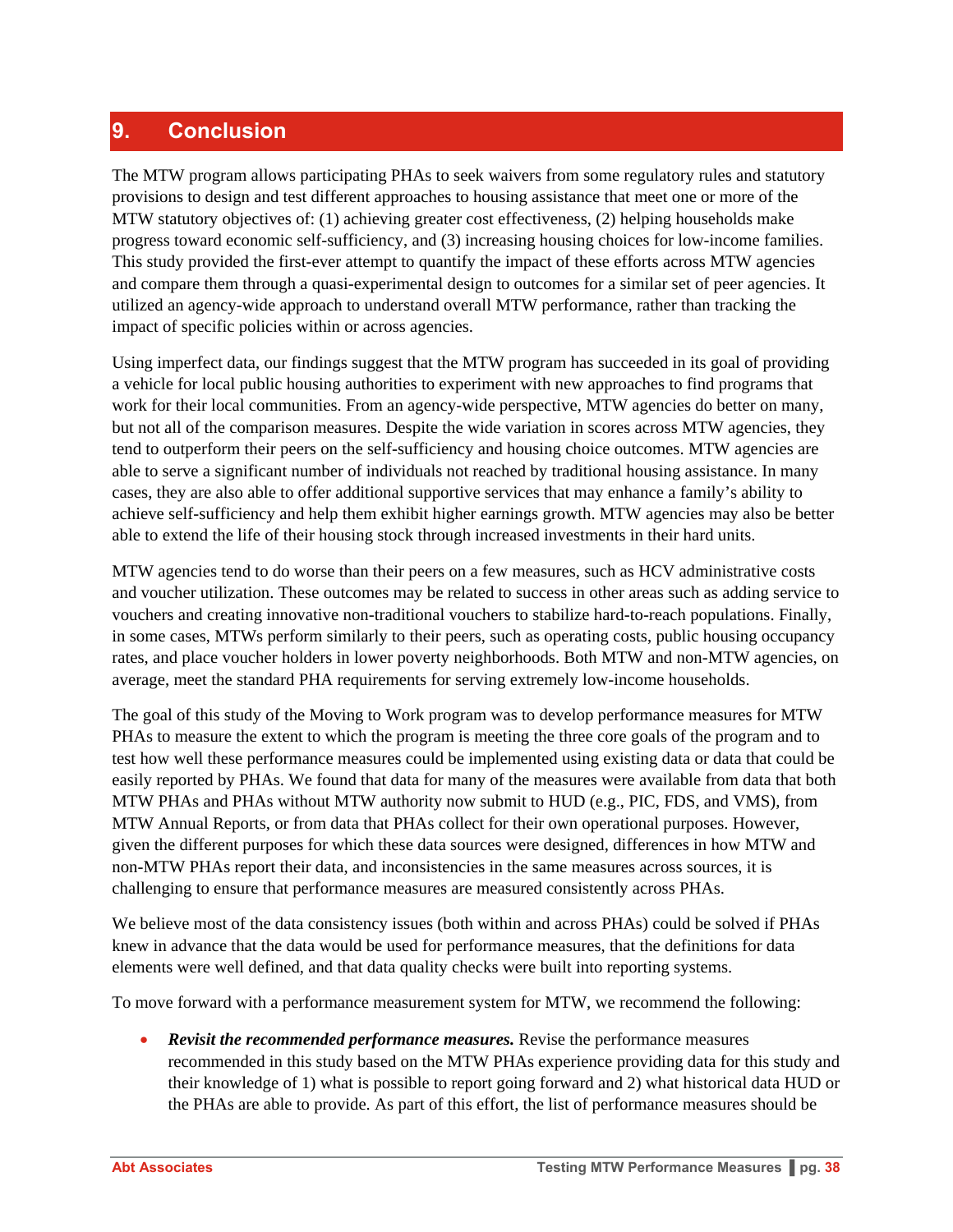# 9. Conclusion

The MTW program allows participating PHAs to seek waivers from some regulatory rules and statutory provisions to design and test different approaches to housing assistance that meet one or more of the MTW statutory objectives of: (1) achieving greater cost effectiveness, (2) helping households make progress toward economic self-sufficiency, and (3) increasing housing choices for low-income families. This study provided the first-ever attempt to quantify the impact of these efforts across MTW agencies and compare them through a quasi-experimental design to outcomes for a similar set of peer agencies. It utilized an agency-wide approach to understand overall MTW performance, rather than tracking the impact of specific policies within or across agencies.

Using imperfect data, our findings suggest that the MTW program has succeeded in its goal of providing a vehicle for local public housing authorities to experiment with new approaches to find programs that work for their local communities. From an agency-wide perspective, MTW agencies do better on many, but not all of the comparison measures. Despite the wide variation in scores across MTW agencies, they tend to outperform their peers on the self-sufficiency and housing choice outcomes. MTW agencies are able to serve a significant number of individuals not reached by traditional housing assistance. In many cases, they are also able to offer additional supportive services that may enhance a family's ability to achieve self-sufficiency and help them exhibit higher earnings growth. MTW agencies may also be better able to extend the life of their housing stock through increased investments in their hard units.

MTW agencies tend to do worse than their peers on a few measures, such as HCV administrative costs and voucher utilization. These outcomes may be related to success in other areas such as adding service to vouchers and creating innovative non-traditional vouchers to stabilize hard-to-reach populations. Finally, in some cases, MTWs perform similarly to their peers, such as operating costs, public housing occupancy rates, and place voucher holders in lower poverty neighborhoods. Both MTW and non-MTW agencies, on average, meet the standard PHA requirements for serving extremely low-income households.

The goal of this study of the Moving to Work program was to develop performance measures for MTW PHAs to measure the extent to which the program is meeting the three core goals of the program and to test how well these performance measures could be implemented using existing data or data that could be easily reported by PHAs. We found that data for many of the measures were available from data that both MTW PHAs and PHAs without MTW authority now submit to HUD (e.g., PIC, FDS, and VMS), from MTW Annual Reports, or from data that PHAs collect for their own operational purposes. However, given the different purposes for which these data sources were designed, differences in how MTW and non-MTW PHAs report their data, and inconsistencies in the same measures across sources, it is challenging to ensure that performance measures are measured consistently across PHAs.

We believe most of the data consistency issues (both within and across PHAs) could be solved if PHAs knew in advance that the data would be used for performance measures, that the definitions for data elements were well defined, and that data quality checks were built into reporting systems.

To move forward with a performance measurement system for MTW, we recommend the following:

- ***Revisit the recommended performance measures.*** Revise the performance measures recommended in this study based on the MTW PHAs experience providing data for this study and their knowledge of 1) what is possible to report going forward and 2) what historical data HUD or the PHAs are able to provide. As part of this effort, the list of performance measures should be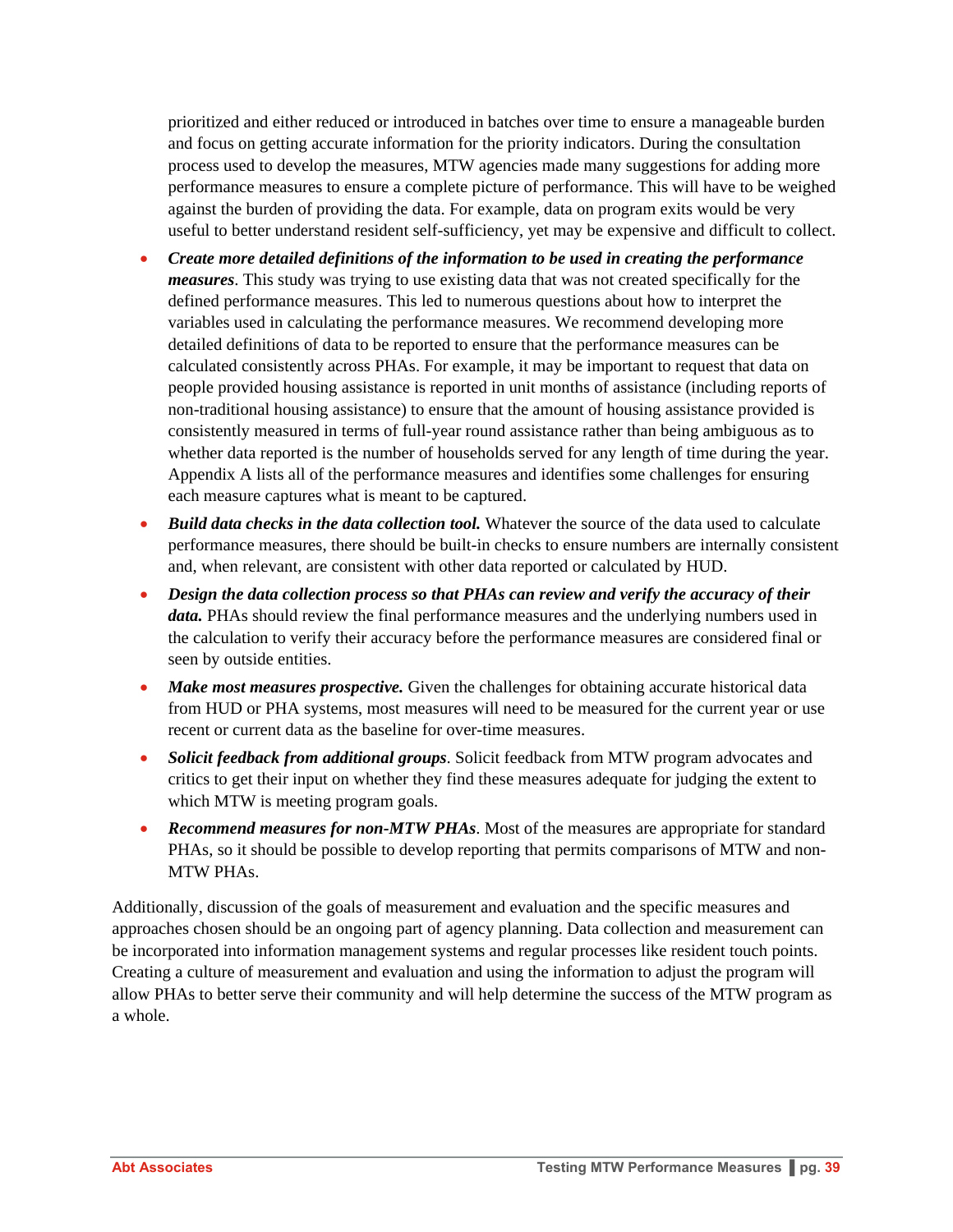prioritized and either reduced or introduced in batches over time to ensure a manageable burden and focus on getting accurate information for the priority indicators. During the consultation process used to develop the measures, MTW agencies made many suggestions for adding more performance measures to ensure a complete picture of performance. This will have to be weighed against the burden of providing the data. For example, data on program exits would be very useful to better understand resident self-sufficiency, yet may be expensive and difficult to collect.

- ***Create more detailed definitions of the information to be used in creating the performance measures***. This study was trying to use existing data that was not created specifically for the defined performance measures. This led to numerous questions about how to interpret the variables used in calculating the performance measures. We recommend developing more detailed definitions of data to be reported to ensure that the performance measures can be calculated consistently across PHAs. For example, it may be important to request that data on people provided housing assistance is reported in unit months of assistance (including reports of non-traditional housing assistance) to ensure that the amount of housing assistance provided is consistently measured in terms of full-year round assistance rather than being ambiguous as to whether data reported is the number of households served for any length of time during the year. Appendix A lists all of the performance measures and identifies some challenges for ensuring each measure captures what is meant to be captured.
- ***Build data checks in the data collection tool.*** Whatever the source of the data used to calculate performance measures, there should be built-in checks to ensure numbers are internally consistent and, when relevant, are consistent with other data reported or calculated by HUD.
- ***Design the data collection process so that PHAs can review and verify the accuracy of their data.*** PHAs should review the final performance measures and the underlying numbers used in the calculation to verify their accuracy before the performance measures are considered final or seen by outside entities.
- ***Make most measures prospective.*** Given the challenges for obtaining accurate historical data from HUD or PHA systems, most measures will need to be measured for the current year or use recent or current data as the baseline for over-time measures.
- ***Solicit feedback from additional groups***. Solicit feedback from MTW program advocates and critics to get their input on whether they find these measures adequate for judging the extent to which MTW is meeting program goals.
- ***Recommend measures for non-MTW PHAs***. Most of the measures are appropriate for standard PHAs, so it should be possible to develop reporting that permits comparisons of MTW and non-MTW PHAs.

Additionally, discussion of the goals of measurement and evaluation and the specific measures and approaches chosen should be an ongoing part of agency planning. Data collection and measurement can be incorporated into information management systems and regular processes like resident touch points. Creating a culture of measurement and evaluation and using the information to adjust the program will allow PHAs to better serve their community and will help determine the success of the MTW program as a whole.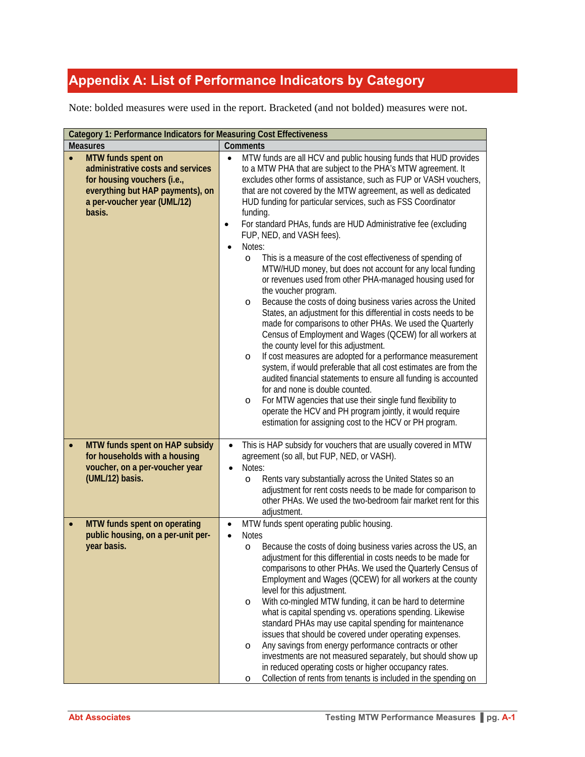# Appendix A: List of Performance Indicators by Category

Note: bolded measures were used in the report. Bracketed (and not bolded) measures were not.

| Category 1: Performance Indicators for Measuring Cost Effectiveness | |
|---|---|
| **Measures** | **Comments** |
| • **MTW funds spent on administrative costs and services for housing vouchers (i.e., everything but HAP payments), on a per-voucher year (UML/12) basis.** | • MTW funds are all HCV and public housing funds that HUD provides to a MTW PHA that are subject to the PHA's MTW agreement. It excludes other forms of assistance, such as FUP or VASH vouchers, that are not covered by the MTW agreement, as well as dedicated HUD funding for particular services, such as FSS Coordinator funding.<br>• For standard PHAs, funds are HUD Administrative fee (excluding FUP, NED, and VASH fees).<br>• Notes:<br>o This is a measure of the cost effectiveness of spending of MTW/HUD money, but does not account for any local funding or revenues used from other PHA-managed housing used for the voucher program.<br>o Because the costs of doing business varies across the United States, an adjustment for this differential in costs needs to be made for comparisons to other PHAs. We used the Quarterly Census of Employment and Wages (QCEW) for all workers at the county level for this adjustment.<br>o If cost measures are adopted for a performance measurement system, if would preferable that all cost estimates are from the audited financial statements to ensure all funding is accounted for and none is double counted.<br>o For MTW agencies that use their single fund flexibility to operate the HCV and PH program jointly, it would require estimation for assigning cost to the HCV or PH program. |
| • **MTW funds spent on HAP subsidy for households with a housing voucher, on a per-voucher year (UML/12) basis.** | • This is HAP subsidy for vouchers that are usually covered in MTW agreement (so all, but FUP, NED, or VASH).<br>• Notes:<br>o Rents vary substantially across the United States so an adjustment for rent costs needs to be made for comparison to other PHAs. We used the two-bedroom fair market rent for this adjustment. |
| • **MTW funds spent on operating public housing, on a per-unit per-year basis.** | • MTW funds spent operating public housing.<br>• Notes<br>o Because the costs of doing business varies across the US, an adjustment for this differential in costs needs to be made for comparisons to other PHAs. We used the Quarterly Census of Employment and Wages (QCEW) for all workers at the county level for this adjustment.<br>o With co-mingled MTW funding, it can be hard to determine what is capital spending vs. operations spending. Likewise standard PHAs may use capital spending for maintenance issues that should be covered under operating expenses.<br>o Any savings from energy performance contracts or other investments are not measured separately, but should show up in reduced operating costs or higher occupancy rates.<br>o Collection of rents from tenants is included in the spending on |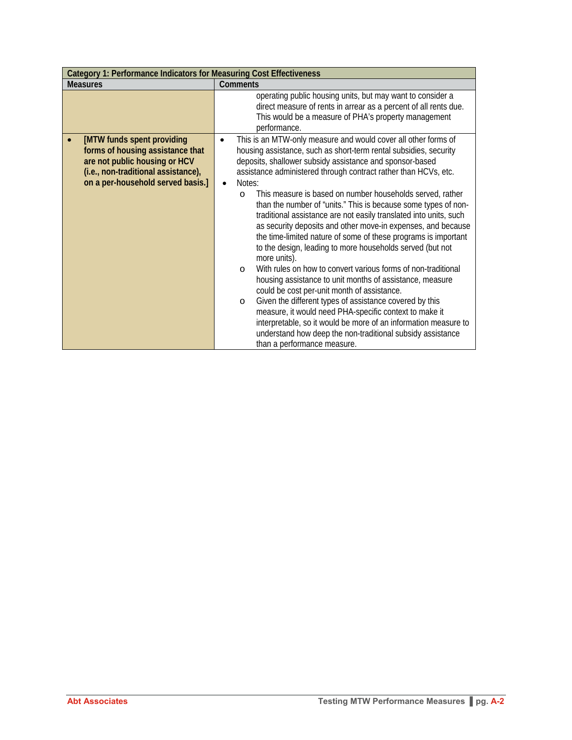| Category 1: Performance Indicators for Measuring Cost Effectiveness | |
|---|---|
| **Measures** | **Comments** |
| | operating public housing units, but may want to consider a direct measure of rents in arrear as a percent of all rents due. This would be a measure of PHA's property management performance. |
| • **[MTW funds spent providing forms of housing assistance that are not public housing or HCV (i.e., non-traditional assistance), on a per-household served basis.]** | • This is an MTW-only measure and would cover all other forms of housing assistance, such as short-term rental subsidies, security deposits, shallower subsidy assistance and sponsor-based assistance administered through contract rather than HCVs, etc.<br>• Notes:<br>o This measure is based on number households served, rather than the number of "units." This is because some types of non-traditional assistance are not easily translated into units, such as security deposits and other move-in expenses, and because the time-limited nature of some of these programs is important to the design, leading to more households served (but not more units).<br>o With rules on how to convert various forms of non-traditional housing assistance to unit months of assistance, measure could be cost per-unit month of assistance.<br>o Given the different types of assistance covered by this measure, it would need PHA-specific context to make it interpretable, so it would be more of an information measure to understand how deep the non-traditional subsidy assistance than a performance measure. |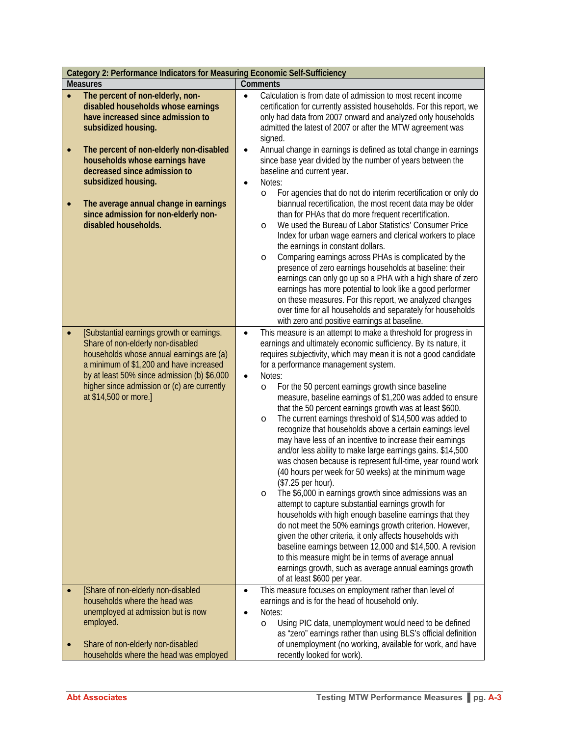| Category 2: Performance Indicators for Measuring Economic Self-Sufficiency | |
|---|---|
| **Measures** | **Comments** |
| • **The percent of non-elderly, non-disabled households whose earnings have increased since admission to subsidized housing.**<br><br>• **The percent of non-elderly non-disabled households whose earnings have decreased since admission to subsidized housing.**<br><br>• **The average annual change in earnings since admission for non-elderly non-disabled households.** | • Calculation is from date of admission to most recent income certification for currently assisted households. For this report, we only had data from 2007 onward and analyzed only households admitted the latest of 2007 or after the MTW agreement was signed.<br>• Annual change in earnings is defined as total change in earnings since base year divided by the number of years between the baseline and current year.<br>• Notes:<br>&nbsp;&nbsp;o For agencies that do not do interim recertification or only do biannual recertification, the most recent data may be older than for PHAs that do more frequent recertification.<br>&nbsp;&nbsp;o We used the Bureau of Labor Statistics' Consumer Price Index for urban wage earners and clerical workers to place the earnings in constant dollars.<br>&nbsp;&nbsp;o Comparing earnings across PHAs is complicated by the presence of zero earnings households at baseline: their earnings can only go up so a PHA with a high share of zero earnings has more potential to look like a good performer on these measures. For this report, we analyzed changes over time for all households and separately for households with zero and positive earnings at baseline. |
| • [Substantial earnings growth or earnings. Share of non-elderly non-disabled households whose annual earnings are (a) a minimum of $1,200 and have increased by at least 50% since admission (b) $6,000 higher since admission or (c) are currently at $14,500 or more.] | • This measure is an attempt to make a threshold for progress in earnings and ultimately economic sufficiency. By its nature, it requires subjectivity, which may mean it is not a good candidate for a performance management system.<br>• Notes:<br>&nbsp;&nbsp;o For the 50 percent earnings growth since baseline measure, baseline earnings of $1,200 was added to ensure that the 50 percent earnings growth was at least $600.<br>&nbsp;&nbsp;o The current earnings threshold of $14,500 was added to recognize that households above a certain earnings level may have less of an incentive to increase their earnings and/or less ability to make large earnings gains. $14,500 was chosen because is represent full-time, year round work (40 hours per week for 50 weeks) at the minimum wage ($7.25 per hour).<br>&nbsp;&nbsp;o The $6,000 in earnings growth since admissions was an attempt to capture substantial earnings growth for households with high enough baseline earnings that they do not meet the 50% earnings growth criterion. However, given the other criteria, it only affects households with baseline earnings between 12,000 and $14,500. A revision to this measure might be in terms of average annual earnings growth, such as average annual earnings growth of at least $600 per year. |
| • [Share of non-elderly non-disabled households where the head was unemployed at admission but is now employed.<br><br>• Share of non-elderly non-disabled households where the head was employed | • This measure focuses on employment rather than level of earnings and is for the head of household only.<br>• Notes:<br>&nbsp;&nbsp;o Using PIC data, unemployment would need to be defined as "zero" earnings rather than using BLS's official definition of unemployment (no working, available for work, and have recently looked for work). |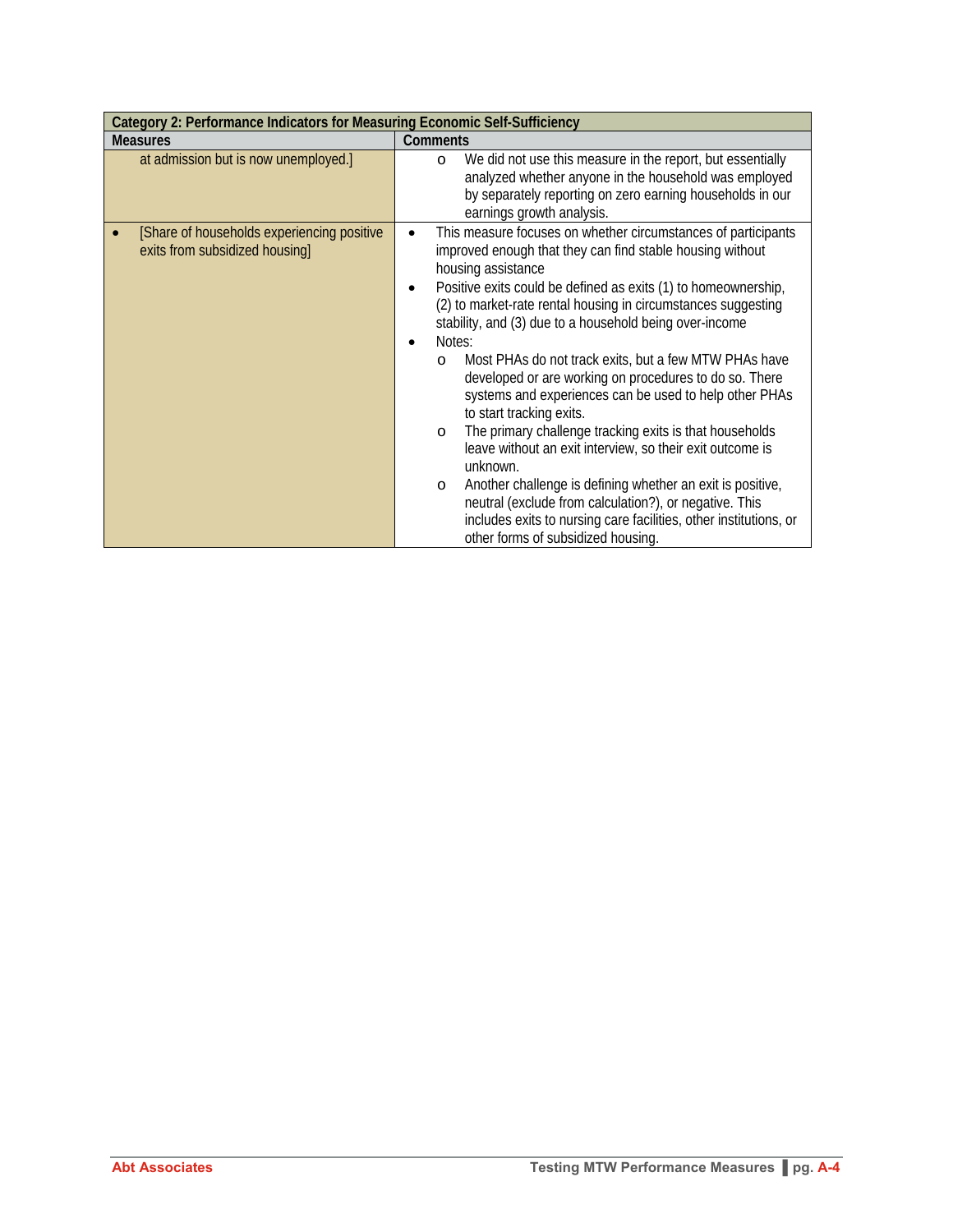| Category 2: Performance Indicators for Measuring Economic Self-Sufficiency | |
|---|---|
| **Measures** | **Comments** |
| at admission but is now unemployed.] | o We did not use this measure in the report, but essentially analyzed whether anyone in the household was employed by separately reporting on zero earning households in our earnings growth analysis. |
| • [Share of households experiencing positive exits from subsidized housing] | • This measure focuses on whether circumstances of participants improved enough that they can find stable housing without housing assistance<br>• Positive exits could be defined as exits (1) to homeownership, (2) to market-rate rental housing in circumstances suggesting stability, and (3) due to a household being over-income<br>• Notes:<br>o Most PHAs do not track exits, but a few MTW PHAs have developed or are working on procedures to do so. There systems and experiences can be used to help other PHAs to start tracking exits.<br>o The primary challenge tracking exits is that households leave without an exit interview, so their exit outcome is unknown.<br>o Another challenge is defining whether an exit is positive, neutral (exclude from calculation?), or negative. This includes exits to nursing care facilities, other institutions, or other forms of subsidized housing. |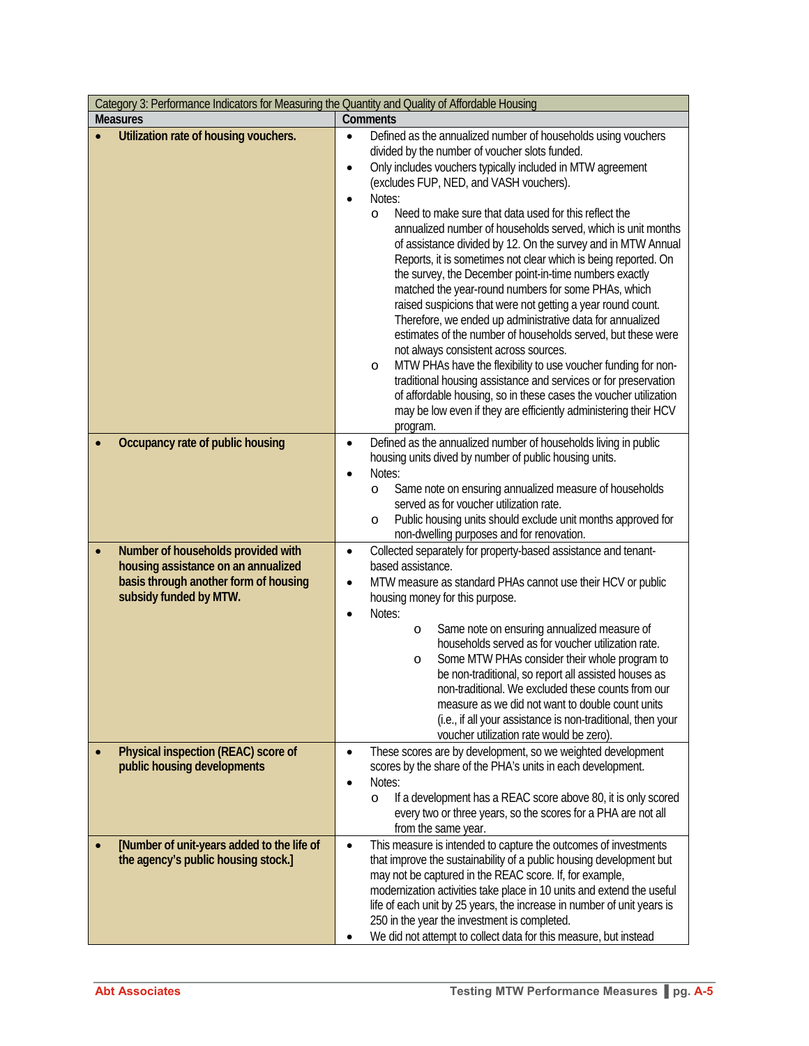| Category 3: Performance Indicators for Measuring the Quantity and Quality of Affordable Housing | |
|---|---|
| **Measures** | **Comments** |
| • **Utilization rate of housing vouchers.** | • Defined as the annualized number of households using vouchers divided by the number of voucher slots funded.<br>• Only includes vouchers typically included in MTW agreement (excludes FUP, NED, and VASH vouchers).<br>• Notes:<br>o Need to make sure that data used for this reflect the annualized number of households served, which is unit months of assistance divided by 12. On the survey and in MTW Annual Reports, it is sometimes not clear which is being reported. On the survey, the December point-in-time numbers exactly matched the year-round numbers for some PHAs, which raised suspicions that were not getting a year round count. Therefore, we ended up administrative data for annualized estimates of the number of households served, but these were not always consistent across sources.<br>o MTW PHAs have the flexibility to use voucher funding for non-traditional housing assistance and services or for preservation of affordable housing, so in these cases the voucher utilization may be low even if they are efficiently administering their HCV program. |
| • **Occupancy rate of public housing** | • Defined as the annualized number of households living in public housing units dived by number of public housing units.<br>• Notes:<br>o Same note on ensuring annualized measure of households served as for voucher utilization rate.<br>o Public housing units should exclude unit months approved for non-dwelling purposes and for renovation. |
| • **Number of households provided with housing assistance on an annualized basis through another form of housing subsidy funded by MTW.** | • Collected separately for property-based assistance and tenant-based assistance.<br>• MTW measure as standard PHAs cannot use their HCV or public housing money for this purpose.<br>• Notes:<br>o Same note on ensuring annualized measure of households served as for voucher utilization rate.<br>o Some MTW PHAs consider their whole program to be non-traditional, so report all assisted houses as non-traditional. We excluded these counts from our measure as we did not want to double count units (i.e., if all your assistance is non-traditional, then your voucher utilization rate would be zero). |
| • **Physical inspection (REAC) score of public housing developments** | • These scores are by development, so we weighted development scores by the share of the PHA's units in each development.<br>• Notes:<br>o If a development has a REAC score above 80, it is only scored every two or three years, so the scores for a PHA are not all from the same year. |
| • **[Number of unit-years added to the life of the agency's public housing stock.]** | • This measure is intended to capture the outcomes of investments that improve the sustainability of a public housing development but may not be captured in the REAC score. If, for example, modernization activities take place in 10 units and extend the useful life of each unit by 25 years, the increase in number of unit years is 250 in the year the investment is completed.<br>• We did not attempt to collect data for this measure, but instead |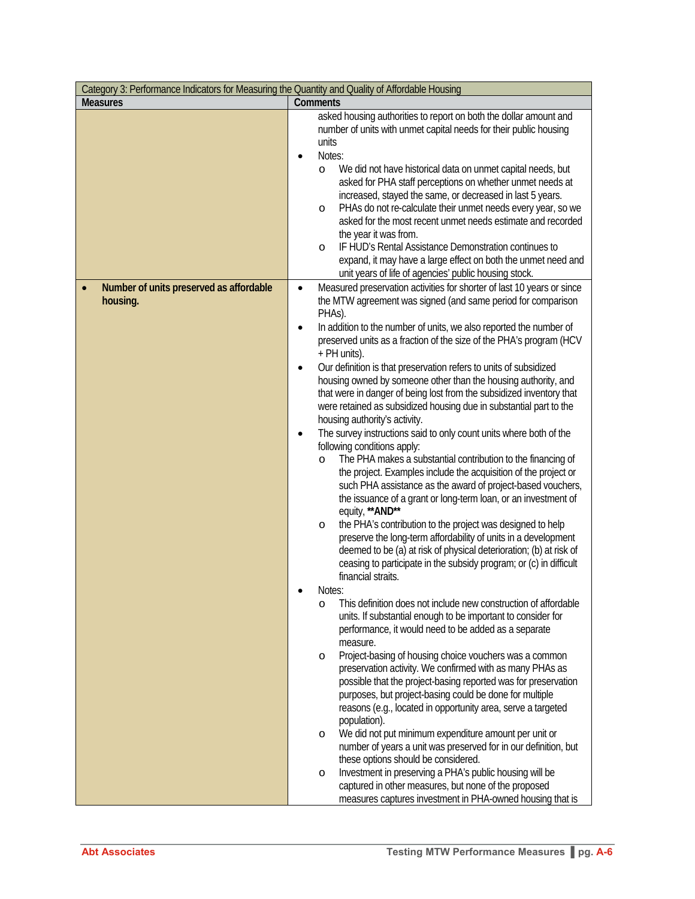| Category 3: Performance Indicators for Measuring the Quantity and Quality of Affordable Housing | |
|---|---|
| **Measures** | **Comments** |
| | asked housing authorities to report on both the dollar amount and number of units with unmet capital needs for their public housing units<br>• Notes:<br>  o We did not have historical data on unmet capital needs, but asked for PHA staff perceptions on whether unmet needs at increased, stayed the same, or decreased in last 5 years.<br>  o PHAs do not re-calculate their unmet needs every year, so we asked for the most recent unmet needs estimate and recorded the year it was from.<br>  o IF HUD's Rental Assistance Demonstration continues to expand, it may have a large effect on both the unmet need and unit years of life of agencies' public housing stock. |
| • **Number of units preserved as affordable housing.** | • Measured preservation activities for shorter of last 10 years or since the MTW agreement was signed (and same period for comparison PHAs).<br>• In addition to the number of units, we also reported the number of preserved units as a fraction of the size of the PHA's program (HCV + PH units).<br>• Our definition is that preservation refers to units of subsidized housing owned by someone other than the housing authority, and that were in danger of being lost from the subsidized inventory that were retained as subsidized housing due in substantial part to the housing authority's activity.<br>• The survey instructions said to only count units where both of the following conditions apply:<br>  o The PHA makes a substantial contribution to the financing of the project. Examples include the acquisition of the project or such PHA assistance as the award of project-based vouchers, the issuance of a grant or long-term loan, or an investment of equity, **AND**<br>  o the PHA's contribution to the project was designed to help preserve the long-term affordability of units in a development deemed to be (a) at risk of physical deterioration; (b) at risk of ceasing to participate in the subsidy program; or (c) in difficult financial straits.<br>• Notes:<br>  o This definition does not include new construction of affordable units. If substantial enough to be important to consider for performance, it would need to be added as a separate measure.<br>  o Project-basing of housing choice vouchers was a common preservation activity. We confirmed with as many PHAs as possible that the project-basing reported was for preservation purposes, but project-basing could be done for multiple reasons (e.g., located in opportunity area, serve a targeted population).<br>  o We did not put minimum expenditure amount per unit or number of years a unit was preserved for in our definition, but these options should be considered.<br>  o Investment in preserving a PHA's public housing will be captured in other measures, but none of the proposed measures captures investment in PHA-owned housing that is |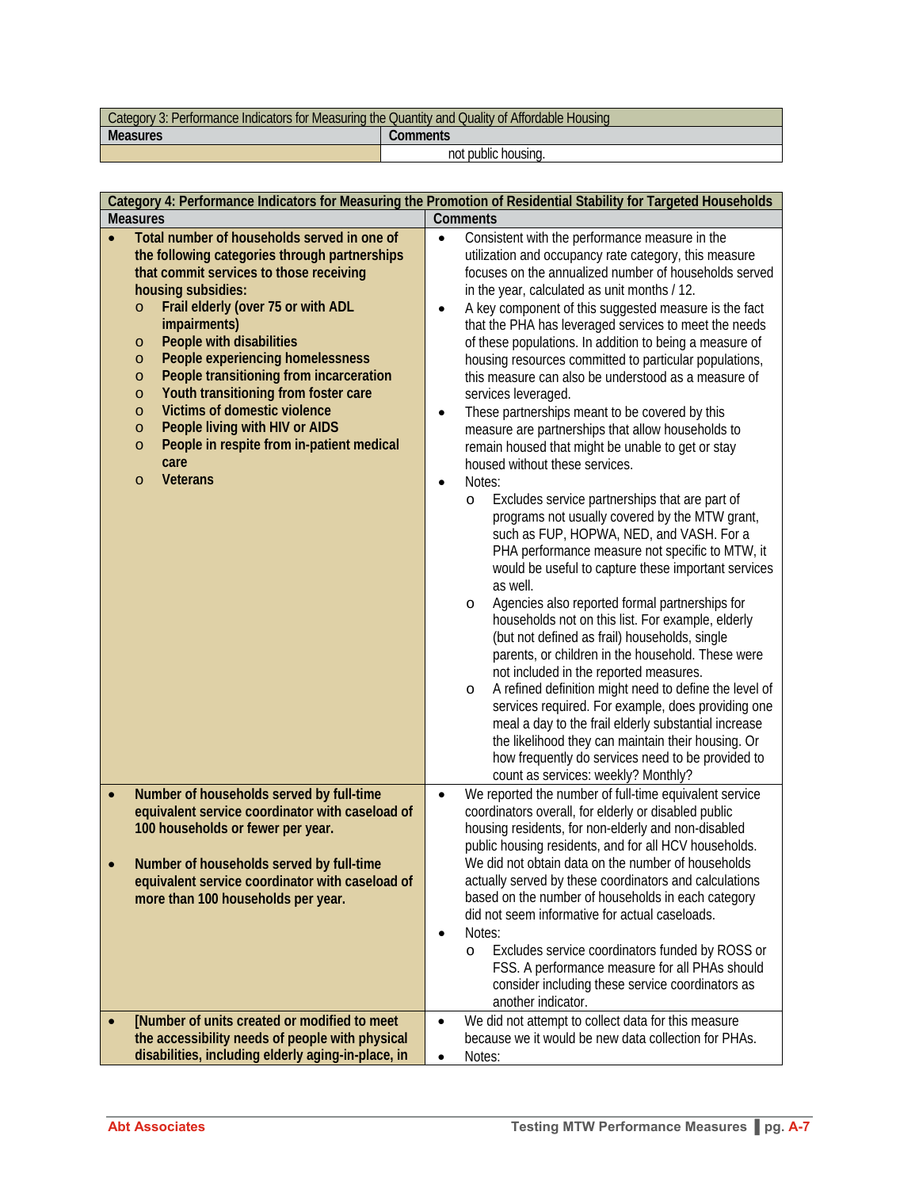| Category 3: Performance Indicators for Measuring the Quantity and Quality of Affordable Housing | |
|---|---|
| **Measures** | **Comments** |
| | not public housing. |

| **Category 4: Performance Indicators for Measuring the Promotion of Residential Stability for Targeted Households** | |
|---|---|
| **Measures** | **Comments** |
| • **Total number of households served in one of the following categories through partnerships that commit services to those receiving housing subsidies:**<br>  o **Frail elderly (over 75 or with ADL impairments)**<br>  o **People with disabilities**<br>  o **People experiencing homelessness**<br>  o **People transitioning from incarceration**<br>  o **Youth transitioning from foster care**<br>  o **Victims of domestic violence**<br>  o **People living with HIV or AIDS**<br>  o **People in respite from in-patient medical care**<br>  o **Veterans** | • Consistent with the performance measure in the utilization and occupancy rate category, this measure focuses on the annualized number of households served in the year, calculated as unit months / 12.<br>• A key component of this suggested measure is the fact that the PHA has leveraged services to meet the needs of these populations. In addition to being a measure of housing resources committed to particular populations, this measure can also be understood as a measure of services leveraged.<br>• These partnerships meant to be covered by this measure are partnerships that allow households to remain housed that might be unable to get or stay housed without these services.<br>• Notes:<br>  o Excludes service partnerships that are part of programs not usually covered by the MTW grant, such as FUP, HOPWA, NED, and VASH. For a PHA performance measure not specific to MTW, it would be useful to capture these important services as well.<br>  o Agencies also reported formal partnerships for households not on this list. For example, elderly (but not defined as frail) households, single parents, or children in the household. These were not included in the reported measures.<br>  o A refined definition might need to define the level of services required. For example, does providing one meal a day to the frail elderly substantial increase the likelihood they can maintain their housing. Or how frequently do services need to be provided to count as services: weekly? Monthly? |
| • **Number of households served by full-time equivalent service coordinator with caseload of 100 households or fewer per year.**<br><br>• **Number of households served by full-time equivalent service coordinator with caseload of more than 100 households per year.** | • We reported the number of full-time equivalent service coordinators overall, for elderly or disabled public housing residents, for non-elderly and non-disabled public housing residents, and for all HCV households. We did not obtain data on the number of households actually served by these coordinators and calculations based on the number of households in each category did not seem informative for actual caseloads.<br>• Notes:<br>  o Excludes service coordinators funded by ROSS or FSS. A performance measure for all PHAs should consider including these service coordinators as another indicator. |
| • **[Number of units created or modified to meet the accessibility needs of people with physical disabilities, including elderly aging-in-place, in** | • We did not attempt to collect data for this measure because we it would be new data collection for PHAs.<br>• Notes: |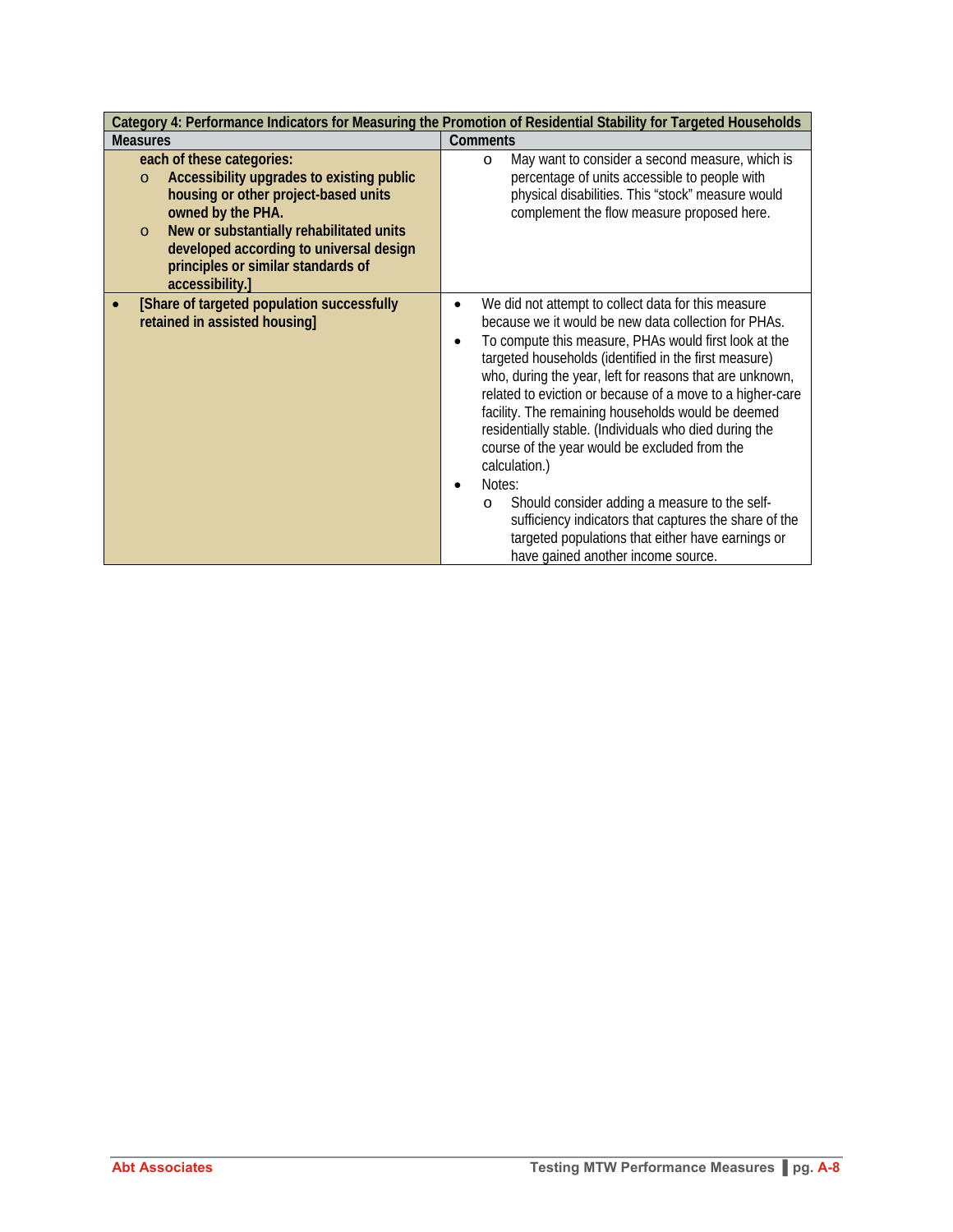| Category 4: Performance Indicators for Measuring the Promotion of Residential Stability for Targeted Households | |
|---|---|
| **Measures** | **Comments** |
| **each of these categories:**<br>o **Accessibility upgrades to existing public housing or other project-based units owned by the PHA.**<br>o **New or substantially rehabilitated units developed according to universal design principles or similar standards of accessibility.]** | o May want to consider a second measure, which is percentage of units accessible to people with physical disabilities. This "stock" measure would complement the flow measure proposed here. |
| • **[Share of targeted population successfully retained in assisted housing]** | • We did not attempt to collect data for this measure because we it would be new data collection for PHAs.<br>• To compute this measure, PHAs would first look at the targeted households (identified in the first measure) who, during the year, left for reasons that are unknown, related to eviction or because of a move to a higher-care facility. The remaining households would be deemed residentially stable. (Individuals who died during the course of the year would be excluded from the calculation.)<br>• Notes:<br>o Should consider adding a measure to the self-sufficiency indicators that captures the share of the targeted populations that either have earnings or have gained another income source. |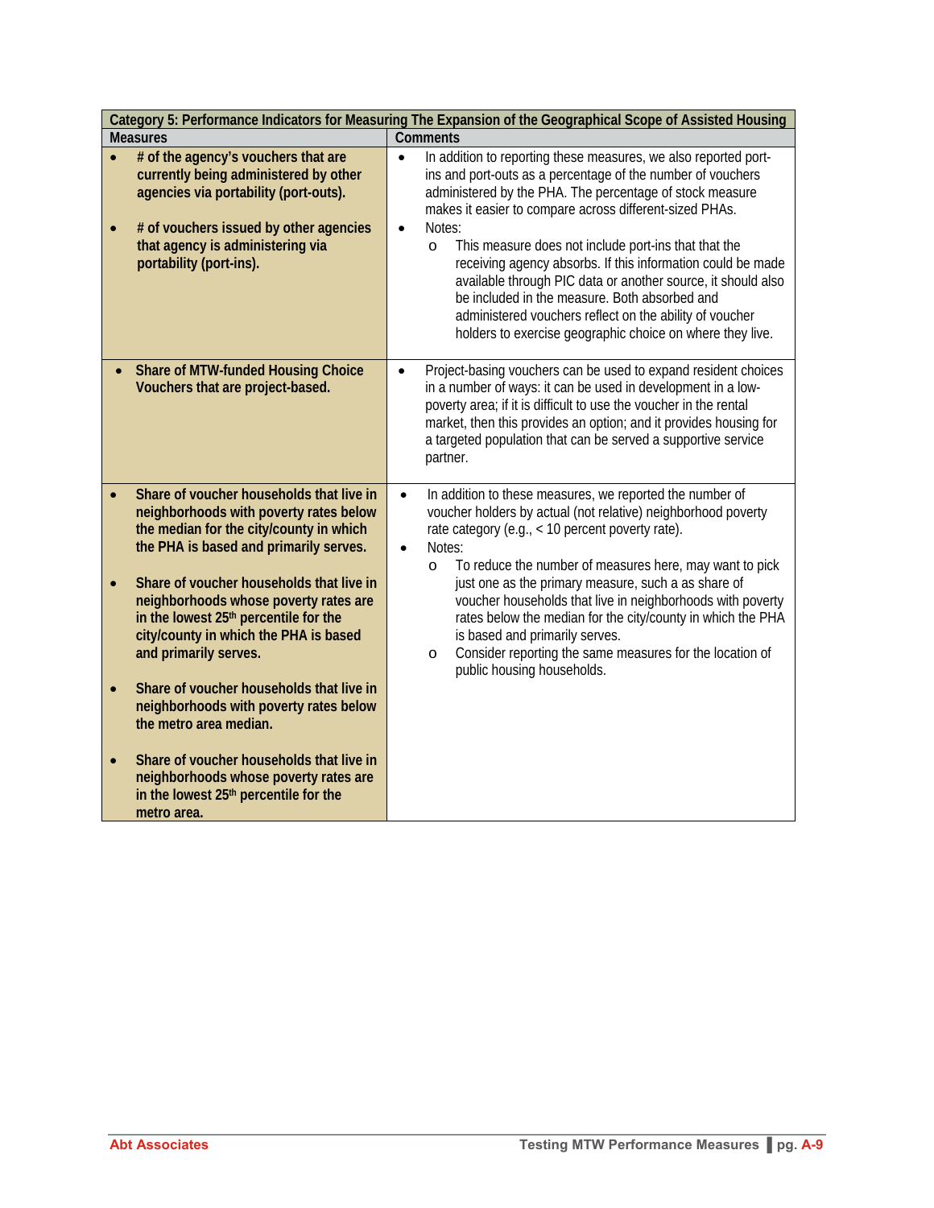| Category 5: Performance Indicators for Measuring The Expansion of the Geographical Scope of Assisted Housing | |
|---|---|
| **Measures** | **Comments** |
| • **# of the agency's vouchers that are currently being administered by other agencies via portability (port-outs).**<br><br>• **# of vouchers issued by other agencies that agency is administering via portability (port-ins).** | • In addition to reporting these measures, we also reported port-ins and port-outs as a percentage of the number of vouchers administered by the PHA. The percentage of stock measure makes it easier to compare across different-sized PHAs.<br>• Notes:<br>&nbsp;&nbsp;&nbsp;o This measure does not include port-ins that that the receiving agency absorbs. If this information could be made available through PIC data or another source, it should also be included in the measure. Both absorbed and administered vouchers reflect on the ability of voucher holders to exercise geographic choice on where they live. |
| • **Share of MTW-funded Housing Choice Vouchers that are project-based.** | • Project-basing vouchers can be used to expand resident choices in a number of ways: it can be used in development in a low-poverty area; if it is difficult to use the voucher in the rental market, then this provides an option; and it provides housing for a targeted population that can be served a supportive service partner. |
| • **Share of voucher households that live in neighborhoods with poverty rates below the median for the city/county in which the PHA is based and primarily serves.**<br><br>• **Share of voucher households that live in neighborhoods whose poverty rates are in the lowest 25th percentile for the city/county in which the PHA is based and primarily serves.**<br><br>• **Share of voucher households that live in neighborhoods with poverty rates below the metro area median.**<br><br>• **Share of voucher households that live in neighborhoods whose poverty rates are in the lowest 25th percentile for the metro area.** | • In addition to these measures, we reported the number of voucher holders by actual (not relative) neighborhood poverty rate category (e.g., < 10 percent poverty rate).<br>• Notes:<br>&nbsp;&nbsp;&nbsp;o To reduce the number of measures here, may want to pick just one as the primary measure, such a as share of voucher households that live in neighborhoods with poverty rates below the median for the city/county in which the PHA is based and primarily serves.<br>&nbsp;&nbsp;&nbsp;o Consider reporting the same measures for the location of public housing households. |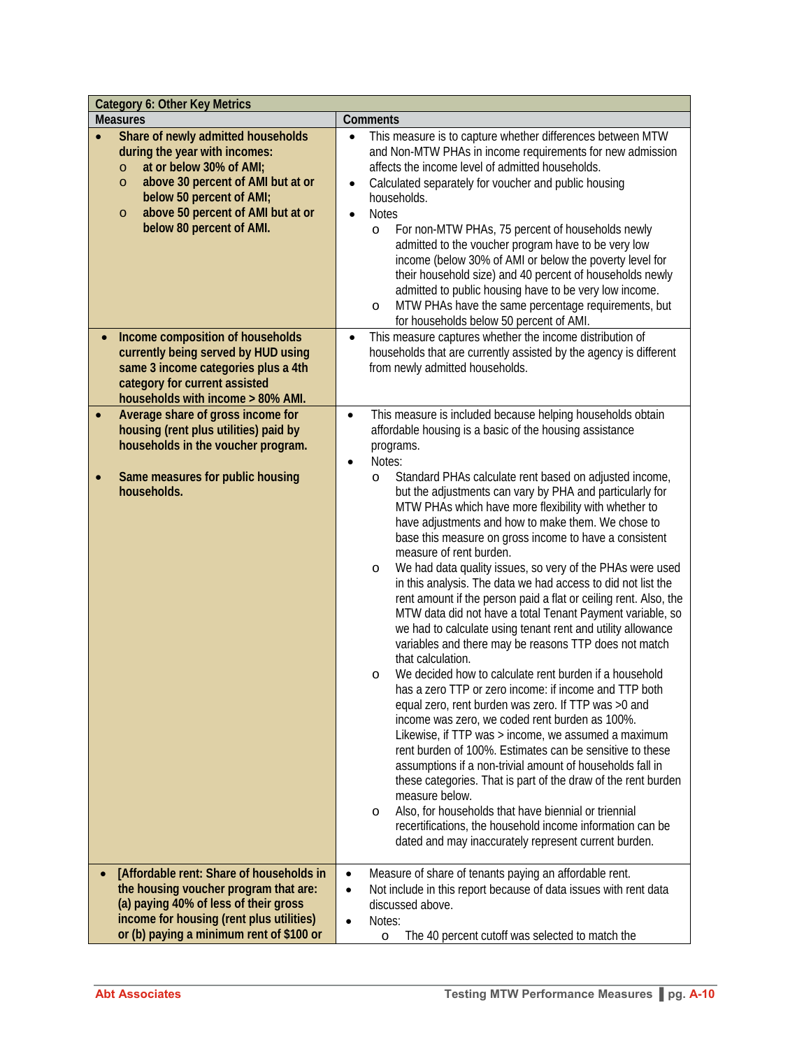| Category 6: Other Key Metrics | |
|---|---|
| **Measures** | **Comments** |
| • **Share of newly admitted households during the year with incomes:**<br>  o **at or below 30% of AMI;**<br>  o **above 30 percent of AMI but at or below 50 percent of AMI;**<br>  o **above 50 percent of AMI but at or below 80 percent of AMI.** | • This measure is to capture whether differences between MTW and Non-MTW PHAs in income requirements for new admission affects the income level of admitted households.<br>• Calculated separately for voucher and public housing households.<br>• Notes<br>  o For non-MTW PHAs, 75 percent of households newly admitted to the voucher program have to be very low income (below 30% of AMI or below the poverty level for their household size) and 40 percent of households newly admitted to public housing have to be very low income.<br>  o MTW PHAs have the same percentage requirements, but for households below 50 percent of AMI. |
| • **Income composition of households currently being served by HUD using same 3 income categories plus a 4th category for current assisted households with income > 80% AMI.** | • This measure captures whether the income distribution of households that are currently assisted by the agency is different from newly admitted households. |
| • **Average share of gross income for housing (rent plus utilities) paid by households in the voucher program.**<br><br>• **Same measures for public housing households.** | • This measure is included because helping households obtain affordable housing is a basic of the housing assistance programs.<br>• Notes:<br>  o Standard PHAs calculate rent based on adjusted income, but the adjustments can vary by PHA and particularly for MTW PHAs which have more flexibility with whether to have adjustments and how to make them. We chose to base this measure on gross income to have a consistent measure of rent burden.<br>  o We had data quality issues, so very of the PHAs were used in this analysis. The data we had access to did not list the rent amount if the person paid a flat or ceiling rent. Also, the MTW data did not have a total Tenant Payment variable, so we had to calculate using tenant rent and utility allowance variables and there may be reasons TTP does not match that calculation.<br>  o We decided how to calculate rent burden if a household has a zero TTP or zero income: if income and TTP both equal zero, rent burden was zero. If TTP was >0 and income was zero, we coded rent burden as 100%. Likewise, if TTP was > income, we assumed a maximum rent burden of 100%. Estimates can be sensitive to these assumptions if a non-trivial amount of households fall in these categories. That is part of the draw of the rent burden measure below.<br>  o Also, for households that have biennial or triennial recertifications, the household income information can be dated and may inaccurately represent current burden. |
| • **[Affordable rent: Share of households in the housing voucher program that are: (a) paying 40% of less of their gross income for housing (rent plus utilities) or (b) paying a minimum rent of $100 or** | • Measure of share of tenants paying an affordable rent.<br>• Not include in this report because of data issues with rent data discussed above.<br>• Notes:<br>  o The 40 percent cutoff was selected to match the |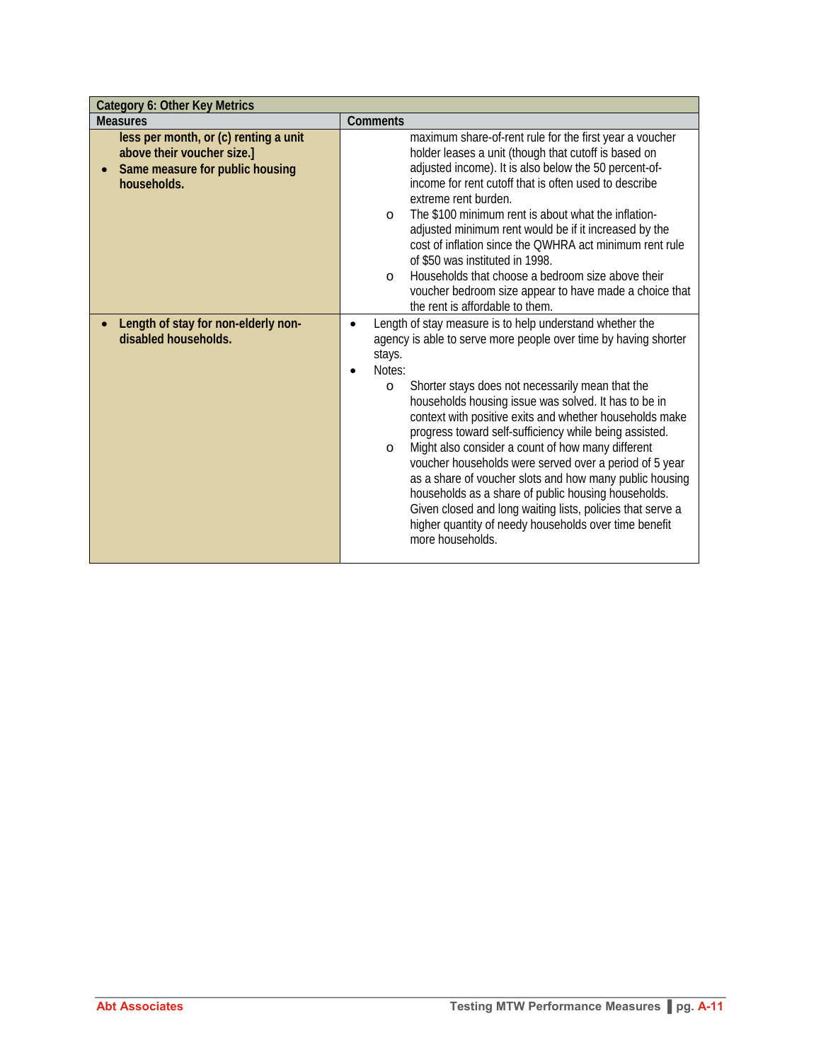| Category 6: Other Key Metrics | |
|---|---|
| **Measures** | **Comments** |
| **less per month, or (c) renting a unit above their voucher size.]**<br>• **Same measure for public housing households.** | maximum share-of-rent rule for the first year a voucher holder leases a unit (though that cutoff is based on adjusted income). It is also below the 50 percent-of-income for rent cutoff that is often used to describe extreme rent burden.<br>o The $100 minimum rent is about what the inflation-adjusted minimum rent would be if it increased by the cost of inflation since the QWHRA act minimum rent rule of $50 was instituted in 1998.<br>o Households that choose a bedroom size above their voucher bedroom size appear to have made a choice that the rent is affordable to them. |
| • **Length of stay for non-elderly non-disabled households.** | • Length of stay measure is to help understand whether the agency is able to serve more people over time by having shorter stays.<br>• Notes:<br>o Shorter stays does not necessarily mean that the households housing issue was solved. It has to be in context with positive exits and whether households make progress toward self-sufficiency while being assisted.<br>o Might also consider a count of how many different voucher households were served over a period of 5 year as a share of voucher slots and how many public housing households as a share of public housing households. Given closed and long waiting lists, policies that serve a higher quantity of needy households over time benefit more households. |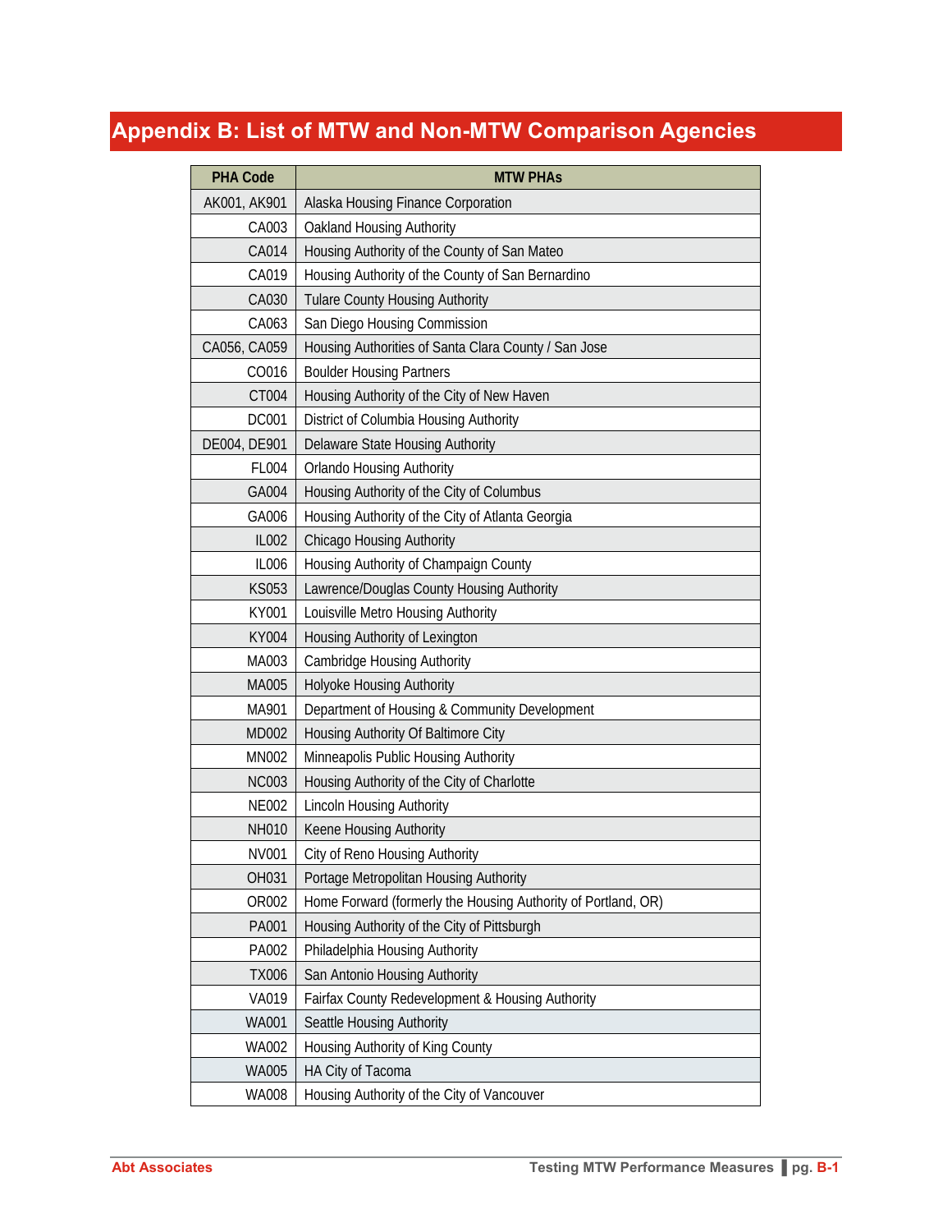# Appendix B: List of MTW and Non-MTW Comparison Agencies

| PHA Code | MTW PHAs |
|---|---|
| AK001, AK901 | Alaska Housing Finance Corporation |
| CA003 | Oakland Housing Authority |
| CA014 | Housing Authority of the County of San Mateo |
| CA019 | Housing Authority of the County of San Bernardino |
| CA030 | Tulare County Housing Authority |
| CA063 | San Diego Housing Commission |
| CA056, CA059 | Housing Authorities of Santa Clara County / San Jose |
| CO016 | Boulder Housing Partners |
| CT004 | Housing Authority of the City of New Haven |
| DC001 | District of Columbia Housing Authority |
| DE004, DE901 | Delaware State Housing Authority |
| FL004 | Orlando Housing Authority |
| GA004 | Housing Authority of the City of Columbus |
| GA006 | Housing Authority of the City of Atlanta Georgia |
| IL002 | Chicago Housing Authority |
| IL006 | Housing Authority of Champaign County |
| KS053 | Lawrence/Douglas County Housing Authority |
| KY001 | Louisville Metro Housing Authority |
| KY004 | Housing Authority of Lexington |
| MA003 | Cambridge Housing Authority |
| MA005 | Holyoke Housing Authority |
| MA901 | Department of Housing & Community Development |
| MD002 | Housing Authority Of Baltimore City |
| MN002 | Minneapolis Public Housing Authority |
| NC003 | Housing Authority of the City of Charlotte |
| NE002 | Lincoln Housing Authority |
| NH010 | Keene Housing Authority |
| NV001 | City of Reno Housing Authority |
| OH031 | Portage Metropolitan Housing Authority |
| OR002 | Home Forward (formerly the Housing Authority of Portland, OR) |
| PA001 | Housing Authority of the City of Pittsburgh |
| PA002 | Philadelphia Housing Authority |
| TX006 | San Antonio Housing Authority |
| VA019 | Fairfax County Redevelopment & Housing Authority |
| WA001 | Seattle Housing Authority |
| WA002 | Housing Authority of King County |
| WA005 | HA City of Tacoma |
| WA008 | Housing Authority of the City of Vancouver |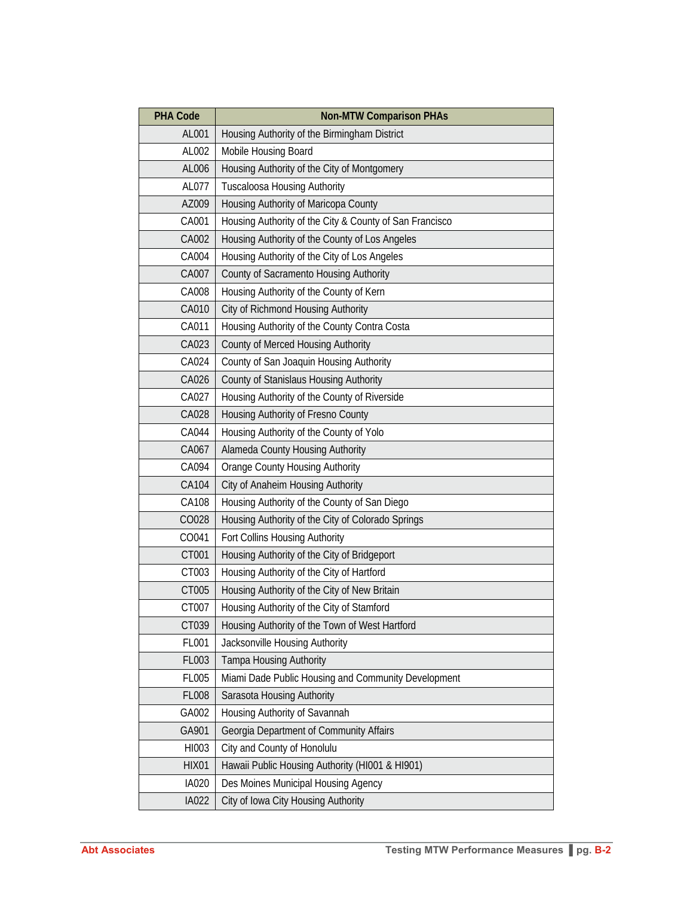| PHA Code | Non-MTW Comparison PHAs |
|---|---|
| AL001 | Housing Authority of the Birmingham District |
| AL002 | Mobile Housing Board |
| AL006 | Housing Authority of the City of Montgomery |
| AL077 | Tuscaloosa Housing Authority |
| AZ009 | Housing Authority of Maricopa County |
| CA001 | Housing Authority of the City & County of San Francisco |
| CA002 | Housing Authority of the County of Los Angeles |
| CA004 | Housing Authority of the City of Los Angeles |
| CA007 | County of Sacramento Housing Authority |
| CA008 | Housing Authority of the County of Kern |
| CA010 | City of Richmond Housing Authority |
| CA011 | Housing Authority of the County Contra Costa |
| CA023 | County of Merced Housing Authority |
| CA024 | County of San Joaquin Housing Authority |
| CA026 | County of Stanislaus Housing Authority |
| CA027 | Housing Authority of the County of Riverside |
| CA028 | Housing Authority of Fresno County |
| CA044 | Housing Authority of the County of Yolo |
| CA067 | Alameda County Housing Authority |
| CA094 | Orange County Housing Authority |
| CA104 | City of Anaheim Housing Authority |
| CA108 | Housing Authority of the County of San Diego |
| CO028 | Housing Authority of the City of Colorado Springs |
| CO041 | Fort Collins Housing Authority |
| CT001 | Housing Authority of the City of Bridgeport |
| CT003 | Housing Authority of the City of Hartford |
| CT005 | Housing Authority of the City of New Britain |
| CT007 | Housing Authority of the City of Stamford |
| CT039 | Housing Authority of the Town of West Hartford |
| FL001 | Jacksonville Housing Authority |
| FL003 | Tampa Housing Authority |
| FL005 | Miami Dade Public Housing and Community Development |
| FL008 | Sarasota Housing Authority |
| GA002 | Housing Authority of Savannah |
| GA901 | Georgia Department of Community Affairs |
| HI003 | City and County of Honolulu |
| HIX01 | Hawaii Public Housing Authority (HI001 & HI901) |
| IA020 | Des Moines Municipal Housing Agency |
| IA022 | City of Iowa City Housing Authority |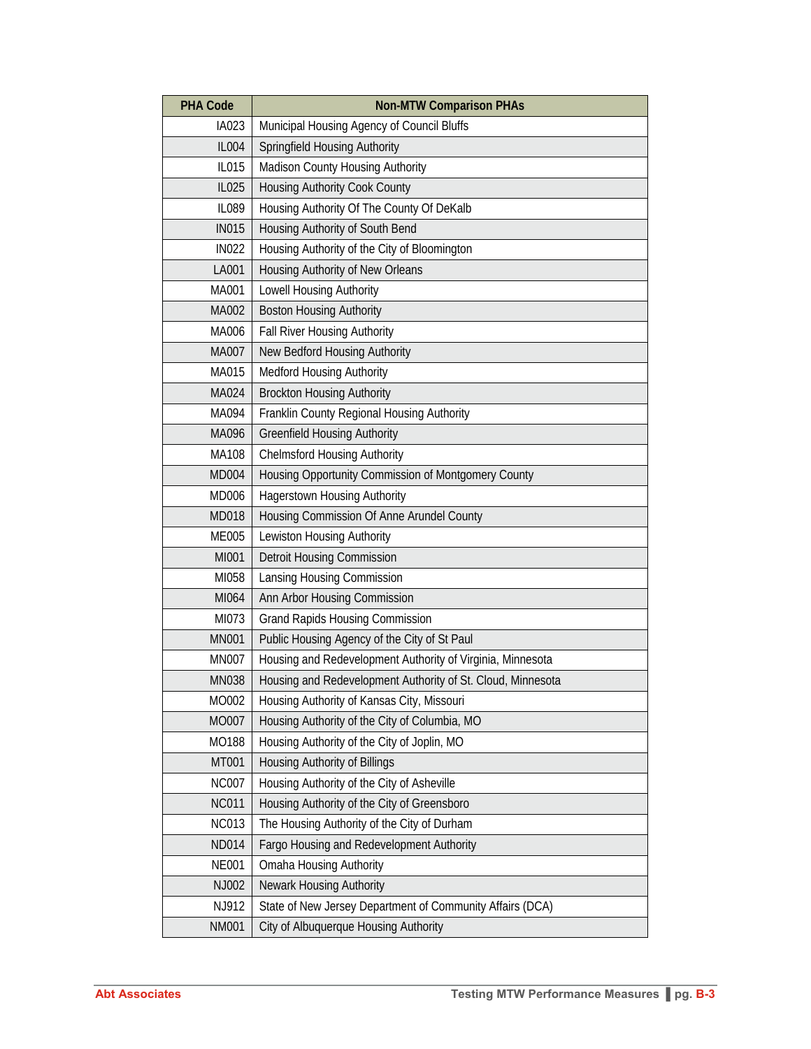| PHA Code | Non-MTW Comparison PHAs |
|---|---|
| IA023 | Municipal Housing Agency of Council Bluffs |
| IL004 | Springfield Housing Authority |
| IL015 | Madison County Housing Authority |
| IL025 | Housing Authority Cook County |
| IL089 | Housing Authority Of The County Of DeKalb |
| IN015 | Housing Authority of South Bend |
| IN022 | Housing Authority of the City of Bloomington |
| LA001 | Housing Authority of New Orleans |
| MA001 | Lowell Housing Authority |
| MA002 | Boston Housing Authority |
| MA006 | Fall River Housing Authority |
| MA007 | New Bedford Housing Authority |
| MA015 | Medford Housing Authority |
| MA024 | Brockton Housing Authority |
| MA094 | Franklin County Regional Housing Authority |
| MA096 | Greenfield Housing Authority |
| MA108 | Chelmsford Housing Authority |
| MD004 | Housing Opportunity Commission of Montgomery County |
| MD006 | Hagerstown Housing Authority |
| MD018 | Housing Commission Of Anne Arundel County |
| ME005 | Lewiston Housing Authority |
| MI001 | Detroit Housing Commission |
| MI058 | Lansing Housing Commission |
| MI064 | Ann Arbor Housing Commission |
| MI073 | Grand Rapids Housing Commission |
| MN001 | Public Housing Agency of the City of St Paul |
| MN007 | Housing and Redevelopment Authority of Virginia, Minnesota |
| MN038 | Housing and Redevelopment Authority of St. Cloud, Minnesota |
| MO002 | Housing Authority of Kansas City, Missouri |
| MO007 | Housing Authority of the City of Columbia, MO |
| MO188 | Housing Authority of the City of Joplin, MO |
| MT001 | Housing Authority of Billings |
| NC007 | Housing Authority of the City of Asheville |
| NC011 | Housing Authority of the City of Greensboro |
| NC013 | The Housing Authority of the City of Durham |
| ND014 | Fargo Housing and Redevelopment Authority |
| NE001 | Omaha Housing Authority |
| NJ002 | Newark Housing Authority |
| NJ912 | State of New Jersey Department of Community Affairs (DCA) |
| NM001 | City of Albuquerque Housing Authority |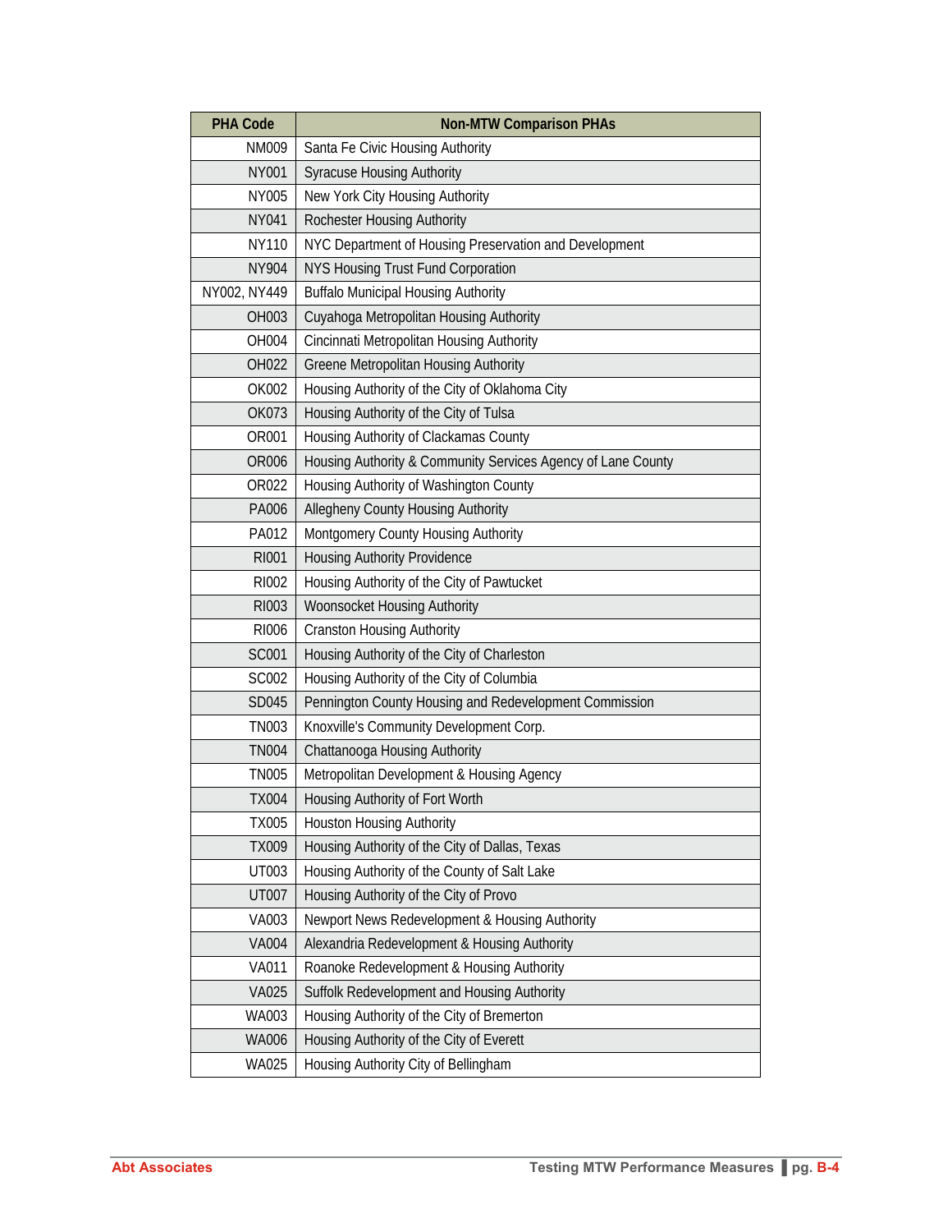| PHA Code | Non-MTW Comparison PHAs |
|---|---|
| NM009 | Santa Fe Civic Housing Authority |
| NY001 | Syracuse Housing Authority |
| NY005 | New York City Housing Authority |
| NY041 | Rochester Housing Authority |
| NY110 | NYC Department of Housing Preservation and Development |
| NY904 | NYS Housing Trust Fund Corporation |
| NY002, NY449 | Buffalo Municipal Housing Authority |
| OH003 | Cuyahoga Metropolitan Housing Authority |
| OH004 | Cincinnati Metropolitan Housing Authority |
| OH022 | Greene Metropolitan Housing Authority |
| OK002 | Housing Authority of the City of Oklahoma City |
| OK073 | Housing Authority of the City of Tulsa |
| OR001 | Housing Authority of Clackamas County |
| OR006 | Housing Authority & Community Services Agency of Lane County |
| OR022 | Housing Authority of Washington County |
| PA006 | Allegheny County Housing Authority |
| PA012 | Montgomery County Housing Authority |
| RI001 | Housing Authority Providence |
| RI002 | Housing Authority of the City of Pawtucket |
| RI003 | Woonsocket Housing Authority |
| RI006 | Cranston Housing Authority |
| SC001 | Housing Authority of the City of Charleston |
| SC002 | Housing Authority of the City of Columbia |
| SD045 | Pennington County Housing and Redevelopment Commission |
| TN003 | Knoxville's Community Development Corp. |
| TN004 | Chattanooga Housing Authority |
| TN005 | Metropolitan Development & Housing Agency |
| TX004 | Housing Authority of Fort Worth |
| TX005 | Houston Housing Authority |
| TX009 | Housing Authority of the City of Dallas, Texas |
| UT003 | Housing Authority of the County of Salt Lake |
| UT007 | Housing Authority of the City of Provo |
| VA003 | Newport News Redevelopment & Housing Authority |
| VA004 | Alexandria Redevelopment & Housing Authority |
| VA011 | Roanoke Redevelopment & Housing Authority |
| VA025 | Suffolk Redevelopment and Housing Authority |
| WA003 | Housing Authority of the City of Bremerton |
| WA006 | Housing Authority of the City of Everett |
| WA025 | Housing Authority City of Bellingham |